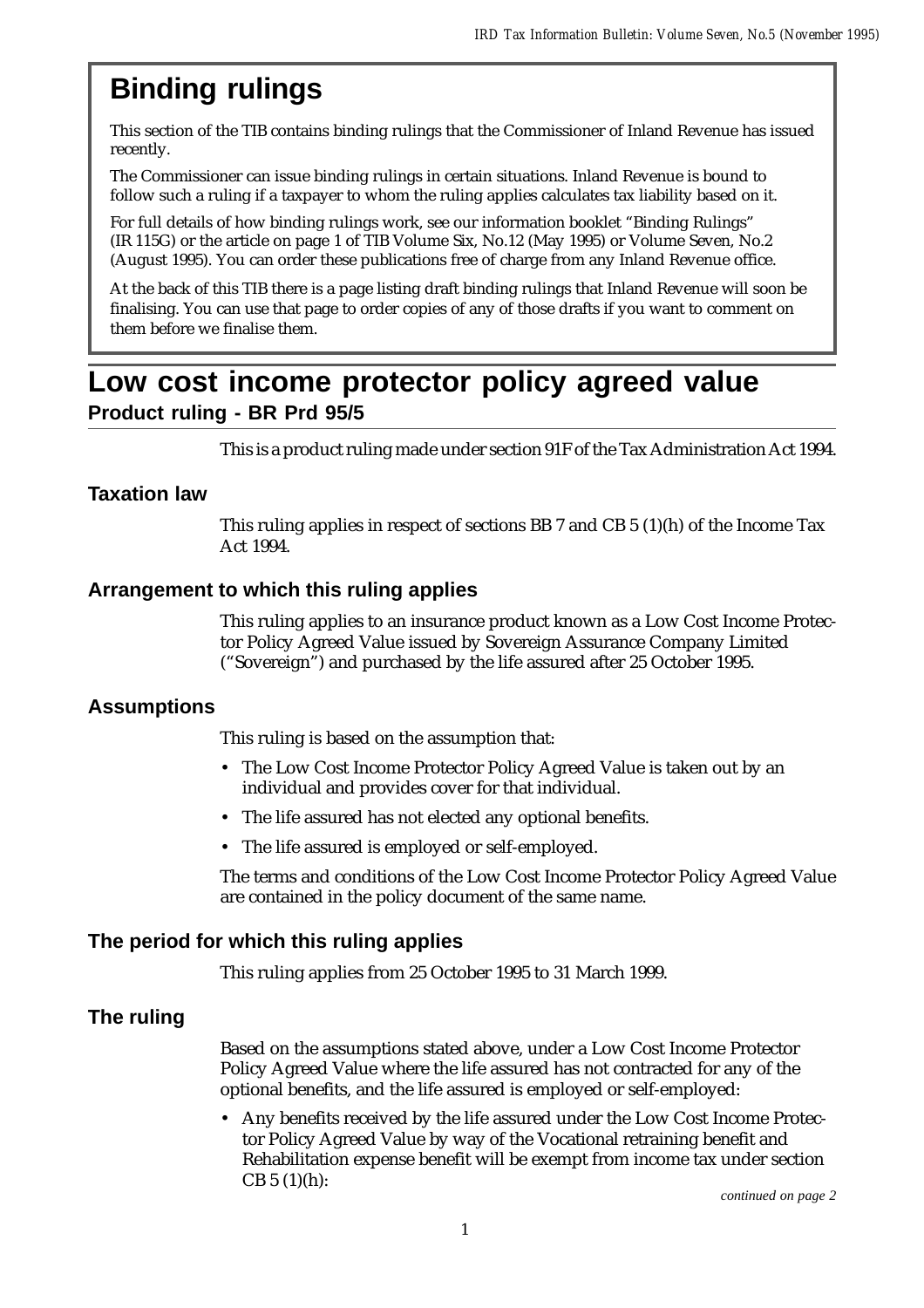# Binding rulings

This section of the TIB contains binding rulings that the Commissioner of Inland Revenue has issued recently.

The Commissioner can issue binding rulings in certain situations. Inland Revenue is bound to follow such a ruling if a taxpayer to whom the ruling applies calculates tax liability based on it.

For full details of how binding rulings work, see our information booklet "Binding Rulings" (IR 115G) or the article on page 1 of TIB Volume Six, No.12 (May 1995) or Volume Seven, No.2 (August 1995). You can order these publications free of charge from any Inland Revenue office.

At the back of this TIB there is a page listing draft binding rulings that Inland Revenue will soon be finalising. You can use that page to order copies of any of those drafts if you want to comment on them before we finalise them.

# Low cost income protector policy agreed value

## Product ruling - BR Prd 95/5

This is a product ruling made under section 91F of the Tax Administration Act 1994.

### Taxation law

This ruling applies in respect of sections BB 7 and CB 5 (1)(h) of the Income Tax Act 1994.

### Arrangement to which this ruling applies

This ruling applies to an insurance product known as a Low Cost Income Protector Policy Agreed Value issued by Sovereign Assurance Company Limited ("Sovereign") and purchased by the life assured after 25 October 1995.

### Assumptions

This ruling is based on the assumption that:

- The Low Cost Income Protector Policy Agreed Value is taken out by an individual and provides cover for that individual.
- The life assured has not elected any optional benefits.
- The life assured is employed or self-employed.

The terms and conditions of the Low Cost Income Protector Policy Agreed Value are contained in the policy document of the same name.

### The period for which this ruling applies

This ruling applies from 25 October 1995 to 31 March 1999.

### The ruling

Based on the assumptions stated above, under a Low Cost Income Protector Policy Agreed Value where the life assured has not contracted for any of the optional benefits, and the life assured is employed or self-employed:

- Any benefits received by the life assured under the Low Cost Income Protector Policy Agreed Value by way of the Vocational retraining benefit and Rehabilitation expense benefit will be exempt from income tax under section CB 5 (1)(h):

*continued on page 2*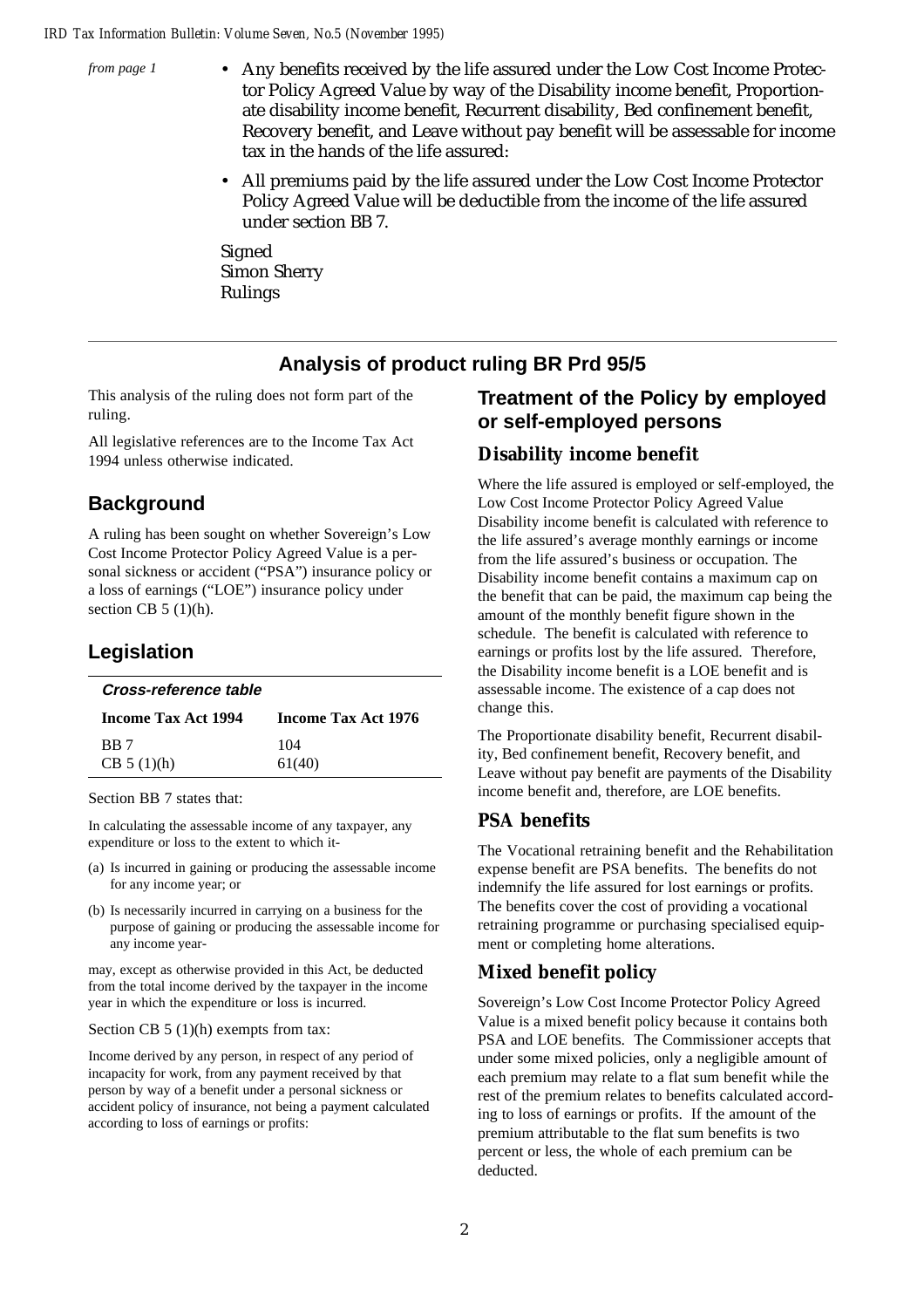*from page 1*

- Any benefits received by the life assured under the Low Cost Income Protector Policy Agreed Value by way of the Disability income benefit, Proportionate disability income benefit, Recurrent disability, Bed confinement benefit, Recovery benefit, and Leave without pay benefit will be assessable for income tax in the hands of the life assured:
- All premiums paid by the life assured under the Low Cost Income Protector Policy Agreed Value will be deductible from the income of the life assured under section BB 7.

Signed
Simon Sherry
Rulings

## Analysis of product ruling BR Prd 95/5

This analysis of the ruling does not form part of the ruling.

All legislative references are to the Income Tax Act 1994 unless otherwise indicated.

### Background

A ruling has been sought on whether Sovereign's Low Cost Income Protector Policy Agreed Value is a personal sickness or accident ("PSA") insurance policy or a loss of earnings ("LOE") insurance policy under section CB 5 (1)(h).

### Legislation

***Cross-reference table***

| Income Tax Act 1994 | Income Tax Act 1976 |
|---|---|
| BB 7 | 104 |
| CB 5 (1)(h) | 61(40) |

Section BB 7 states that:

In calculating the assessable income of any taxpayer, any expenditure or loss to the extent to which it-

(a) Is incurred in gaining or producing the assessable income for any income year; or

(b) Is necessarily incurred in carrying on a business for the purpose of gaining or producing the assessable income for any income year-

may, except as otherwise provided in this Act, be deducted from the total income derived by the taxpayer in the income year in which the expenditure or loss is incurred.

Section CB 5 (1)(h) exempts from tax:

Income derived by any person, in respect of any period of incapacity for work, from any payment received by that person by way of a benefit under a personal sickness or accident policy of insurance, not being a payment calculated according to loss of earnings or profits:

### Treatment of the Policy by employed or self-employed persons

#### Disability income benefit

Where the life assured is employed or self-employed, the Low Cost Income Protector Policy Agreed Value Disability income benefit is calculated with reference to the life assured's average monthly earnings or income from the life assured's business or occupation. The Disability income benefit contains a maximum cap on the benefit that can be paid, the maximum cap being the amount of the monthly benefit figure shown in the schedule. The benefit is calculated with reference to earnings or profits lost by the life assured. Therefore, the Disability income benefit is a LOE benefit and is assessable income. The existence of a cap does not change this.

The Proportionate disability benefit, Recurrent disability, Bed confinement benefit, Recovery benefit, and Leave without pay benefit are payments of the Disability income benefit and, therefore, are LOE benefits.

#### PSA benefits

The Vocational retraining benefit and the Rehabilitation expense benefit are PSA benefits. The benefits do not indemnify the life assured for lost earnings or profits. The benefits cover the cost of providing a vocational retraining programme or purchasing specialised equipment or completing home alterations.

#### Mixed benefit policy

Sovereign's Low Cost Income Protector Policy Agreed Value is a mixed benefit policy because it contains both PSA and LOE benefits. The Commissioner accepts that under some mixed policies, only a negligible amount of each premium may relate to a flat sum benefit while the rest of the premium relates to benefits calculated according to loss of earnings or profits. If the amount of the premium attributable to the flat sum benefits is two percent or less, the whole of each premium can be deducted.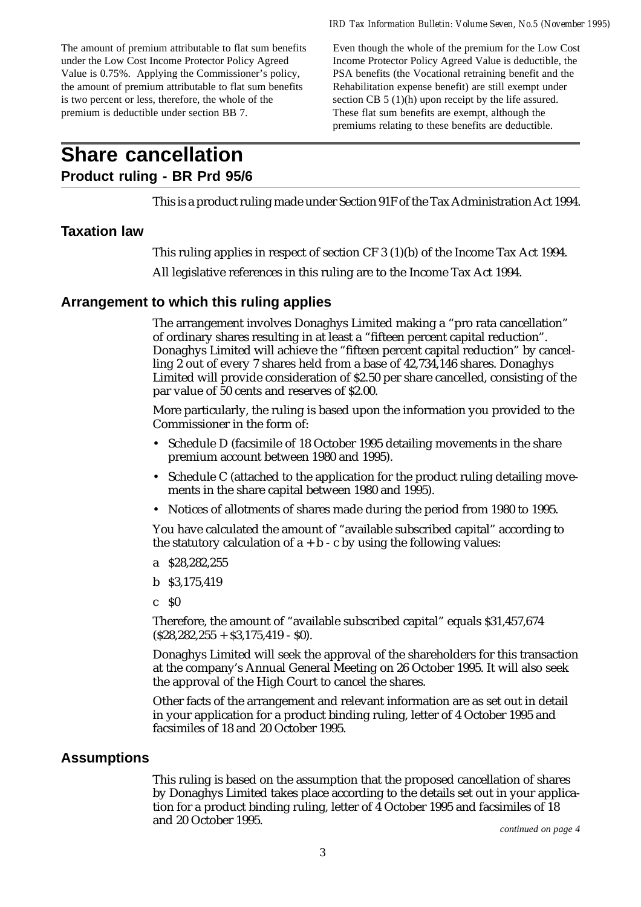The amount of premium attributable to flat sum benefits under the Low Cost Income Protector Policy Agreed Value is 0.75%. Applying the Commissioner's policy, the amount of premium attributable to flat sum benefits is two percent or less, therefore, the whole of the premium is deductible under section BB 7.

Even though the whole of the premium for the Low Cost Income Protector Policy Agreed Value is deductible, the PSA benefits (the Vocational retraining benefit and the Rehabilitation expense benefit) are still exempt under section CB 5 (1)(h) upon receipt by the life assured. These flat sum benefits are exempt, although the premiums relating to these benefits are deductible.

# Share cancellation

## Product ruling - BR Prd 95/6

This is a product ruling made under Section 91F of the Tax Administration Act 1994.

### Taxation law

This ruling applies in respect of section CF 3 (1)(b) of the Income Tax Act 1994.

All legislative references in this ruling are to the Income Tax Act 1994.

### Arrangement to which this ruling applies

The arrangement involves Donaghys Limited making a "pro rata cancellation" of ordinary shares resulting in at least a "fifteen percent capital reduction". Donaghys Limited will achieve the "fifteen percent capital reduction" by cancelling 2 out of every 7 shares held from a base of 42,734,146 shares. Donaghys Limited will provide consideration of $2.50 per share cancelled, consisting of the par value of 50 cents and reserves of $2.00.

More particularly, the ruling is based upon the information you provided to the Commissioner in the form of:

- Schedule D (facsimile of 18 October 1995 detailing movements in the share premium account between 1980 and 1995).
- Schedule C (attached to the application for the product ruling detailing movements in the share capital between 1980 and 1995).
- Notices of allotments of shares made during the period from 1980 to 1995.

You have calculated the amount of "available subscribed capital" according to the statutory calculation of a + b - c by using the following values:

a $28,282,255

b $3,175,419

c $0

Therefore, the amount of "available subscribed capital" equals $31,457,674 ($28,282,255 + $3,175,419 - $0).

Donaghys Limited will seek the approval of the shareholders for this transaction at the company's Annual General Meeting on 26 October 1995. It will also seek the approval of the High Court to cancel the shares.

Other facts of the arrangement and relevant information are as set out in detail in your application for a product binding ruling, letter of 4 October 1995 and facsimiles of 18 and 20 October 1995.

### Assumptions

This ruling is based on the assumption that the proposed cancellation of shares by Donaghys Limited takes place according to the details set out in your application for a product binding ruling, letter of 4 October 1995 and facsimiles of 18 and 20 October 1995.

*continued on page 4*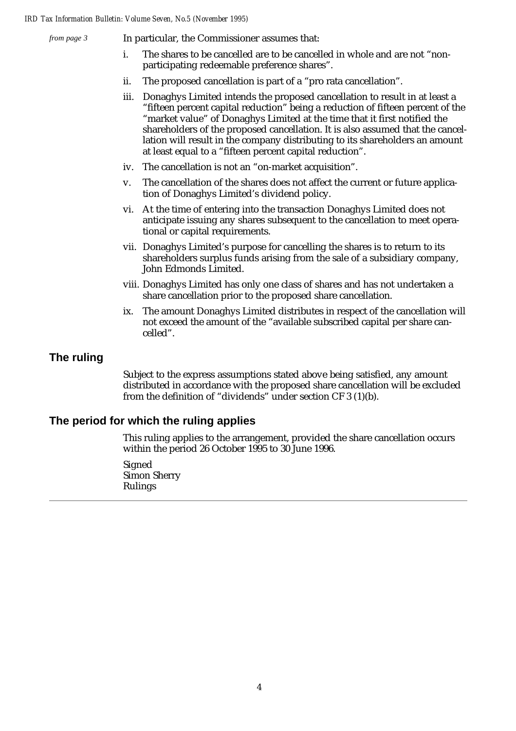*from page 3*

In particular, the Commissioner assumes that:

i. The shares to be cancelled are to be cancelled in whole and are not "non-participating redeemable preference shares".

ii. The proposed cancellation is part of a "pro rata cancellation".

iii. Donaghys Limited intends the proposed cancellation to result in at least a "fifteen percent capital reduction" being a reduction of fifteen percent of the "market value" of Donaghys Limited at the time that it first notified the shareholders of the proposed cancellation. It is also assumed that the cancellation will result in the company distributing to its shareholders an amount at least equal to a "fifteen percent capital reduction".

iv. The cancellation is not an "on-market acquisition".

v. The cancellation of the shares does not affect the current or future application of Donaghys Limited's dividend policy.

vi. At the time of entering into the transaction Donaghys Limited does not anticipate issuing any shares subsequent to the cancellation to meet operational or capital requirements.

vii. Donaghys Limited's purpose for cancelling the shares is to return to its shareholders surplus funds arising from the sale of a subsidiary company, John Edmonds Limited.

viii. Donaghys Limited has only one class of shares and has not undertaken a share cancellation prior to the proposed share cancellation.

ix. The amount Donaghys Limited distributes in respect of the cancellation will not exceed the amount of the "available subscribed capital per share cancelled".

## The ruling

Subject to the express assumptions stated above being satisfied, any amount distributed in accordance with the proposed share cancellation will be excluded from the definition of "dividends" under section CF 3 (1)(b).

## The period for which the ruling applies

This ruling applies to the arrangement, provided the share cancellation occurs within the period 26 October 1995 to 30 June 1996.

Signed
Simon Sherry
Rulings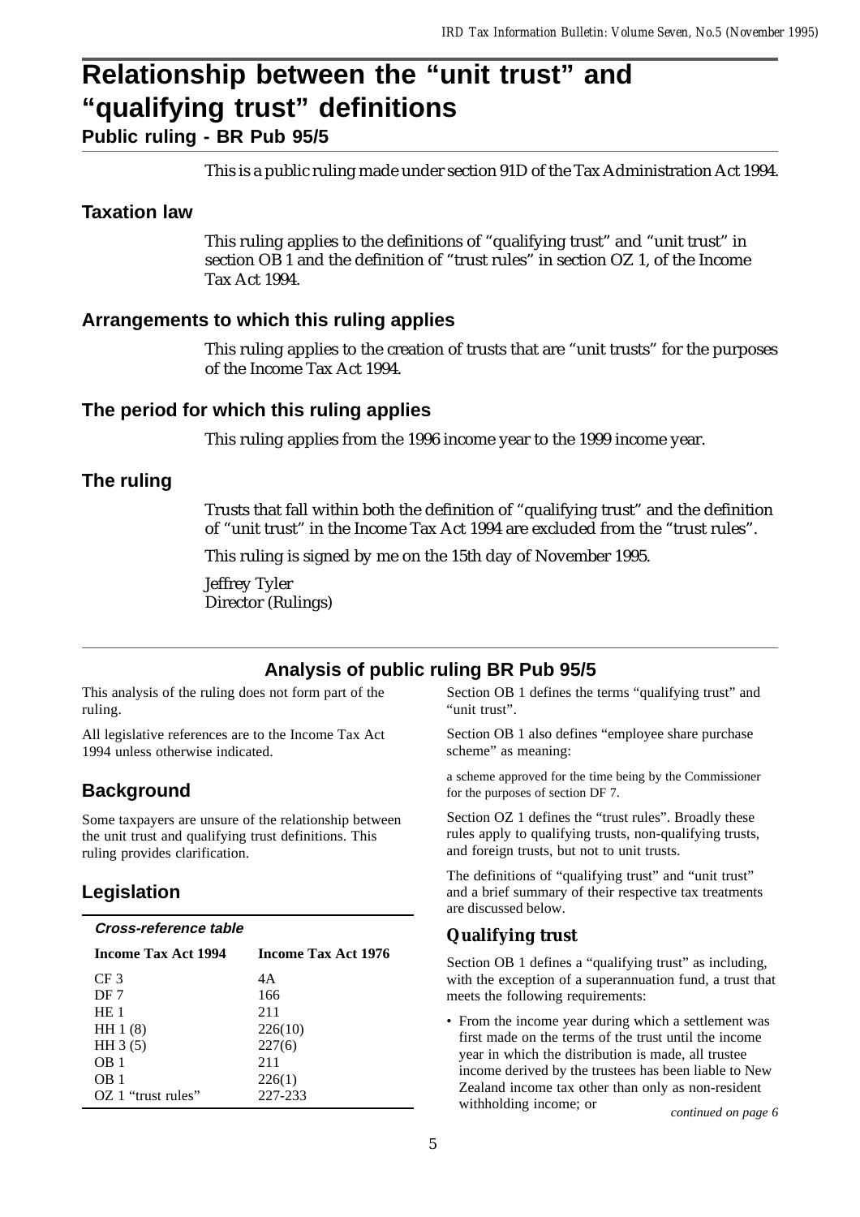# Relationship between the "unit trust" and "qualifying trust" definitions

## Public ruling - BR Pub 95/5

This is a public ruling made under section 91D of the Tax Administration Act 1994.

### Taxation law

This ruling applies to the definitions of "qualifying trust" and "unit trust" in section OB 1 and the definition of "trust rules" in section OZ 1, of the Income Tax Act 1994.

### Arrangements to which this ruling applies

This ruling applies to the creation of trusts that are "unit trusts" for the purposes of the Income Tax Act 1994.

### The period for which this ruling applies

This ruling applies from the 1996 income year to the 1999 income year.

### The ruling

Trusts that fall within both the definition of "qualifying trust" and the definition of "unit trust" in the Income Tax Act 1994 are excluded from the "trust rules".

This ruling is signed by me on the 15th day of November 1995.

Jeffrey Tyler
Director (Rulings)

## Analysis of public ruling BR Pub 95/5

This analysis of the ruling does not form part of the ruling.

All legislative references are to the Income Tax Act 1994 unless otherwise indicated.

### Background

Some taxpayers are unsure of the relationship between the unit trust and qualifying trust definitions. This ruling provides clarification.

### Legislation

***Cross-reference table***

| Income Tax Act 1994 | Income Tax Act 1976 |
|---|---|
| CF 3 | 4A |
| DF 7 | 166 |
| HE 1 | 211 |
| HH 1 (8) | 226(10) |
| HH 3 (5) | 227(6) |
| OB 1 | 211 |
| OB 1 | 226(1) |
| OZ 1 "trust rules" | 227-233 |

Section OB 1 defines the terms "qualifying trust" and "unit trust".

Section OB 1 also defines "employee share purchase scheme" as meaning:

a scheme approved for the time being by the Commissioner for the purposes of section DF 7.

Section OZ 1 defines the "trust rules". Broadly these rules apply to qualifying trusts, non-qualifying trusts, and foreign trusts, but not to unit trusts.

The definitions of "qualifying trust" and "unit trust" and a brief summary of their respective tax treatments are discussed below.

### Qualifying trust

Section OB 1 defines a "qualifying trust" as including, with the exception of a superannuation fund, a trust that meets the following requirements:

- From the income year during which a settlement was first made on the terms of the trust until the income year in which the distribution is made, all trustee income derived by the trustees has been liable to New Zealand income tax other than only as non-resident withholding income; or

*continued on page 6*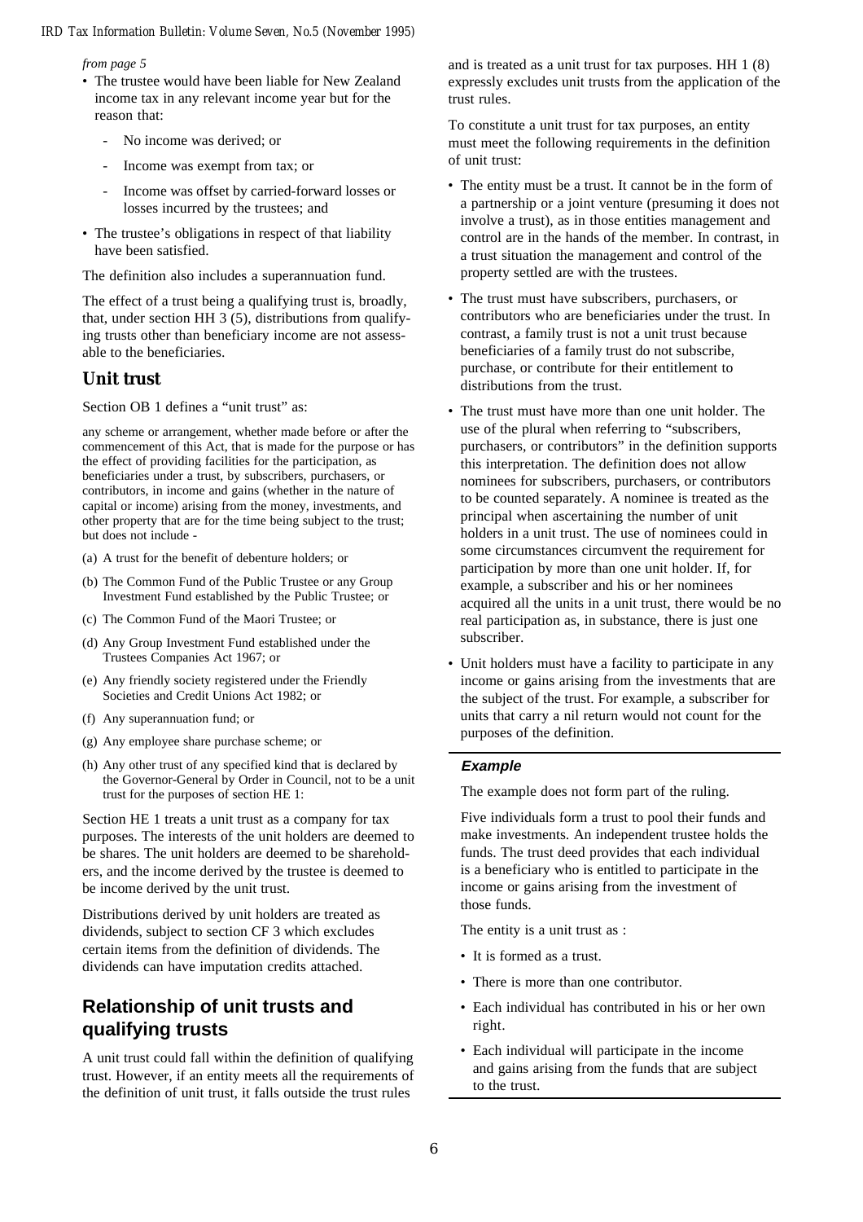*from page 5*

- The trustee would have been liable for New Zealand income tax in any relevant income year but for the reason that:
  - No income was derived; or
  - Income was exempt from tax; or
  - Income was offset by carried-forward losses or losses incurred by the trustees; and
- The trustee's obligations in respect of that liability have been satisfied.

The definition also includes a superannuation fund.

The effect of a trust being a qualifying trust is, broadly, that, under section HH 3 (5), distributions from qualifying trusts other than beneficiary income are not assessable to the beneficiaries.

### Unit trust

Section OB 1 defines a "unit trust" as:

any scheme or arrangement, whether made before or after the commencement of this Act, that is made for the purpose or has the effect of providing facilities for the participation, as beneficiaries under a trust, by subscribers, purchasers, or contributors, in income and gains (whether in the nature of capital or income) arising from the money, investments, and other property that are for the time being subject to the trust; but does not include -

(a) A trust for the benefit of debenture holders; or

(b) The Common Fund of the Public Trustee or any Group Investment Fund established by the Public Trustee; or

(c) The Common Fund of the Maori Trustee; or

(d) Any Group Investment Fund established under the Trustees Companies Act 1967; or

(e) Any friendly society registered under the Friendly Societies and Credit Unions Act 1982; or

(f) Any superannuation fund; or

(g) Any employee share purchase scheme; or

(h) Any other trust of any specified kind that is declared by the Governor-General by Order in Council, not to be a unit trust for the purposes of section HE 1:

Section HE 1 treats a unit trust as a company for tax purposes. The interests of the unit holders are deemed to be shares. The unit holders are deemed to be shareholders, and the income derived by the trustee is deemed to be income derived by the unit trust.

Distributions derived by unit holders are treated as dividends, subject to section CF 3 which excludes certain items from the definition of dividends. The dividends can have imputation credits attached.

## Relationship of unit trusts and qualifying trusts

A unit trust could fall within the definition of qualifying trust. However, if an entity meets all the requirements of the definition of unit trust, it falls outside the trust rules and is treated as a unit trust for tax purposes. HH 1 (8) expressly excludes unit trusts from the application of the trust rules.

To constitute a unit trust for tax purposes, an entity must meet the following requirements in the definition of unit trust:

- The entity must be a trust. It cannot be in the form of a partnership or a joint venture (presuming it does not involve a trust), as in those entities management and control are in the hands of the member. In contrast, in a trust situation the management and control of the property settled are with the trustees.
- The trust must have subscribers, purchasers, or contributors who are beneficiaries under the trust. In contrast, a family trust is not a unit trust because beneficiaries of a family trust do not subscribe, purchase, or contribute for their entitlement to distributions from the trust.
- The trust must have more than one unit holder. The use of the plural when referring to "subscribers, purchasers, or contributors" in the definition supports this interpretation. The definition does not allow nominees for subscribers, purchasers, or contributors to be counted separately. A nominee is treated as the principal when ascertaining the number of unit holders in a unit trust. The use of nominees could in some circumstances circumvent the requirement for participation by more than one unit holder. If, for example, a subscriber and his or her nominees acquired all the units in a unit trust, there would be no real participation as, in substance, there is just one subscriber.
- Unit holders must have a facility to participate in any income or gains arising from the investments that are the subject of the trust. For example, a subscriber for units that carry a nil return would not count for the purposes of the definition.

**Example**

The example does not form part of the ruling.

Five individuals form a trust to pool their funds and make investments. An independent trustee holds the funds. The trust deed provides that each individual is a beneficiary who is entitled to participate in the income or gains arising from the investment of those funds.

The entity is a unit trust as :

- It is formed as a trust.
- There is more than one contributor.
- Each individual has contributed in his or her own right.
- Each individual will participate in the income and gains arising from the funds that are subject to the trust.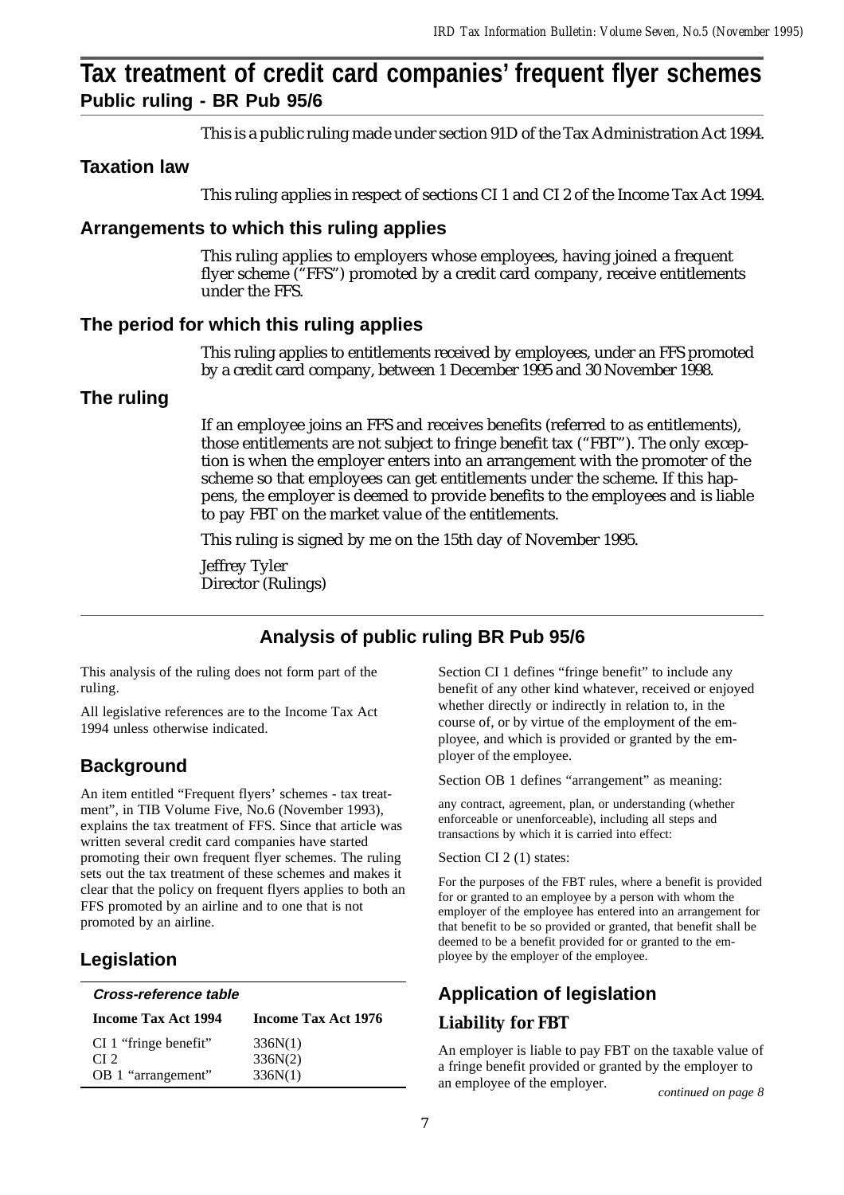# Tax treatment of credit card companies' frequent flyer schemes

## Public ruling - BR Pub 95/6

This is a public ruling made under section 91D of the Tax Administration Act 1994.

### Taxation law

This ruling applies in respect of sections CI 1 and CI 2 of the Income Tax Act 1994.

### Arrangements to which this ruling applies

This ruling applies to employers whose employees, having joined a frequent flyer scheme ("FFS") promoted by a credit card company, receive entitlements under the FFS.

### The period for which this ruling applies

This ruling applies to entitlements received by employees, under an FFS promoted by a credit card company, between 1 December 1995 and 30 November 1998.

### The ruling

If an employee joins an FFS and receives benefits (referred to as entitlements), those entitlements are not subject to fringe benefit tax ("FBT"). The only exception is when the employer enters into an arrangement with the promoter of the scheme so that employees can get entitlements under the scheme. If this happens, the employer is deemed to provide benefits to the employees and is liable to pay FBT on the market value of the entitlements.

This ruling is signed by me on the 15th day of November 1995.

*Jeffrey Tyler*
*Director (Rulings)*

---

## Analysis of public ruling BR Pub 95/6

This analysis of the ruling does not form part of the ruling.

All legislative references are to the Income Tax Act 1994 unless otherwise indicated.

### Background

An item entitled "Frequent flyers' schemes - tax treatment", in TIB Volume Five, No.6 (November 1993), explains the tax treatment of FFS. Since that article was written several credit card companies have started promoting their own frequent flyer schemes. The ruling sets out the tax treatment of these schemes and makes it clear that the policy on frequent flyers applies to both an FFS promoted by an airline and to one that is not promoted by an airline.

### Legislation

***Cross-reference table***

| Income Tax Act 1994 | Income Tax Act 1976 |
|---|---|
| CI 1 "fringe benefit" | 336N(1) |
| CI 2 | 336N(2) |
| OB 1 "arrangement" | 336N(1) |

Section CI 1 defines "fringe benefit" to include any benefit of any other kind whatever, received or enjoyed whether directly or indirectly in relation to, in the course of, or by virtue of the employment of the employee, and which is provided or granted by the employer of the employee.

Section OB 1 defines "arrangement" as meaning:

> any contract, agreement, plan, or understanding (whether enforceable or unenforceable), including all steps and transactions by which it is carried into effect:

Section CI 2 (1) states:

> For the purposes of the FBT rules, where a benefit is provided for or granted to an employee by a person with whom the employer of the employee has entered into an arrangement for that benefit to be so provided or granted, that benefit shall be deemed to be a benefit provided for or granted to the employee by the employer of the employee.

### Application of legislation

#### Liability for FBT

An employer is liable to pay FBT on the taxable value of a fringe benefit provided or granted by the employer to an employee of the employer.

*continued on page 8*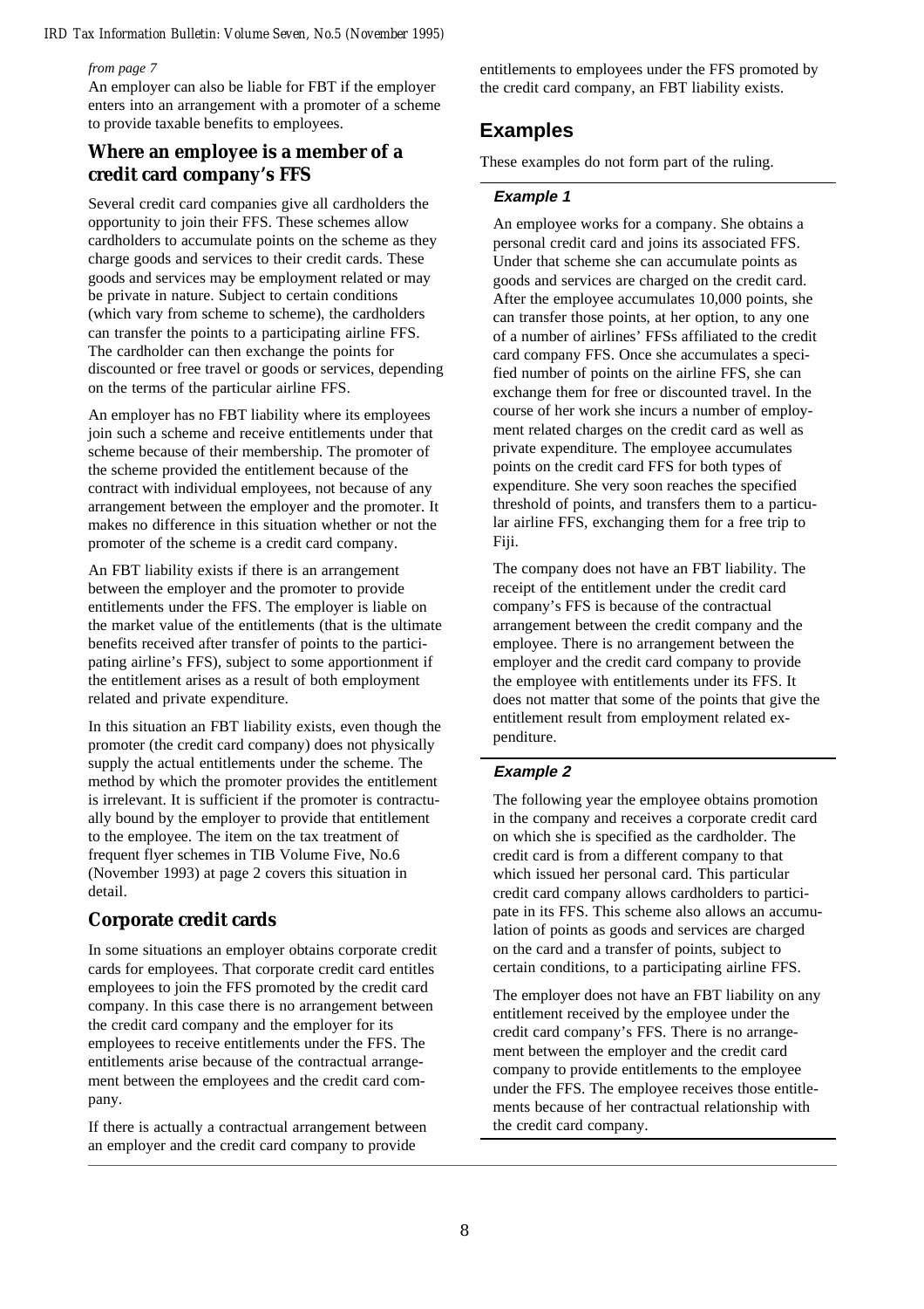*from page 7*

An employer can also be liable for FBT if the employer enters into an arrangement with a promoter of a scheme to provide taxable benefits to employees.

## Where an employee is a member of a credit card company's FFS

Several credit card companies give all cardholders the opportunity to join their FFS. These schemes allow cardholders to accumulate points on the scheme as they charge goods and services to their credit cards. These goods and services may be employment related or may be private in nature. Subject to certain conditions (which vary from scheme to scheme), the cardholders can transfer the points to a participating airline FFS. The cardholder can then exchange the points for discounted or free travel or goods or services, depending on the terms of the particular airline FFS.

An employer has no FBT liability where its employees join such a scheme and receive entitlements under that scheme because of their membership. The promoter of the scheme provided the entitlement because of the contract with individual employees, not because of any arrangement between the employer and the promoter. It makes no difference in this situation whether or not the promoter of the scheme is a credit card company.

An FBT liability exists if there is an arrangement between the employer and the promoter to provide entitlements under the FFS. The employer is liable on the market value of the entitlements (that is the ultimate benefits received after transfer of points to the participating airline's FFS), subject to some apportionment if the entitlement arises as a result of both employment related and private expenditure.

In this situation an FBT liability exists, even though the promoter (the credit card company) does not physically supply the actual entitlements under the scheme. The method by which the promoter provides the entitlement is irrelevant. It is sufficient if the promoter is contractually bound by the employer to provide that entitlement to the employee. The item on the tax treatment of frequent flyer schemes in TIB Volume Five, No.6 (November 1993) at page 2 covers this situation in detail.

## Corporate credit cards

In some situations an employer obtains corporate credit cards for employees. That corporate credit card entitles employees to join the FFS promoted by the credit card company. In this case there is no arrangement between the credit card company and the employer for its employees to receive entitlements under the FFS. The entitlements arise because of the contractual arrangement between the employees and the credit card company.

If there is actually a contractual arrangement between an employer and the credit card company to provide entitlements to employees under the FFS promoted by the credit card company, an FBT liability exists.

# Examples

These examples do not form part of the ruling.

### Example 1

An employee works for a company. She obtains a personal credit card and joins its associated FFS. Under that scheme she can accumulate points as goods and services are charged on the credit card. After the employee accumulates 10,000 points, she can transfer those points, at her option, to any one of a number of airlines' FFSs affiliated to the credit card company FFS. Once she accumulates a specified number of points on the airline FFS, she can exchange them for free or discounted travel. In the course of her work she incurs a number of employment related charges on the credit card as well as private expenditure. The employee accumulates points on the credit card FFS for both types of expenditure. She very soon reaches the specified threshold of points, and transfers them to a particular airline FFS, exchanging them for a free trip to Fiji.

The company does not have an FBT liability. The receipt of the entitlement under the credit card company's FFS is because of the contractual arrangement between the credit company and the employee. There is no arrangement between the employer and the credit card company to provide the employee with entitlements under its FFS. It does not matter that some of the points that give the entitlement result from employment related expenditure.

### Example 2

The following year the employee obtains promotion in the company and receives a corporate credit card on which she is specified as the cardholder. The credit card is from a different company to that which issued her personal card. This particular credit card company allows cardholders to participate in its FFS. This scheme also allows an accumulation of points as goods and services are charged on the card and a transfer of points, subject to certain conditions, to a participating airline FFS.

The employer does not have an FBT liability on any entitlement received by the employee under the credit card company's FFS. There is no arrangement between the employer and the credit card company to provide entitlements to the employee under the FFS. The employee receives those entitlements because of her contractual relationship with the credit card company.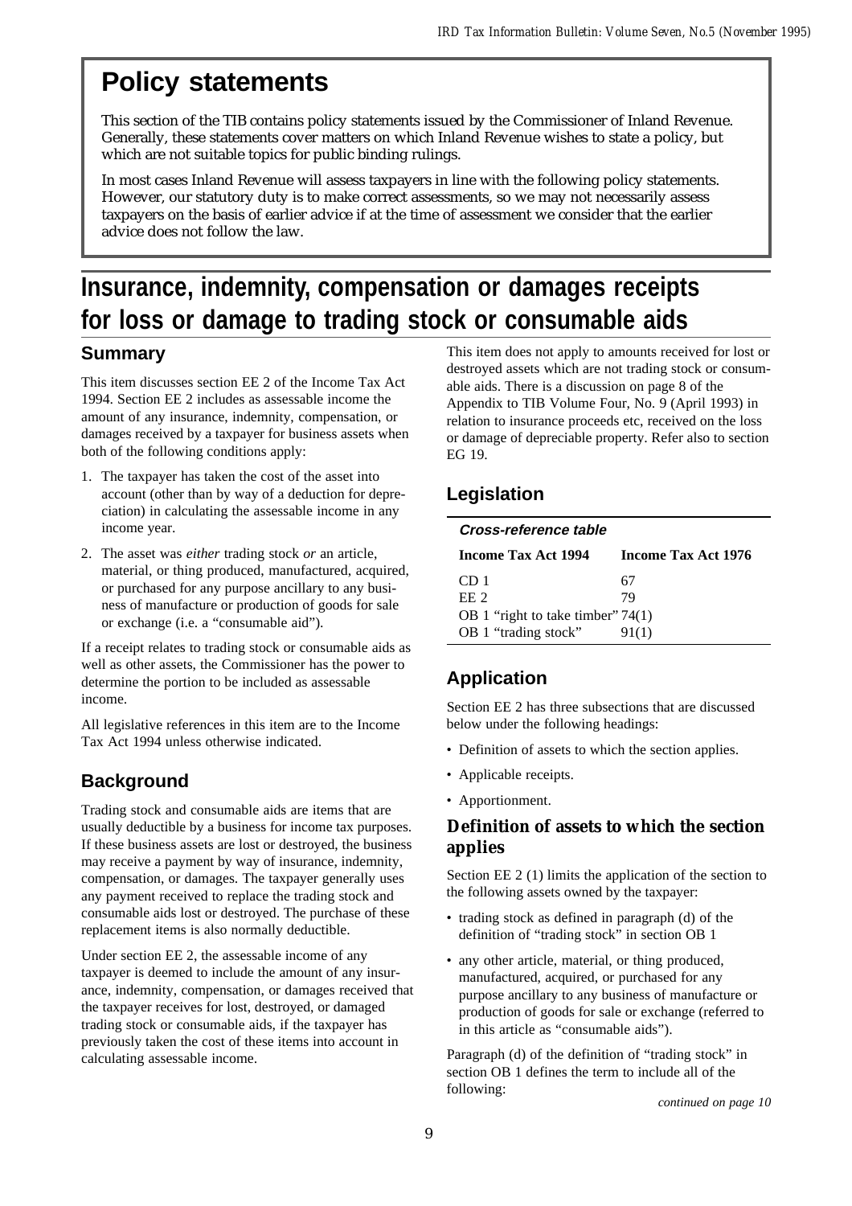# Policy statements

This section of the TIB contains policy statements issued by the Commissioner of Inland Revenue. Generally, these statements cover matters on which Inland Revenue wishes to state a policy, but which are not suitable topics for public binding rulings.

In most cases Inland Revenue will assess taxpayers in line with the following policy statements. However, our statutory duty is to make correct assessments, so we may not necessarily assess taxpayers on the basis of earlier advice if at the time of assessment we consider that the earlier advice does not follow the law.

# Insurance, indemnity, compensation or damages receipts for loss or damage to trading stock or consumable aids

## Summary

This item discusses section EE 2 of the Income Tax Act 1994. Section EE 2 includes as assessable income the amount of any insurance, indemnity, compensation, or damages received by a taxpayer for business assets when both of the following conditions apply:

1. The taxpayer has taken the cost of the asset into account (other than by way of a deduction for depreciation) in calculating the assessable income in any income year.
2. The asset was *either* trading stock *or* an article, material, or thing produced, manufactured, acquired, or purchased for any purpose ancillary to any business of manufacture or production of goods for sale or exchange (i.e. a "consumable aid").

If a receipt relates to trading stock or consumable aids as well as other assets, the Commissioner has the power to determine the portion to be included as assessable income.

All legislative references in this item are to the Income Tax Act 1994 unless otherwise indicated.

## Background

Trading stock and consumable aids are items that are usually deductible by a business for income tax purposes. If these business assets are lost or destroyed, the business may receive a payment by way of insurance, indemnity, compensation, or damages. The taxpayer generally uses any payment received to replace the trading stock and consumable aids lost or destroyed. The purchase of these replacement items is also normally deductible.

Under section EE 2, the assessable income of any taxpayer is deemed to include the amount of any insurance, indemnity, compensation, or damages received that the taxpayer receives for lost, destroyed, or damaged trading stock or consumable aids, if the taxpayer has previously taken the cost of these items into account in calculating assessable income.

This item does not apply to amounts received for lost or destroyed assets which are not trading stock or consumable aids. There is a discussion on page 8 of the Appendix to TIB Volume Four, No. 9 (April 1993) in relation to insurance proceeds etc, received on the loss or damage of depreciable property. Refer also to section EG 19.

## Legislation

***Cross-reference table***

| Income Tax Act 1994 | Income Tax Act 1976 |
|---|---|
| CD 1 | 67 |
| EE 2 | 79 |
| OB 1 "right to take timber" | 74(1) |
| OB 1 "trading stock" | 91(1) |

## Application

Section EE 2 has three subsections that are discussed below under the following headings:

- Definition of assets to which the section applies.
- Applicable receipts.
- Apportionment.

### Definition of assets to which the section applies

Section EE 2 (1) limits the application of the section to the following assets owned by the taxpayer:

- trading stock as defined in paragraph (d) of the definition of "trading stock" in section OB 1
- any other article, material, or thing produced, manufactured, acquired, or purchased for any purpose ancillary to any business of manufacture or production of goods for sale or exchange (referred to in this article as "consumable aids").

Paragraph (d) of the definition of "trading stock" in section OB 1 defines the term to include all of the following:

*continued on page 10*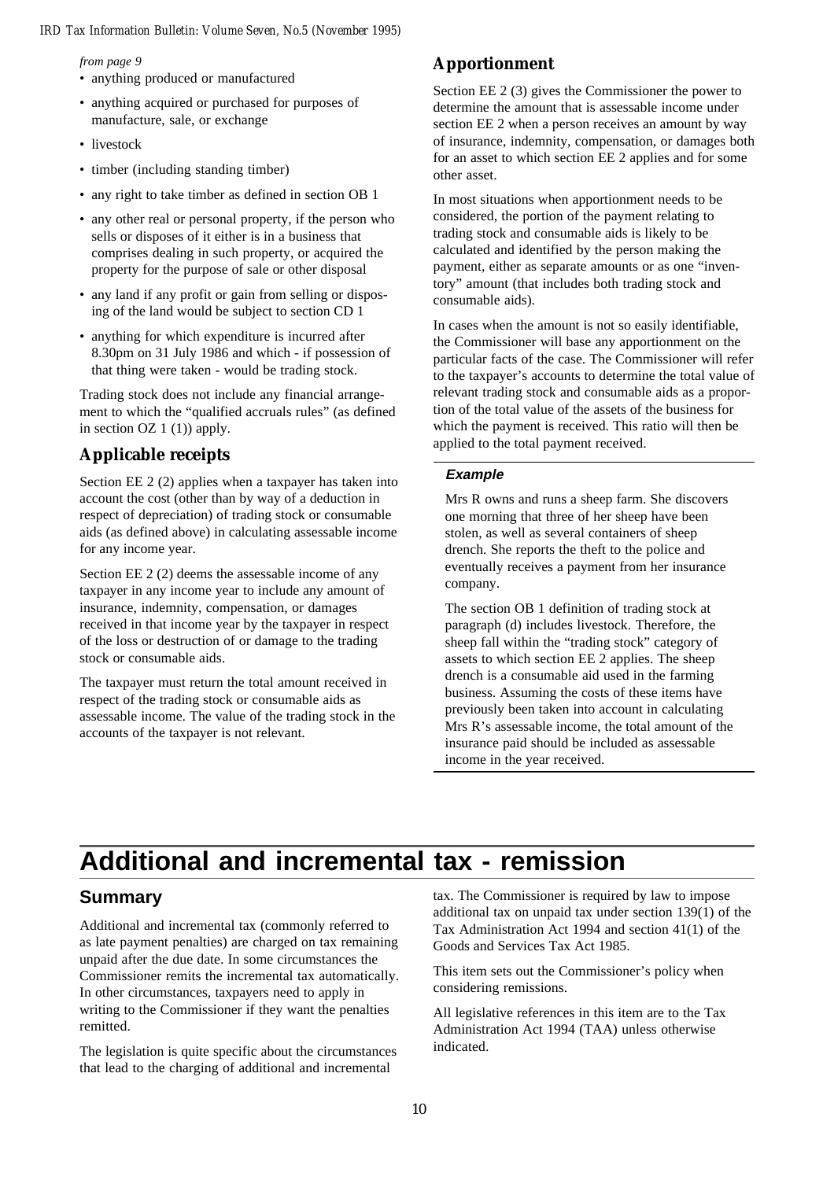*from page 9*

- anything produced or manufactured
- anything acquired or purchased for purposes of manufacture, sale, or exchange
- livestock
- timber (including standing timber)
- any right to take timber as defined in section OB 1
- any other real or personal property, if the person who sells or disposes of it either is in a business that comprises dealing in such property, or acquired the property for the purpose of sale or other disposal
- any land if any profit or gain from selling or disposing of the land would be subject to section CD 1
- anything for which expenditure is incurred after 8.30pm on 31 July 1986 and which - if possession of that thing were taken - would be trading stock.

Trading stock does not include any financial arrangement to which the "qualified accruals rules" (as defined in section OZ 1 (1)) apply.

### Applicable receipts

Section EE 2 (2) applies when a taxpayer has taken into account the cost (other than by way of a deduction in respect of depreciation) of trading stock or consumable aids (as defined above) in calculating assessable income for any income year.

Section EE 2 (2) deems the assessable income of any taxpayer in any income year to include any amount of insurance, indemnity, compensation, or damages received in that income year by the taxpayer in respect of the loss or destruction of or damage to the trading stock or consumable aids.

The taxpayer must return the total amount received in respect of the trading stock or consumable aids as assessable income. The value of the trading stock in the accounts of the taxpayer is not relevant.

### Apportionment

Section EE 2 (3) gives the Commissioner the power to determine the amount that is assessable income under section EE 2 when a person receives an amount by way of insurance, indemnity, compensation, or damages both for an asset to which section EE 2 applies and for some other asset.

In most situations when apportionment needs to be considered, the portion of the payment relating to trading stock and consumable aids is likely to be calculated and identified by the person making the payment, either as separate amounts or as one "inventory" amount (that includes both trading stock and consumable aids).

In cases when the amount is not so easily identifiable, the Commissioner will base any apportionment on the particular facts of the case. The Commissioner will refer to the taxpayer's accounts to determine the total value of relevant trading stock and consumable aids as a proportion of the total value of the assets of the business for which the payment is received. This ratio will then be applied to the total payment received.

**Example**

Mrs R owns and runs a sheep farm. She discovers one morning that three of her sheep have been stolen, as well as several containers of sheep drench. She reports the theft to the police and eventually receives a payment from her insurance company.

The section OB 1 definition of trading stock at paragraph (d) includes livestock. Therefore, the sheep fall within the "trading stock" category of assets to which section EE 2 applies. The sheep drench is a consumable aid used in the farming business. Assuming the costs of these items have previously been taken into account in calculating Mrs R's assessable income, the total amount of the insurance paid should be included as assessable income in the year received.

# Additional and incremental tax - remission

## Summary

Additional and incremental tax (commonly referred to as late payment penalties) are charged on tax remaining unpaid after the due date. In some circumstances the Commissioner remits the incremental tax automatically. In other circumstances, taxpayers need to apply in writing to the Commissioner if they want the penalties remitted.

The legislation is quite specific about the circumstances that lead to the charging of additional and incremental tax. The Commissioner is required by law to impose additional tax on unpaid tax under section 139(1) of the Tax Administration Act 1994 and section 41(1) of the Goods and Services Tax Act 1985.

This item sets out the Commissioner's policy when considering remissions.

All legislative references in this item are to the Tax Administration Act 1994 (TAA) unless otherwise indicated.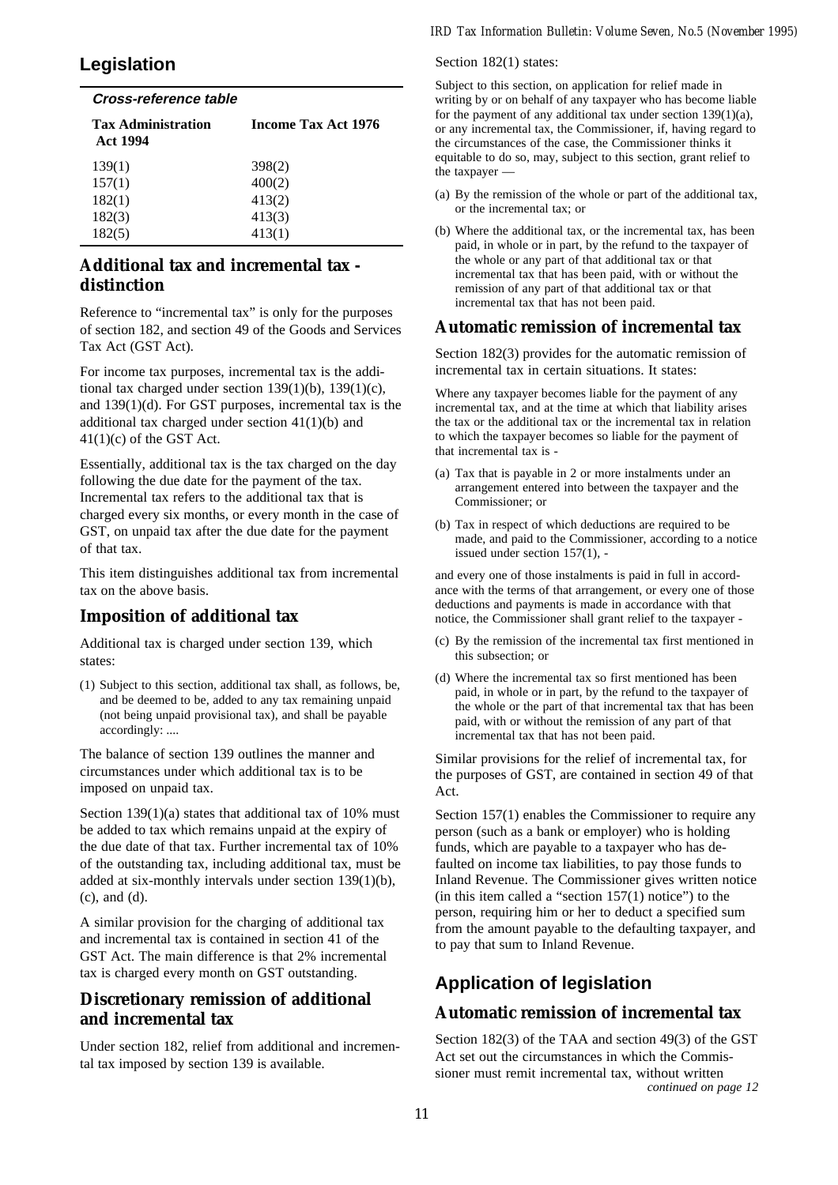## Legislation

### Cross-reference table

| Tax Administration Act 1994 | Income Tax Act 1976 |
|---|---|
| 139(1) | 398(2) |
| 157(1) | 400(2) |
| 182(1) | 413(2) |
| 182(3) | 413(3) |
| 182(5) | 413(1) |

### Additional tax and incremental tax - distinction

Reference to "incremental tax" is only for the purposes of section 182, and section 49 of the Goods and Services Tax Act (GST Act).

For income tax purposes, incremental tax is the additional tax charged under section 139(1)(b), 139(1)(c), and 139(1)(d). For GST purposes, incremental tax is the additional tax charged under section 41(1)(b) and 41(1)(c) of the GST Act.

Essentially, additional tax is the tax charged on the day following the due date for the payment of the tax. Incremental tax refers to the additional tax that is charged every six months, or every month in the case of GST, on unpaid tax after the due date for the payment of that tax.

This item distinguishes additional tax from incremental tax on the above basis.

### Imposition of additional tax

Additional tax is charged under section 139, which states:

> (1) Subject to this section, additional tax shall, as follows, be, and be deemed to be, added to any tax remaining unpaid (not being unpaid provisional tax), and shall be payable accordingly: ....

The balance of section 139 outlines the manner and circumstances under which additional tax is to be imposed on unpaid tax.

Section 139(1)(a) states that additional tax of 10% must be added to tax which remains unpaid at the expiry of the due date of that tax. Further incremental tax of 10% of the outstanding tax, including additional tax, must be added at six-monthly intervals under section 139(1)(b), (c), and (d).

A similar provision for the charging of additional tax and incremental tax is contained in section 41 of the GST Act. The main difference is that 2% incremental tax is charged every month on GST outstanding.

### Discretionary remission of additional and incremental tax

Under section 182, relief from additional and incremental tax imposed by section 139 is available.

Section 182(1) states:

> Subject to this section, on application for relief made in writing by or on behalf of any taxpayer who has become liable for the payment of any additional tax under section 139(1)(a), or any incremental tax, the Commissioner, if, having regard to the circumstances of the case, the Commissioner thinks it equitable to do so, may, subject to this section, grant relief to the taxpayer —
>
> (a) By the remission of the whole or part of the additional tax, or the incremental tax; or
>
> (b) Where the additional tax, or the incremental tax, has been paid, in whole or in part, by the refund to the taxpayer of the whole or any part of that additional tax or that incremental tax that has been paid, with or without the remission of any part of that additional tax or that incremental tax that has not been paid.

### Automatic remission of incremental tax

Section 182(3) provides for the automatic remission of incremental tax in certain situations. It states:

> Where any taxpayer becomes liable for the payment of any incremental tax, and at the time at which that liability arises the tax or the additional tax or the incremental tax in relation to which the taxpayer becomes so liable for the payment of that incremental tax is -
>
> (a) Tax that is payable in 2 or more instalments under an arrangement entered into between the taxpayer and the Commissioner; or
>
> (b) Tax in respect of which deductions are required to be made, and paid to the Commissioner, according to a notice issued under section 157(1), -
>
> and every one of those instalments is paid in full in accordance with the terms of that arrangement, or every one of those deductions and payments is made in accordance with that notice, the Commissioner shall grant relief to the taxpayer -
>
> (c) By the remission of the incremental tax first mentioned in this subsection; or
>
> (d) Where the incremental tax so first mentioned has been paid, in whole or in part, by the refund to the taxpayer of the whole or the part of that incremental tax that has been paid, with or without the remission of any part of that incremental tax that has not been paid.

Similar provisions for the relief of incremental tax, for the purposes of GST, are contained in section 49 of that Act.

Section 157(1) enables the Commissioner to require any person (such as a bank or employer) who is holding funds, which are payable to a taxpayer who has defaulted on income tax liabilities, to pay those funds to Inland Revenue. The Commissioner gives written notice (in this item called a "section 157(1) notice") to the person, requiring him or her to deduct a specified sum from the amount payable to the defaulting taxpayer, and to pay that sum to Inland Revenue.

## Application of legislation

### Automatic remission of incremental tax

Section 182(3) of the TAA and section 49(3) of the GST Act set out the circumstances in which the Commissioner must remit incremental tax, without written

*continued on page 12*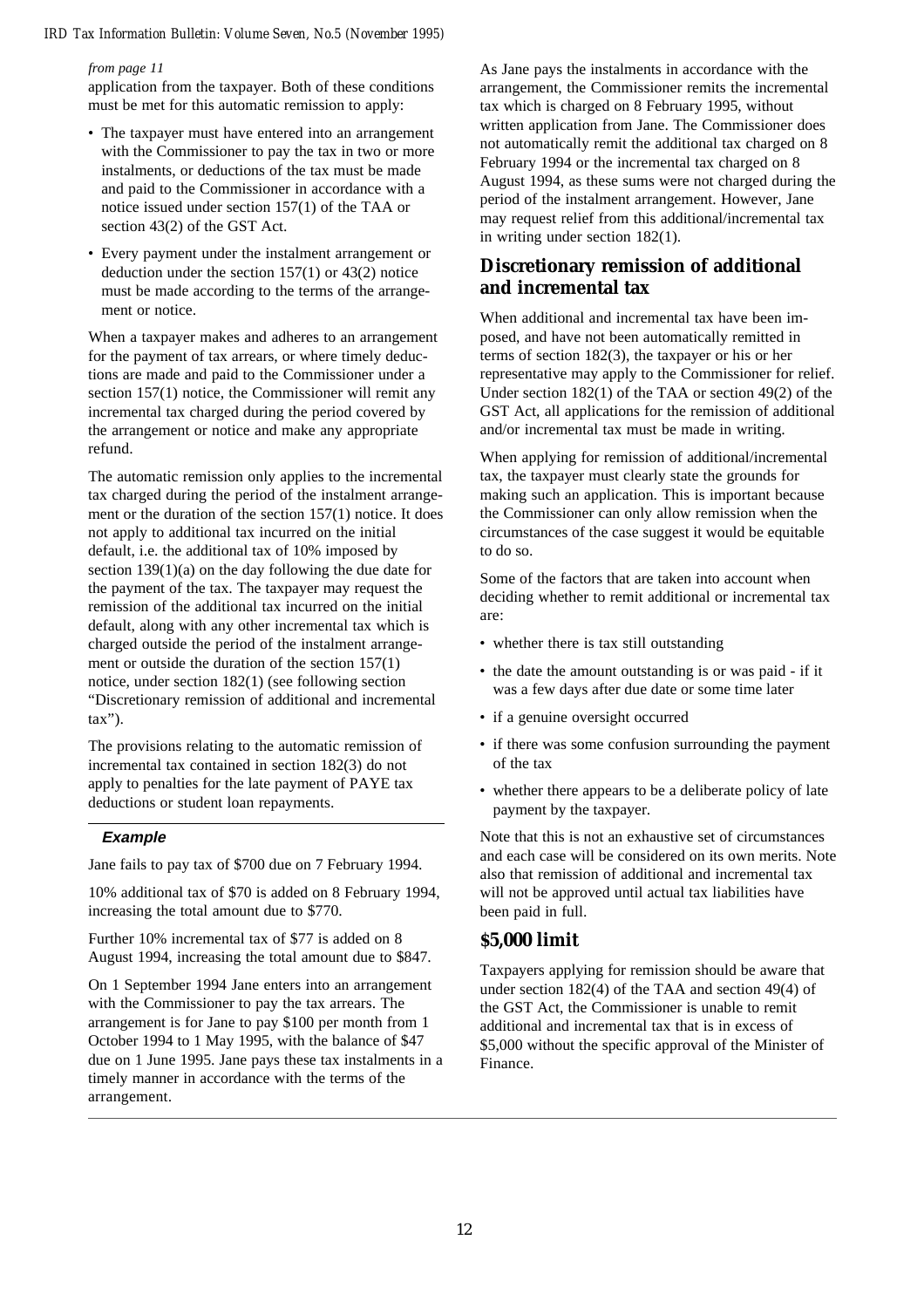*from page 11*

application from the taxpayer. Both of these conditions must be met for this automatic remission to apply:

- The taxpayer must have entered into an arrangement with the Commissioner to pay the tax in two or more instalments, or deductions of the tax must be made and paid to the Commissioner in accordance with a notice issued under section 157(1) of the TAA or section 43(2) of the GST Act.
- Every payment under the instalment arrangement or deduction under the section 157(1) or 43(2) notice must be made according to the terms of the arrangement or notice.

When a taxpayer makes and adheres to an arrangement for the payment of tax arrears, or where timely deductions are made and paid to the Commissioner under a section 157(1) notice, the Commissioner will remit any incremental tax charged during the period covered by the arrangement or notice and make any appropriate refund.

The automatic remission only applies to the incremental tax charged during the period of the instalment arrangement or the duration of the section 157(1) notice. It does not apply to additional tax incurred on the initial default, i.e. the additional tax of 10% imposed by section 139(1)(a) on the day following the due date for the payment of the tax. The taxpayer may request the remission of the additional tax incurred on the initial default, along with any other incremental tax which is charged outside the period of the instalment arrangement or outside the duration of the section 157(1) notice, under section 182(1) (see following section "Discretionary remission of additional and incremental tax").

The provisions relating to the automatic remission of incremental tax contained in section 182(3) do not apply to penalties for the late payment of PAYE tax deductions or student loan repayments.

**Example**

Jane fails to pay tax of $700 due on 7 February 1994.

10% additional tax of $70 is added on 8 February 1994, increasing the total amount due to $770.

Further 10% incremental tax of $77 is added on 8 August 1994, increasing the total amount due to $847.

On 1 September 1994 Jane enters into an arrangement with the Commissioner to pay the tax arrears. The arrangement is for Jane to pay $100 per month from 1 October 1994 to 1 May 1995, with the balance of $47 due on 1 June 1995. Jane pays these tax instalments in a timely manner in accordance with the terms of the arrangement.

As Jane pays the instalments in accordance with the arrangement, the Commissioner remits the incremental tax which is charged on 8 February 1995, without written application from Jane. The Commissioner does not automatically remit the additional tax charged on 8 February 1994 or the incremental tax charged on 8 August 1994, as these sums were not charged during the period of the instalment arrangement. However, Jane may request relief from this additional/incremental tax in writing under section 182(1).

## Discretionary remission of additional and incremental tax

When additional and incremental tax have been imposed, and have not been automatically remitted in terms of section 182(3), the taxpayer or his or her representative may apply to the Commissioner for relief. Under section 182(1) of the TAA or section 49(2) of the GST Act, all applications for the remission of additional and/or incremental tax must be made in writing.

When applying for remission of additional/incremental tax, the taxpayer must clearly state the grounds for making such an application. This is important because the Commissioner can only allow remission when the circumstances of the case suggest it would be equitable to do so.

Some of the factors that are taken into account when deciding whether to remit additional or incremental tax are:

- whether there is tax still outstanding
- the date the amount outstanding is or was paid - if it was a few days after due date or some time later
- if a genuine oversight occurred
- if there was some confusion surrounding the payment of the tax
- whether there appears to be a deliberate policy of late payment by the taxpayer.

Note that this is not an exhaustive set of circumstances and each case will be considered on its own merits. Note also that remission of additional and incremental tax will not be approved until actual tax liabilities have been paid in full.

## $5,000 limit

Taxpayers applying for remission should be aware that under section 182(4) of the TAA and section 49(4) of the GST Act, the Commissioner is unable to remit additional and incremental tax that is in excess of $5,000 without the specific approval of the Minister of Finance.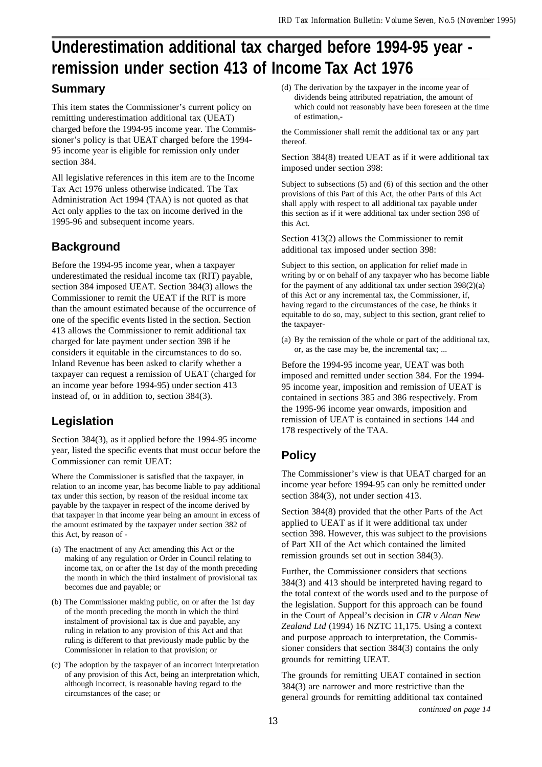# Underestimation additional tax charged before 1994-95 year - remission under section 413 of Income Tax Act 1976

## Summary

This item states the Commissioner's current policy on remitting underestimation additional tax (UEAT) charged before the 1994-95 income year. The Commissioner's policy is that UEAT charged before the 1994-95 income year is eligible for remission only under section 384.

All legislative references in this item are to the Income Tax Act 1976 unless otherwise indicated. The Tax Administration Act 1994 (TAA) is not quoted as that Act only applies to the tax on income derived in the 1995-96 and subsequent income years.

## Background

Before the 1994-95 income year, when a taxpayer underestimated the residual income tax (RIT) payable, section 384 imposed UEAT. Section 384(3) allows the Commissioner to remit the UEAT if the RIT is more than the amount estimated because of the occurrence of one of the specific events listed in the section. Section 413 allows the Commissioner to remit additional tax charged for late payment under section 398 if he considers it equitable in the circumstances to do so. Inland Revenue has been asked to clarify whether a taxpayer can request a remission of UEAT (charged for an income year before 1994-95) under section 413 instead of, or in addition to, section 384(3).

## Legislation

Section 384(3), as it applied before the 1994-95 income year, listed the specific events that must occur before the Commissioner can remit UEAT:

> Where the Commissioner is satisfied that the taxpayer, in relation to an income year, has become liable to pay additional tax under this section, by reason of the residual income tax payable by the taxpayer in respect of the income derived by that taxpayer in that income year being an amount in excess of the amount estimated by the taxpayer under section 382 of this Act, by reason of -
>
> (a) The enactment of any Act amending this Act or the making of any regulation or Order in Council relating to income tax, on or after the 1st day of the month preceding the month in which the third instalment of provisional tax becomes due and payable; or
>
> (b) The Commissioner making public, on or after the 1st day of the month preceding the month in which the third instalment of provisional tax is due and payable, any ruling in relation to any provision of this Act and that ruling is different to that previously made public by the Commissioner in relation to that provision; or
>
> (c) The adoption by the taxpayer of an incorrect interpretation of any provision of this Act, being an interpretation which, although incorrect, is reasonable having regard to the circumstances of the case; or
>
> (d) The derivation by the taxpayer in the income year of dividends being attributed repatriation, the amount of which could not reasonably have been foreseen at the time of estimation,-
>
> the Commissioner shall remit the additional tax or any part thereof.

Section 384(8) treated UEAT as if it were additional tax imposed under section 398:

> Subject to subsections (5) and (6) of this section and the other provisions of this Part of this Act, the other Parts of this Act shall apply with respect to all additional tax payable under this section as if it were additional tax under section 398 of this Act.

Section 413(2) allows the Commissioner to remit additional tax imposed under section 398:

> Subject to this section, on application for relief made in writing by or on behalf of any taxpayer who has become liable for the payment of any additional tax under section 398(2)(a) of this Act or any incremental tax, the Commissioner, if, having regard to the circumstances of the case, he thinks it equitable to do so, may, subject to this section, grant relief to the taxpayer-
>
> (a) By the remission of the whole or part of the additional tax, or, as the case may be, the incremental tax; ...

Before the 1994-95 income year, UEAT was both imposed and remitted under section 384. For the 1994-95 income year, imposition and remission of UEAT is contained in sections 385 and 386 respectively. From the 1995-96 income year onwards, imposition and remission of UEAT is contained in sections 144 and 178 respectively of the TAA.

## Policy

The Commissioner's view is that UEAT charged for an income year before 1994-95 can only be remitted under section 384(3), not under section 413.

Section 384(8) provided that the other Parts of the Act applied to UEAT as if it were additional tax under section 398. However, this was subject to the provisions of Part XII of the Act which contained the limited remission grounds set out in section 384(3).

Further, the Commissioner considers that sections 384(3) and 413 should be interpreted having regard to the total context of the words used and to the purpose of the legislation. Support for this approach can be found in the Court of Appeal's decision in *CIR v Alcan New Zealand Ltd* (1994) 16 NZTC 11,175. Using a context and purpose approach to interpretation, the Commissioner considers that section 384(3) contains the only grounds for remitting UEAT.

The grounds for remitting UEAT contained in section 384(3) are narrower and more restrictive than the general grounds for remitting additional tax contained

*continued on page 14*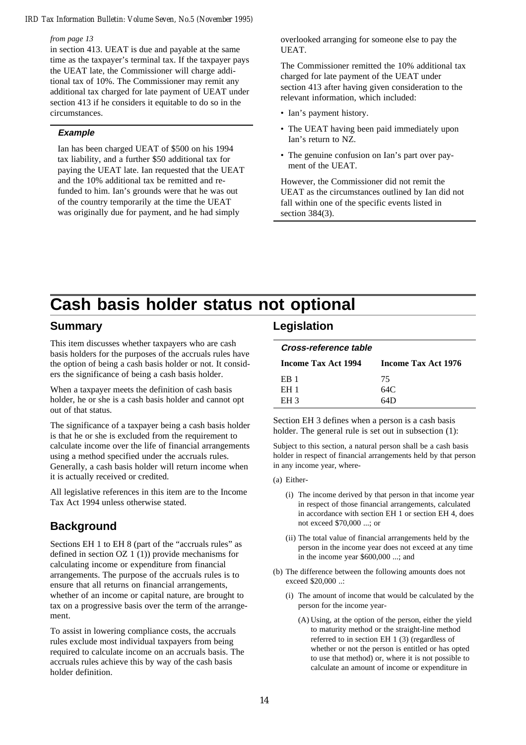*from page 13*

in section 413. UEAT is due and payable at the same time as the taxpayer's terminal tax. If the taxpayer pays the UEAT late, the Commissioner will charge additional tax of 10%. The Commissioner may remit any additional tax charged for late payment of UEAT under section 413 if he considers it equitable to do so in the circumstances.

### *Example*

Ian has been charged UEAT of $500 on his 1994 tax liability, and a further $50 additional tax for paying the UEAT late. Ian requested that the UEAT and the 10% additional tax be remitted and refunded to him. Ian's grounds were that he was out of the country temporarily at the time the UEAT was originally due for payment, and he had simply overlooked arranging for someone else to pay the UEAT.

The Commissioner remitted the 10% additional tax charged for late payment of the UEAT under section 413 after having given consideration to the relevant information, which included:

- Ian's payment history.
- The UEAT having been paid immediately upon Ian's return to NZ.
- The genuine confusion on Ian's part over payment of the UEAT.

However, the Commissioner did not remit the UEAT as the circumstances outlined by Ian did not fall within one of the specific events listed in section 384(3).

# Cash basis holder status not optional

## Summary

This item discusses whether taxpayers who are cash basis holders for the purposes of the accruals rules have the option of being a cash basis holder or not. It considers the significance of being a cash basis holder.

When a taxpayer meets the definition of cash basis holder, he or she is a cash basis holder and cannot opt out of that status.

The significance of a taxpayer being a cash basis holder is that he or she is excluded from the requirement to calculate income over the life of financial arrangements using a method specified under the accruals rules. Generally, a cash basis holder will return income when it is actually received or credited.

All legislative references in this item are to the Income Tax Act 1994 unless otherwise stated.

## Background

Sections EH 1 to EH 8 (part of the "accruals rules" as defined in section OZ 1 (1)) provide mechanisms for calculating income or expenditure from financial arrangements. The purpose of the accruals rules is to ensure that all returns on financial arrangements, whether of an income or capital nature, are brought to tax on a progressive basis over the term of the arrangement.

To assist in lowering compliance costs, the accruals rules exclude most individual taxpayers from being required to calculate income on an accruals basis. The accruals rules achieve this by way of the cash basis holder definition.

## Legislation

### *Cross-reference table*

| Income Tax Act 1994 | Income Tax Act 1976 |
|---|---|
| EB 1 | 75 |
| EH 1 | 64C |
| EH 3 | 64D |

Section EH 3 defines when a person is a cash basis holder. The general rule is set out in subsection (1):

Subject to this section, a natural person shall be a cash basis holder in respect of financial arrangements held by that person in any income year, where-

(a) Either-

(i) The income derived by that person in that income year in respect of those financial arrangements, calculated in accordance with section EH 1 or section EH 4, does not exceed $70,000 ...; or

(ii) The total value of financial arrangements held by the person in the income year does not exceed at any time in the income year $600,000 ...; and

(b) The difference between the following amounts does not exceed $20,000 ..:

(i) The amount of income that would be calculated by the person for the income year-

(A) Using, at the option of the person, either the yield to maturity method or the straight-line method referred to in section EH 1 (3) (regardless of whether or not the person is entitled or has opted to use that method) or, where it is not possible to calculate an amount of income or expenditure in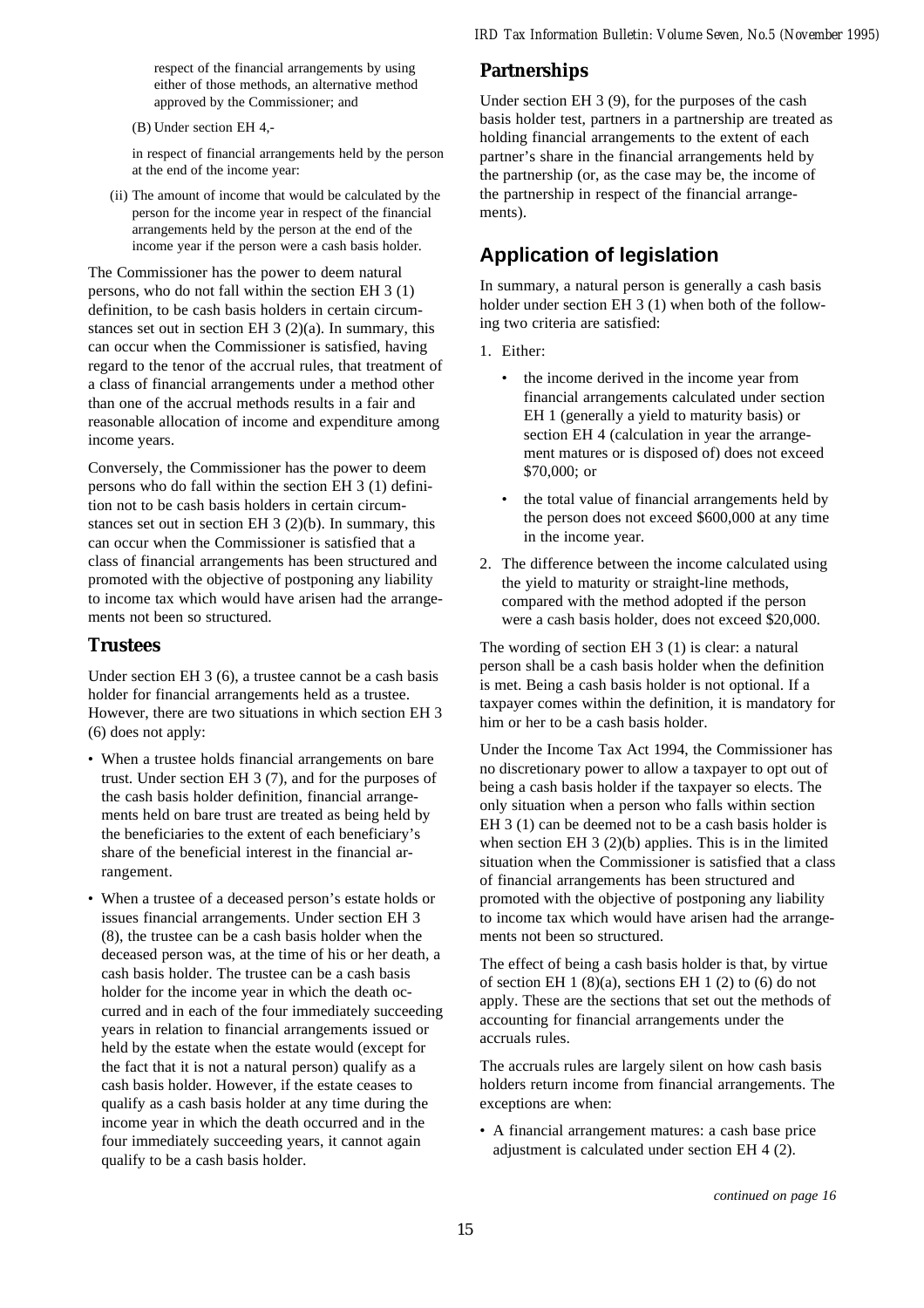respect of the financial arrangements by using either of those methods, an alternative method approved by the Commissioner; and

(B) Under section EH 4,-

in respect of financial arrangements held by the person at the end of the income year:

(ii) The amount of income that would be calculated by the person for the income year in respect of the financial arrangements held by the person at the end of the income year if the person were a cash basis holder.

The Commissioner has the power to deem natural persons, who do not fall within the section EH 3 (1) definition, to be cash basis holders in certain circumstances set out in section EH 3 (2)(a). In summary, this can occur when the Commissioner is satisfied, having regard to the tenor of the accrual rules, that treatment of a class of financial arrangements under a method other than one of the accrual methods results in a fair and reasonable allocation of income and expenditure among income years.

Conversely, the Commissioner has the power to deem persons who do fall within the section EH 3 (1) definition not to be cash basis holders in certain circumstances set out in section EH 3 (2)(b). In summary, this can occur when the Commissioner is satisfied that a class of financial arrangements has been structured and promoted with the objective of postponing any liability to income tax which would have arisen had the arrangements not been so structured.

### Trustees

Under section EH 3 (6), a trustee cannot be a cash basis holder for financial arrangements held as a trustee. However, there are two situations in which section EH 3 (6) does not apply:

- When a trustee holds financial arrangements on bare trust. Under section EH 3 (7), and for the purposes of the cash basis holder definition, financial arrangements held on bare trust are treated as being held by the beneficiaries to the extent of each beneficiary's share of the beneficial interest in the financial arrangement.
- When a trustee of a deceased person's estate holds or issues financial arrangements. Under section EH 3 (8), the trustee can be a cash basis holder when the deceased person was, at the time of his or her death, a cash basis holder. The trustee can be a cash basis holder for the income year in which the death occurred and in each of the four immediately succeeding years in relation to financial arrangements issued or held by the estate when the estate would (except for the fact that it is not a natural person) qualify as a cash basis holder. However, if the estate ceases to qualify as a cash basis holder at any time during the income year in which the death occurred and in the four immediately succeeding years, it cannot again qualify to be a cash basis holder.

### Partnerships

Under section EH 3 (9), for the purposes of the cash basis holder test, partners in a partnership are treated as holding financial arrangements to the extent of each partner's share in the financial arrangements held by the partnership (or, as the case may be, the income of the partnership in respect of the financial arrangements).

## Application of legislation

In summary, a natural person is generally a cash basis holder under section EH 3 (1) when both of the following two criteria are satisfied:

1. Either:
   - the income derived in the income year from financial arrangements calculated under section EH 1 (generally a yield to maturity basis) or section EH 4 (calculation in year the arrangement matures or is disposed of) does not exceed \$70,000; or
   - the total value of financial arrangements held by the person does not exceed \$600,000 at any time in the income year.
2. The difference between the income calculated using the yield to maturity or straight-line methods, compared with the method adopted if the person were a cash basis holder, does not exceed \$20,000.

The wording of section EH 3 (1) is clear: a natural person shall be a cash basis holder when the definition is met. Being a cash basis holder is not optional. If a taxpayer comes within the definition, it is mandatory for him or her to be a cash basis holder.

Under the Income Tax Act 1994, the Commissioner has no discretionary power to allow a taxpayer to opt out of being a cash basis holder if the taxpayer so elects. The only situation when a person who falls within section EH 3 (1) can be deemed not to be a cash basis holder is when section EH 3 (2)(b) applies. This is in the limited situation when the Commissioner is satisfied that a class of financial arrangements has been structured and promoted with the objective of postponing any liability to income tax which would have arisen had the arrangements not been so structured.

The effect of being a cash basis holder is that, by virtue of section EH 1 (8)(a), sections EH 1 (2) to (6) do not apply. These are the sections that set out the methods of accounting for financial arrangements under the accruals rules.

The accruals rules are largely silent on how cash basis holders return income from financial arrangements. The exceptions are when:

- A financial arrangement matures: a cash base price adjustment is calculated under section EH 4 (2).

*continued on page 16*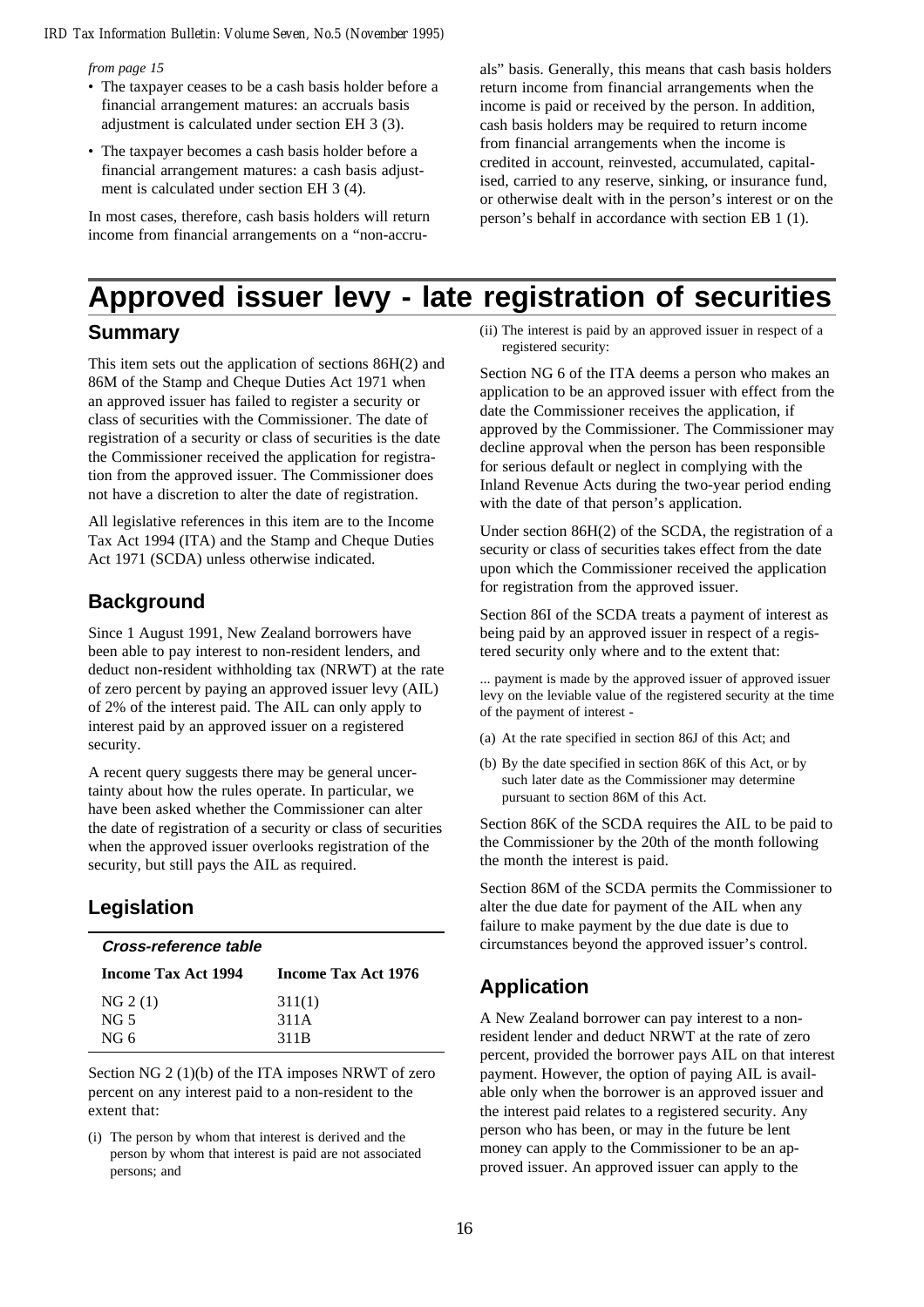*from page 15*

- The taxpayer ceases to be a cash basis holder before a financial arrangement matures: an accruals basis adjustment is calculated under section EH 3 (3).
- The taxpayer becomes a cash basis holder before a financial arrangement matures: a cash basis adjustment is calculated under section EH 3 (4).

In most cases, therefore, cash basis holders will return income from financial arrangements on a "non-accruals" basis. Generally, this means that cash basis holders return income from financial arrangements when the income is paid or received by the person. In addition, cash basis holders may be required to return income from financial arrangements when the income is credited in account, reinvested, accumulated, capitalised, carried to any reserve, sinking, or insurance fund, or otherwise dealt with in the person's interest or on the person's behalf in accordance with section EB 1 (1).

# Approved issuer levy - late registration of securities

## Summary

This item sets out the application of sections 86H(2) and 86M of the Stamp and Cheque Duties Act 1971 when an approved issuer has failed to register a security or class of securities with the Commissioner. The date of registration of a security or class of securities is the date the Commissioner received the application for registration from the approved issuer. The Commissioner does not have a discretion to alter the date of registration.

All legislative references in this item are to the Income Tax Act 1994 (ITA) and the Stamp and Cheque Duties Act 1971 (SCDA) unless otherwise indicated.

## Background

Since 1 August 1991, New Zealand borrowers have been able to pay interest to non-resident lenders, and deduct non-resident withholding tax (NRWT) at the rate of zero percent by paying an approved issuer levy (AIL) of 2% of the interest paid. The AIL can only apply to interest paid by an approved issuer on a registered security.

A recent query suggests there may be general uncertainty about how the rules operate. In particular, we have been asked whether the Commissioner can alter the date of registration of a security or class of securities when the approved issuer overlooks registration of the security, but still pays the AIL as required.

## Legislation

***Cross-reference table***

| Income Tax Act 1994 | Income Tax Act 1976 |
|---|---|
| NG 2 (1) | 311(1) |
| NG 5 | 311A |
| NG 6 | 311B |

Section NG 2 (1)(b) of the ITA imposes NRWT of zero percent on any interest paid to a non-resident to the extent that:

(i) The person by whom that interest is derived and the person by whom that interest is paid are not associated persons; and

(ii) The interest is paid by an approved issuer in respect of a registered security:

Section NG 6 of the ITA deems a person who makes an application to be an approved issuer with effect from the date the Commissioner receives the application, if approved by the Commissioner. The Commissioner may decline approval when the person has been responsible for serious default or neglect in complying with the Inland Revenue Acts during the two-year period ending with the date of that person's application.

Under section 86H(2) of the SCDA, the registration of a security or class of securities takes effect from the date upon which the Commissioner received the application for registration from the approved issuer.

Section 86I of the SCDA treats a payment of interest as being paid by an approved issuer in respect of a registered security only where and to the extent that:

... payment is made by the approved issuer of approved issuer levy on the leviable value of the registered security at the time of the payment of interest -

(a) At the rate specified in section 86J of this Act; and

(b) By the date specified in section 86K of this Act, or by such later date as the Commissioner may determine pursuant to section 86M of this Act.

Section 86K of the SCDA requires the AIL to be paid to the Commissioner by the 20th of the month following the month the interest is paid.

Section 86M of the SCDA permits the Commissioner to alter the due date for payment of the AIL when any failure to make payment by the due date is due to circumstances beyond the approved issuer's control.

## Application

A New Zealand borrower can pay interest to a non-resident lender and deduct NRWT at the rate of zero percent, provided the borrower pays AIL on that interest payment. However, the option of paying AIL is available only when the borrower is an approved issuer and the interest paid relates to a registered security. Any person who has been, or may in the future be lent money can apply to the Commissioner to be an approved issuer. An approved issuer can apply to the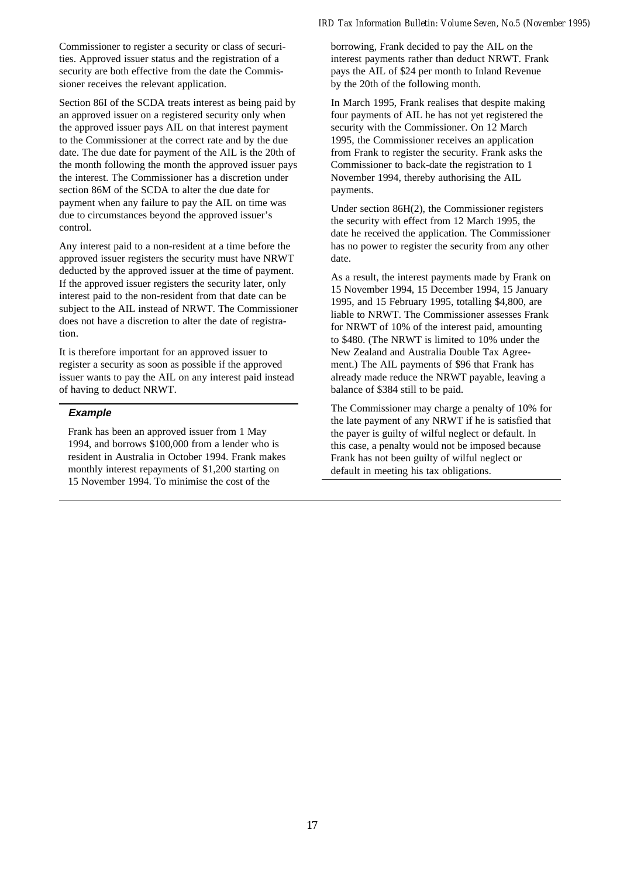Commissioner to register a security or class of securities. Approved issuer status and the registration of a security are both effective from the date the Commissioner receives the relevant application.

Section 86I of the SCDA treats interest as being paid by an approved issuer on a registered security only when the approved issuer pays AIL on that interest payment to the Commissioner at the correct rate and by the due date. The due date for payment of the AIL is the 20th of the month following the month the approved issuer pays the interest. The Commissioner has a discretion under section 86M of the SCDA to alter the due date for payment when any failure to pay the AIL on time was due to circumstances beyond the approved issuer's control.

Any interest paid to a non-resident at a time before the approved issuer registers the security must have NRWT deducted by the approved issuer at the time of payment. If the approved issuer registers the security later, only interest paid to the non-resident from that date can be subject to the AIL instead of NRWT. The Commissioner does not have a discretion to alter the date of registration.

It is therefore important for an approved issuer to register a security as soon as possible if the approved issuer wants to pay the AIL on any interest paid instead of having to deduct NRWT.

### *Example*

Frank has been an approved issuer from 1 May 1994, and borrows \$100,000 from a lender who is resident in Australia in October 1994. Frank makes monthly interest repayments of \$1,200 starting on 15 November 1994. To minimise the cost of the borrowing, Frank decided to pay the AIL on the interest payments rather than deduct NRWT. Frank pays the AIL of \$24 per month to Inland Revenue by the 20th of the following month.

In March 1995, Frank realises that despite making four payments of AIL he has not yet registered the security with the Commissioner. On 12 March 1995, the Commissioner receives an application from Frank to register the security. Frank asks the Commissioner to back-date the registration to 1 November 1994, thereby authorising the AIL payments.

Under section 86H(2), the Commissioner registers the security with effect from 12 March 1995, the date he received the application. The Commissioner has no power to register the security from any other date.

As a result, the interest payments made by Frank on 15 November 1994, 15 December 1994, 15 January 1995, and 15 February 1995, totalling \$4,800, are liable to NRWT. The Commissioner assesses Frank for NRWT of 10% of the interest paid, amounting to \$480. (The NRWT is limited to 10% under the New Zealand and Australia Double Tax Agreement.) The AIL payments of \$96 that Frank has already made reduce the NRWT payable, leaving a balance of \$384 still to be paid.

The Commissioner may charge a penalty of 10% for the late payment of any NRWT if he is satisfied that the payer is guilty of wilful neglect or default. In this case, a penalty would not be imposed because Frank has not been guilty of wilful neglect or default in meeting his tax obligations.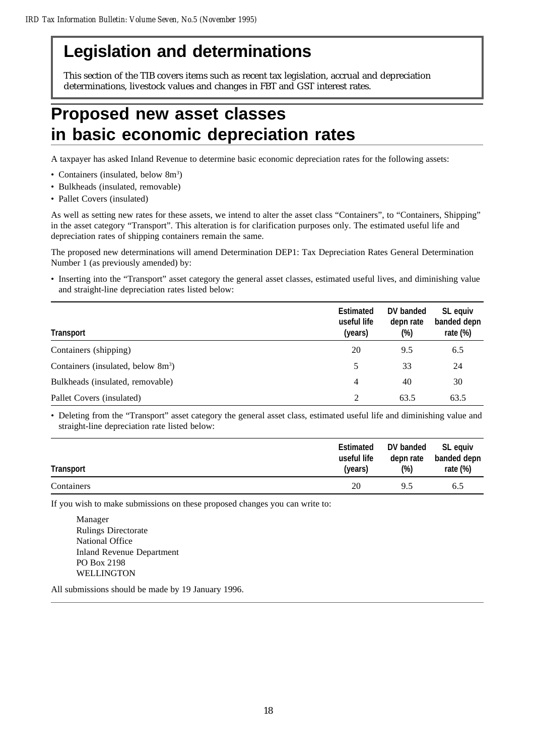# Legislation and determinations

This section of the TIB covers items such as recent tax legislation, accrual and depreciation determinations, livestock values and changes in FBT and GST interest rates.

# Proposed new asset classes in basic economic depreciation rates

A taxpayer has asked Inland Revenue to determine basic economic depreciation rates for the following assets:

- Containers (insulated, below $8m^3$)
- Bulkheads (insulated, removable)
- Pallet Covers (insulated)

As well as setting new rates for these assets, we intend to alter the asset class "Containers", to "Containers, Shipping" in the asset category "Transport". This alteration is for clarification purposes only. The estimated useful life and depreciation rates of shipping containers remain the same.

The proposed new determinations will amend Determination DEP1: Tax Depreciation Rates General Determination Number 1 (as previously amended) by:

- Inserting into the "Transport" asset category the general asset classes, estimated useful lives, and diminishing value and straight-line depreciation rates listed below:

| Transport | Estimated useful life (years) | DV banded depn rate (%) | SL equiv banded depn rate (%) |
|---|---|---|---|
| Containers (shipping) | 20 | 9.5 | 6.5 |
| Containers (insulated, below $8m^3$) | 5 | 33 | 24 |
| Bulkheads (insulated, removable) | 4 | 40 | 30 |
| Pallet Covers (insulated) | 2 | 63.5 | 63.5 |

- Deleting from the "Transport" asset category the general asset class, estimated useful life and diminishing value and straight-line depreciation rate listed below:

| Transport | Estimated useful life (years) | DV banded depn rate (%) | SL equiv banded depn rate (%) |
|---|---|---|---|
| Containers | 20 | 9.5 | 6.5 |

If you wish to make submissions on these proposed changes you can write to:

Manager
Rulings Directorate
National Office
Inland Revenue Department
PO Box 2198
WELLINGTON

All submissions should be made by 19 January 1996.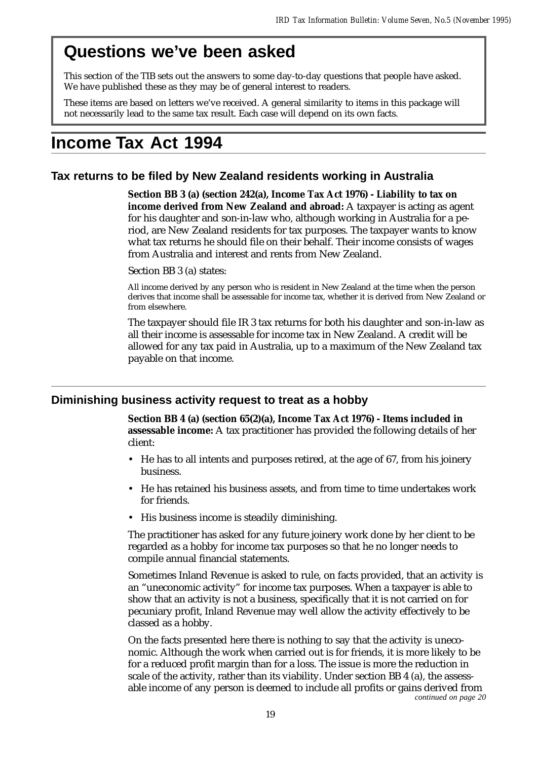# Questions we've been asked

This section of the TIB sets out the answers to some day-to-day questions that people have asked. We have published these as they may be of general interest to readers.

These items are based on letters we've received. A general similarity to items in this package will not necessarily lead to the same tax result. Each case will depend on its own facts.

# Income Tax Act 1994

## Tax returns to be filed by New Zealand residents working in Australia

**Section BB 3 (a) (section 242(a), Income Tax Act 1976) - Liability to tax on income derived from New Zealand and abroad:** A taxpayer is acting as agent for his daughter and son-in-law who, although working in Australia for a period, are New Zealand residents for tax purposes. The taxpayer wants to know what tax returns he should file on their behalf. Their income consists of wages from Australia and interest and rents from New Zealand.

Section BB 3 (a) states:

> All income derived by any person who is resident in New Zealand at the time when the person derives that income shall be assessable for income tax, whether it is derived from New Zealand or from elsewhere.

The taxpayer should file IR 3 tax returns for both his daughter and son-in-law as all their income is assessable for income tax in New Zealand. A credit will be allowed for any tax paid in Australia, up to a maximum of the New Zealand tax payable on that income.

## Diminishing business activity request to treat as a hobby

**Section BB 4 (a) (section 65(2)(a), Income Tax Act 1976) - Items included in assessable income:** A tax practitioner has provided the following details of her client:

- He has to all intents and purposes retired, at the age of 67, from his joinery business.
- He has retained his business assets, and from time to time undertakes work for friends.
- His business income is steadily diminishing.

The practitioner has asked for any future joinery work done by her client to be regarded as a hobby for income tax purposes so that he no longer needs to compile annual financial statements.

Sometimes Inland Revenue is asked to rule, on facts provided, that an activity is an "uneconomic activity" for income tax purposes. When a taxpayer is able to show that an activity is not a business, specifically that it is not carried on for pecuniary profit, Inland Revenue may well allow the activity effectively to be classed as a hobby.

On the facts presented here there is nothing to say that the activity is uneconomic. Although the work when carried out is for friends, it is more likely to be for a reduced profit margin than for a loss. The issue is more the reduction in scale of the activity, rather than its viability. Under section BB 4 (a), the assessable income of any person is deemed to include all profits or gains derived from

*continued on page 20*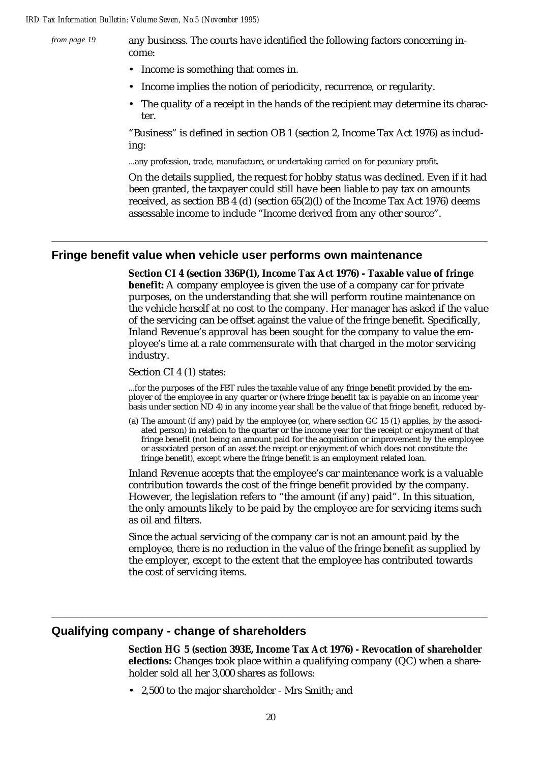*from page 19*

any business. The courts have identified the following factors concerning income:

- Income is something that comes in.
- Income implies the notion of periodicity, recurrence, or regularity.
- The quality of a receipt in the hands of the recipient may determine its character.

"Business" is defined in section OB 1 (section 2, Income Tax Act 1976) as including:

...any profession, trade, manufacture, or undertaking carried on for pecuniary profit.

On the details supplied, the request for hobby status was declined. Even if it had been granted, the taxpayer could still have been liable to pay tax on amounts received, as section BB 4 (d) (section 65(2)(l) of the Income Tax Act 1976) deems assessable income to include "Income derived from any other source".

## Fringe benefit value when vehicle user performs own maintenance

**Section CI 4 (section 336P(1), Income Tax Act 1976) - Taxable value of fringe benefit:** A company employee is given the use of a company car for private purposes, on the understanding that she will perform routine maintenance on the vehicle herself at no cost to the company. Her manager has asked if the value of the servicing can be offset against the value of the fringe benefit. Specifically, Inland Revenue's approval has been sought for the company to value the employee's time at a rate commensurate with that charged in the motor servicing industry.

Section CI 4 (1) states:

...for the purposes of the FBT rules the taxable value of any fringe benefit provided by the employer of the employee in any quarter or (where fringe benefit tax is payable on an income year basis under section ND 4) in any income year shall be the value of that fringe benefit, reduced by-

(a) The amount (if any) paid by the employee (or, where section GC 15 (1) applies, by the associated person) in relation to the quarter or the income year for the receipt or enjoyment of that fringe benefit (not being an amount paid for the acquisition or improvement by the employee or associated person of an asset the receipt or enjoyment of which does not constitute the fringe benefit), except where the fringe benefit is an employment related loan.

Inland Revenue accepts that the employee's car maintenance work is a valuable contribution towards the cost of the fringe benefit provided by the company. However, the legislation refers to "the amount (if any) paid". In this situation, the only amounts likely to be paid by the employee are for servicing items such as oil and filters.

Since the actual servicing of the company car is not an amount paid by the employee, there is no reduction in the value of the fringe benefit as supplied by the employer, except to the extent that the employee has contributed towards the cost of servicing items.

## Qualifying company - change of shareholders

**Section HG 5 (section 393E, Income Tax Act 1976) - Revocation of shareholder elections:** Changes took place within a qualifying company (QC) when a shareholder sold all her 3,000 shares as follows:

- 2,500 to the major shareholder - Mrs Smith; and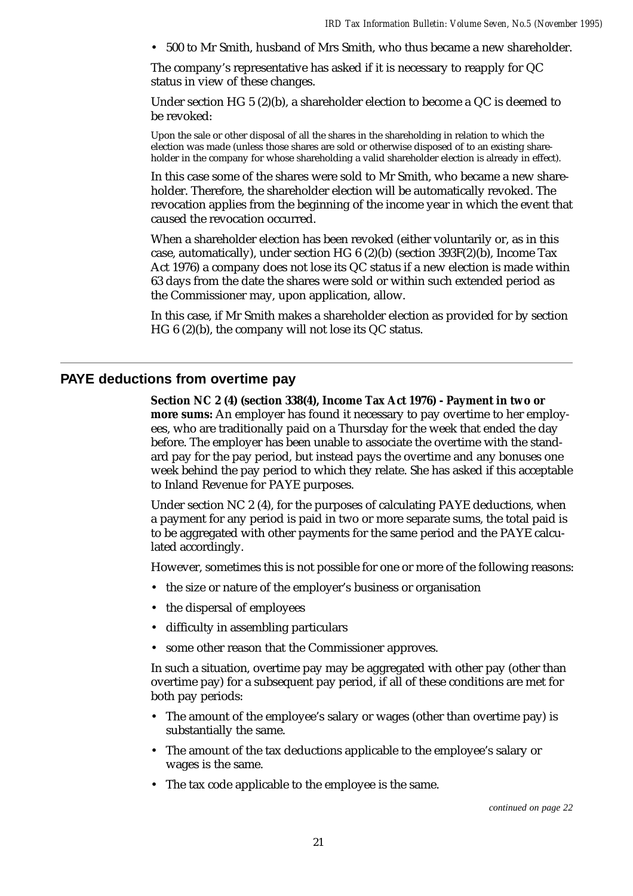- 500 to Mr Smith, husband of Mrs Smith, who thus became a new shareholder.

The company's representative has asked if it is necessary to reapply for QC status in view of these changes.

Under section HG 5 (2)(b), a shareholder election to become a QC is deemed to be revoked:

> Upon the sale or other disposal of all the shares in the shareholding in relation to which the election was made (unless those shares are sold or otherwise disposed of to an existing shareholder in the company for whose shareholding a valid shareholder election is already in effect).

In this case some of the shares were sold to Mr Smith, who became a new shareholder. Therefore, the shareholder election will be automatically revoked. The revocation applies from the beginning of the income year in which the event that caused the revocation occurred.

When a shareholder election has been revoked (either voluntarily or, as in this case, automatically), under section HG 6 (2)(b) (section 393F(2)(b), Income Tax Act 1976) a company does not lose its QC status if a new election is made within 63 days from the date the shares were sold or within such extended period as the Commissioner may, upon application, allow.

In this case, if Mr Smith makes a shareholder election as provided for by section HG 6 (2)(b), the company will not lose its QC status.

## PAYE deductions from overtime pay

**Section NC 2 (4) (section 338(4), Income Tax Act 1976) - Payment in two or more sums:** An employer has found it necessary to pay overtime to her employees, who are traditionally paid on a Thursday for the week that ended the day before. The employer has been unable to associate the overtime with the standard pay for the pay period, but instead pays the overtime and any bonuses one week behind the pay period to which they relate. She has asked if this acceptable to Inland Revenue for PAYE purposes.

Under section NC 2 (4), for the purposes of calculating PAYE deductions, when a payment for any period is paid in two or more separate sums, the total paid is to be aggregated with other payments for the same period and the PAYE calculated accordingly.

However, sometimes this is not possible for one or more of the following reasons:

- the size or nature of the employer's business or organisation
- the dispersal of employees
- difficulty in assembling particulars
- some other reason that the Commissioner approves.

In such a situation, overtime pay may be aggregated with other pay (other than overtime pay) for a subsequent pay period, if all of these conditions are met for both pay periods:

- The amount of the employee's salary or wages (other than overtime pay) is substantially the same.
- The amount of the tax deductions applicable to the employee's salary or wages is the same.
- The tax code applicable to the employee is the same.

*continued on page 22*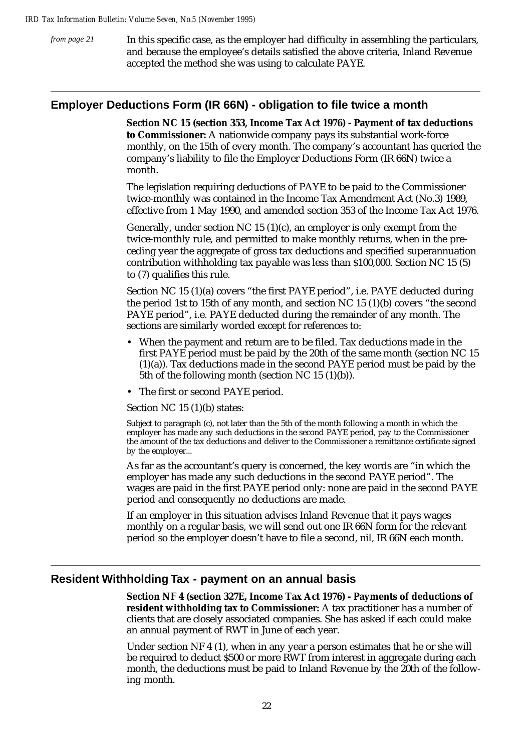*from page 21*

In this specific case, as the employer had difficulty in assembling the particulars, and because the employee's details satisfied the above criteria, Inland Revenue accepted the method she was using to calculate PAYE.

## Employer Deductions Form (IR 66N) - obligation to file twice a month

**Section NC 15 (section 353, Income Tax Act 1976) - Payment of tax deductions to Commissioner:** A nationwide company pays its substantial work-force monthly, on the 15th of every month. The company's accountant has queried the company's liability to file the Employer Deductions Form (IR 66N) twice a month.

The legislation requiring deductions of PAYE to be paid to the Commissioner twice-monthly was contained in the Income Tax Amendment Act (No.3) 1989, effective from 1 May 1990, and amended section 353 of the Income Tax Act 1976.

Generally, under section NC 15 (1)(c), an employer is only exempt from the twice-monthly rule, and permitted to make monthly returns, when in the preceding year the aggregate of gross tax deductions and specified superannuation contribution withholding tax payable was less than \$100,000. Section NC 15 (5) to (7) qualifies this rule.

Section NC 15 (1)(a) covers "the first PAYE period", i.e. PAYE deducted during the period 1st to 15th of any month, and section NC 15 (1)(b) covers "the second PAYE period", i.e. PAYE deducted during the remainder of any month. The sections are similarly worded except for references to:

- When the payment and return are to be filed. Tax deductions made in the first PAYE period must be paid by the 20th of the same month (section NC 15 (1)(a)). Tax deductions made in the second PAYE period must be paid by the 5th of the following month (section NC 15 (1)(b)).
- The first or second PAYE period.

Section NC 15 (1)(b) states:

> Subject to paragraph (c), not later than the 5th of the month following a month in which the employer has made any such deductions in the second PAYE period, pay to the Commissioner the amount of the tax deductions and deliver to the Commissioner a remittance certificate signed by the employer...

As far as the accountant's query is concerned, the key words are "in which the employer has made any such deductions in the second PAYE period". The wages are paid in the first PAYE period only: none are paid in the second PAYE period and consequently no deductions are made.

If an employer in this situation advises Inland Revenue that it pays wages monthly on a regular basis, we will send out one IR 66N form for the relevant period so the employer doesn't have to file a second, nil, IR 66N each month.

## Resident Withholding Tax - payment on an annual basis

**Section NF 4 (section 327E, Income Tax Act 1976) - Payments of deductions of resident withholding tax to Commissioner:** A tax practitioner has a number of clients that are closely associated companies. She has asked if each could make an annual payment of RWT in June of each year.

Under section NF 4 (1), when in any year a person estimates that he or she will be required to deduct \$500 or more RWT from interest in aggregate during each month, the deductions must be paid to Inland Revenue by the 20th of the following month.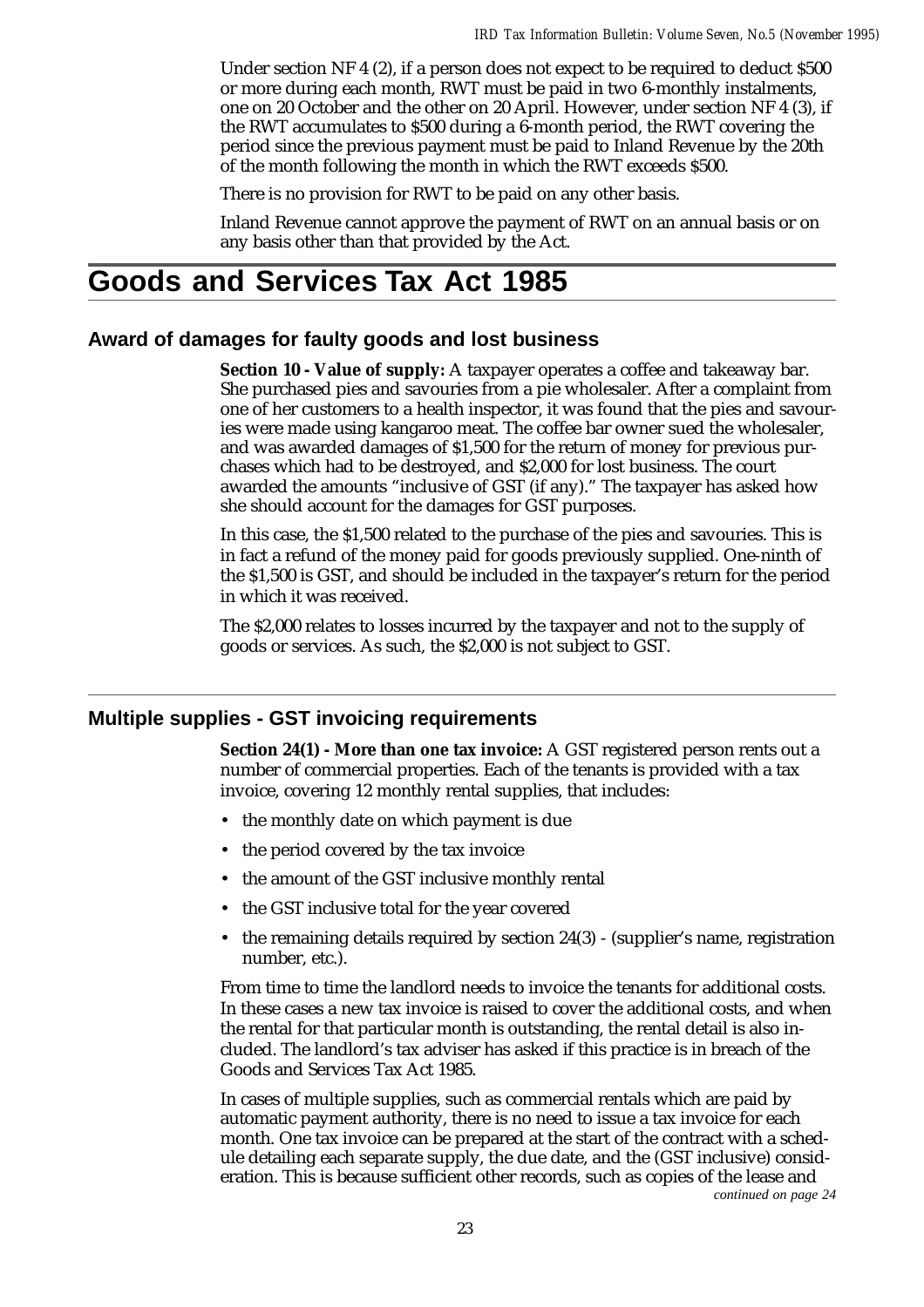Under section NF 4 (2), if a person does not expect to be required to deduct $500 or more during each month, RWT must be paid in two 6-monthly instalments, one on 20 October and the other on 20 April. However, under section NF 4 (3), if the RWT accumulates to $500 during a 6-month period, the RWT covering the period since the previous payment must be paid to Inland Revenue by the 20th of the month following the month in which the RWT exceeds $500.

There is no provision for RWT to be paid on any other basis.

Inland Revenue cannot approve the payment of RWT on an annual basis or on any basis other than that provided by the Act.

# Goods and Services Tax Act 1985

## Award of damages for faulty goods and lost business

**Section 10 - Value of supply:** A taxpayer operates a coffee and takeaway bar. She purchased pies and savouries from a pie wholesaler. After a complaint from one of her customers to a health inspector, it was found that the pies and savouries were made using kangaroo meat. The coffee bar owner sued the wholesaler, and was awarded damages of $1,500 for the return of money for previous purchases which had to be destroyed, and $2,000 for lost business. The court awarded the amounts "inclusive of GST (if any)." The taxpayer has asked how she should account for the damages for GST purposes.

In this case, the $1,500 related to the purchase of the pies and savouries. This is in fact a refund of the money paid for goods previously supplied. One-ninth of the $1,500 is GST, and should be included in the taxpayer's return for the period in which it was received.

The $2,000 relates to losses incurred by the taxpayer and not to the supply of goods or services. As such, the $2,000 is not subject to GST.

## Multiple supplies - GST invoicing requirements

**Section 24(1) - More than one tax invoice:** A GST registered person rents out a number of commercial properties. Each of the tenants is provided with a tax invoice, covering 12 monthly rental supplies, that includes:

- the monthly date on which payment is due
- the period covered by the tax invoice
- the amount of the GST inclusive monthly rental
- the GST inclusive total for the year covered
- the remaining details required by section 24(3) - (supplier's name, registration number, etc.).

From time to time the landlord needs to invoice the tenants for additional costs. In these cases a new tax invoice is raised to cover the additional costs, and when the rental for that particular month is outstanding, the rental detail is also included. The landlord's tax adviser has asked if this practice is in breach of the Goods and Services Tax Act 1985.

In cases of multiple supplies, such as commercial rentals which are paid by automatic payment authority, there is no need to issue a tax invoice for each month. One tax invoice can be prepared at the start of the contract with a schedule detailing each separate supply, the due date, and the (GST inclusive) consideration. This is because sufficient other records, such as copies of the lease and

*continued on page 24*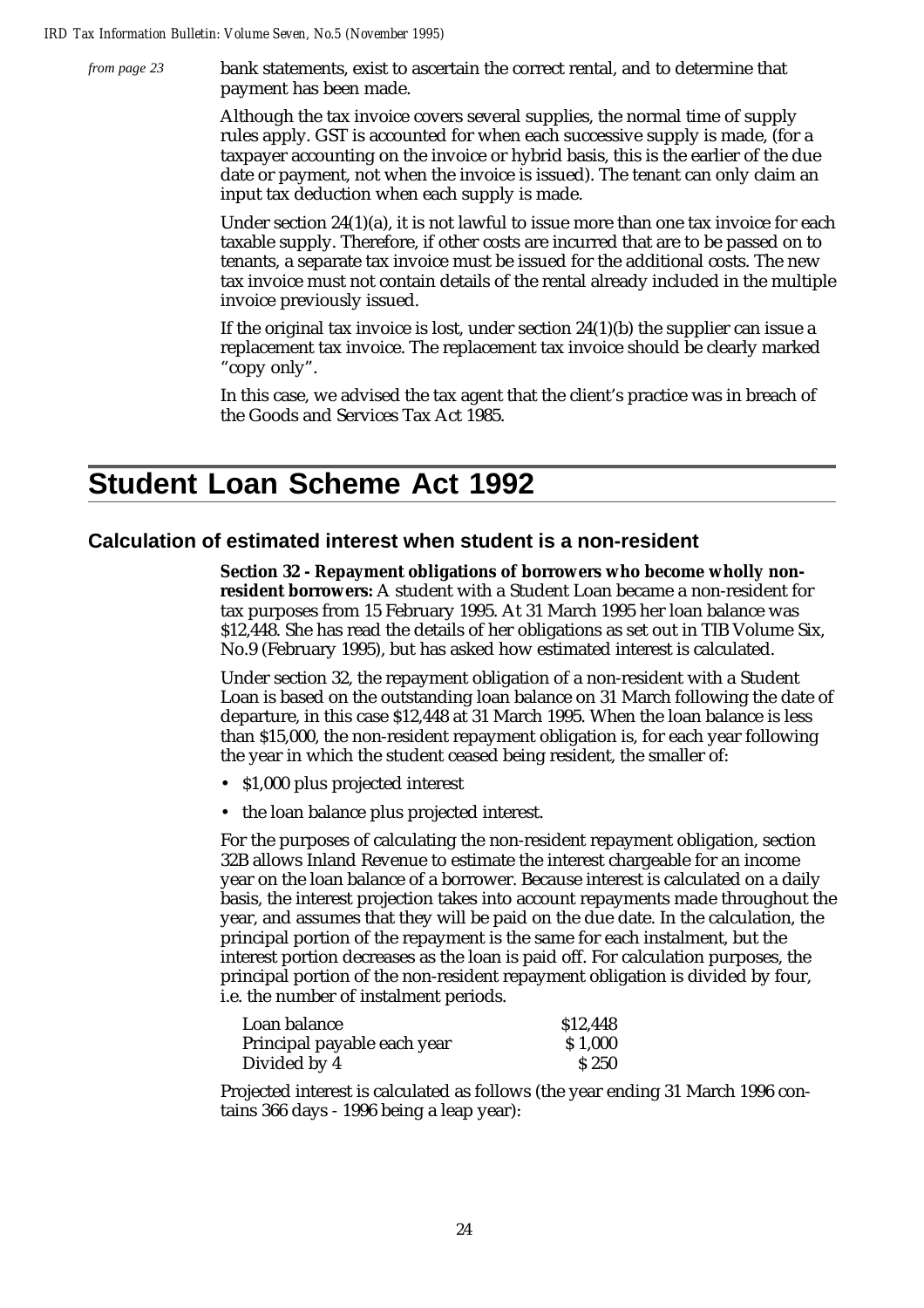*from page 23*

bank statements, exist to ascertain the correct rental, and to determine that payment has been made.

Although the tax invoice covers several supplies, the normal time of supply rules apply. GST is accounted for when each successive supply is made, (for a taxpayer accounting on the invoice or hybrid basis, this is the earlier of the due date or payment, not when the invoice is issued). The tenant can only claim an input tax deduction when each supply is made.

Under section 24(1)(a), it is not lawful to issue more than one tax invoice for each taxable supply. Therefore, if other costs are incurred that are to be passed on to tenants, a separate tax invoice must be issued for the additional costs. The new tax invoice must not contain details of the rental already included in the multiple invoice previously issued.

If the original tax invoice is lost, under section 24(1)(b) the supplier can issue a replacement tax invoice. The replacement tax invoice should be clearly marked "copy only".

In this case, we advised the tax agent that the client's practice was in breach of the Goods and Services Tax Act 1985.

# Student Loan Scheme Act 1992

## Calculation of estimated interest when student is a non-resident

**Section 32 - Repayment obligations of borrowers who become wholly non-resident borrowers:** A student with a Student Loan became a non-resident for tax purposes from 15 February 1995. At 31 March 1995 her loan balance was \$12,448. She has read the details of her obligations as set out in TIB Volume Six, No.9 (February 1995), but has asked how estimated interest is calculated.

Under section 32, the repayment obligation of a non-resident with a Student Loan is based on the outstanding loan balance on 31 March following the date of departure, in this case \$12,448 at 31 March 1995. When the loan balance is less than \$15,000, the non-resident repayment obligation is, for each year following the year in which the student ceased being resident, the smaller of:

- \$1,000 plus projected interest
- the loan balance plus projected interest.

For the purposes of calculating the non-resident repayment obligation, section 32B allows Inland Revenue to estimate the interest chargeable for an income year on the loan balance of a borrower. Because interest is calculated on a daily basis, the interest projection takes into account repayments made throughout the year, and assumes that they will be paid on the due date. In the calculation, the principal portion of the repayment is the same for each instalment, but the interest portion decreases as the loan is paid off. For calculation purposes, the principal portion of the non-resident repayment obligation is divided by four, i.e. the number of instalment periods.

| | |
|---|---|
| Loan balance | \$12,448 |
| Principal payable each year | \$ 1,000 |
| Divided by 4 | \$ 250 |

Projected interest is calculated as follows (the year ending 31 March 1996 contains 366 days - 1996 being a leap year):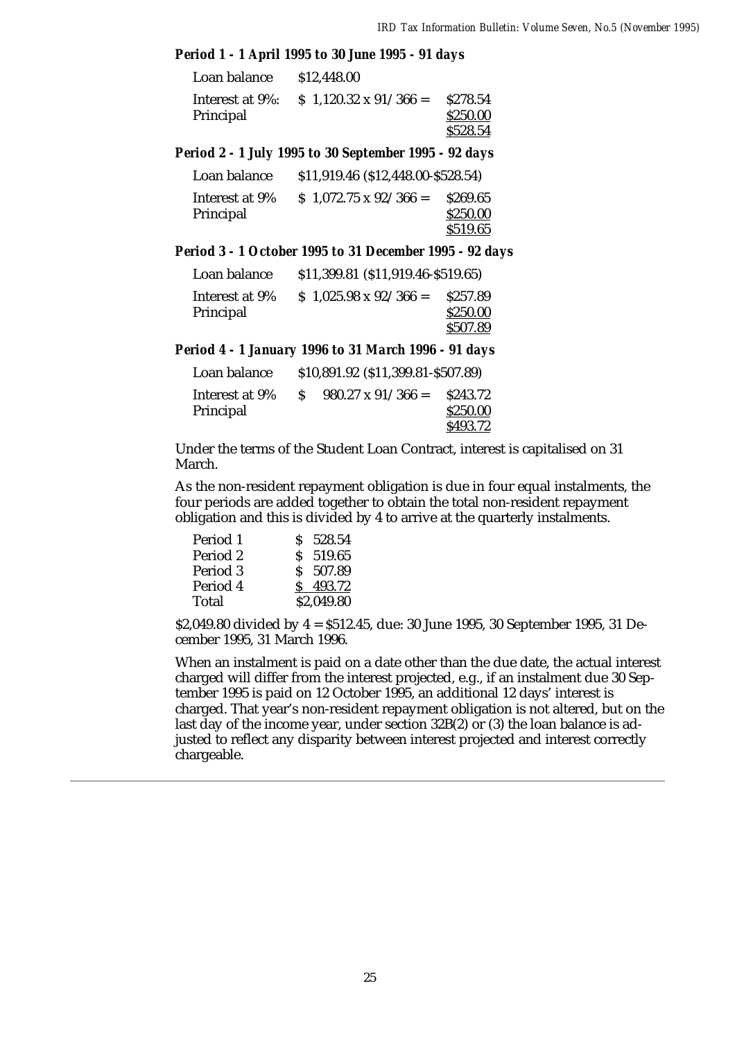**Period 1 - 1 April 1995 to 30 June 1995 - 91 days**

| | | |
|---|---|---|
| Loan balance | \$12,448.00 | |
| Interest at 9%: | \$ 1,120.32 x 91/366 = | \$278.54 |
| Principal | | \$250.00 |
| | | \$528.54 |

**Period 2 - 1 July 1995 to 30 September 1995 - 92 days**

| | | |
|---|---|---|
| Loan balance | \$11,919.46 (\$12,448.00-\$528.54) | |
| Interest at 9% | \$ 1,072.75 x 92/366 = | \$269.65 |
| Principal | | \$250.00 |
| | | \$519.65 |

**Period 3 - 1 October 1995 to 31 December 1995 - 92 days**

| | | |
|---|---|---|
| Loan balance | \$11,399.81 (\$11,919.46-\$519.65) | |
| Interest at 9% | \$ 1,025.98 x 92/366 = | \$257.89 |
| Principal | | \$250.00 |
| | | \$507.89 |

**Period 4 - 1 January 1996 to 31 March 1996 - 91 days**

| | | |
|---|---|---|
| Loan balance | \$10,891.92 (\$11,399.81-\$507.89) | |
| Interest at 9% | \$ 980.27 x 91/366 = | \$243.72 |
| Principal | | \$250.00 |
| | | \$493.72 |

Under the terms of the Student Loan Contract, interest is capitalised on 31 March.

As the non-resident repayment obligation is due in four equal instalments, the four periods are added together to obtain the total non-resident repayment obligation and this is divided by 4 to arrive at the quarterly instalments.

| | |
|---|---|
| Period 1 | \$ 528.54 |
| Period 2 | \$ 519.65 |
| Period 3 | \$ 507.89 |
| Period 4 | \$ 493.72 |
| Total | \$2,049.80 |

\$2,049.80 divided by 4 = \$512.45, due: 30 June 1995, 30 September 1995, 31 December 1995, 31 March 1996.

When an instalment is paid on a date other than the due date, the actual interest charged will differ from the interest projected, e.g., if an instalment due 30 September 1995 is paid on 12 October 1995, an additional 12 days' interest is charged. That year's non-resident repayment obligation is not altered, but on the last day of the income year, under section 32B(2) or (3) the loan balance is adjusted to reflect any disparity between interest projected and interest correctly chargeable.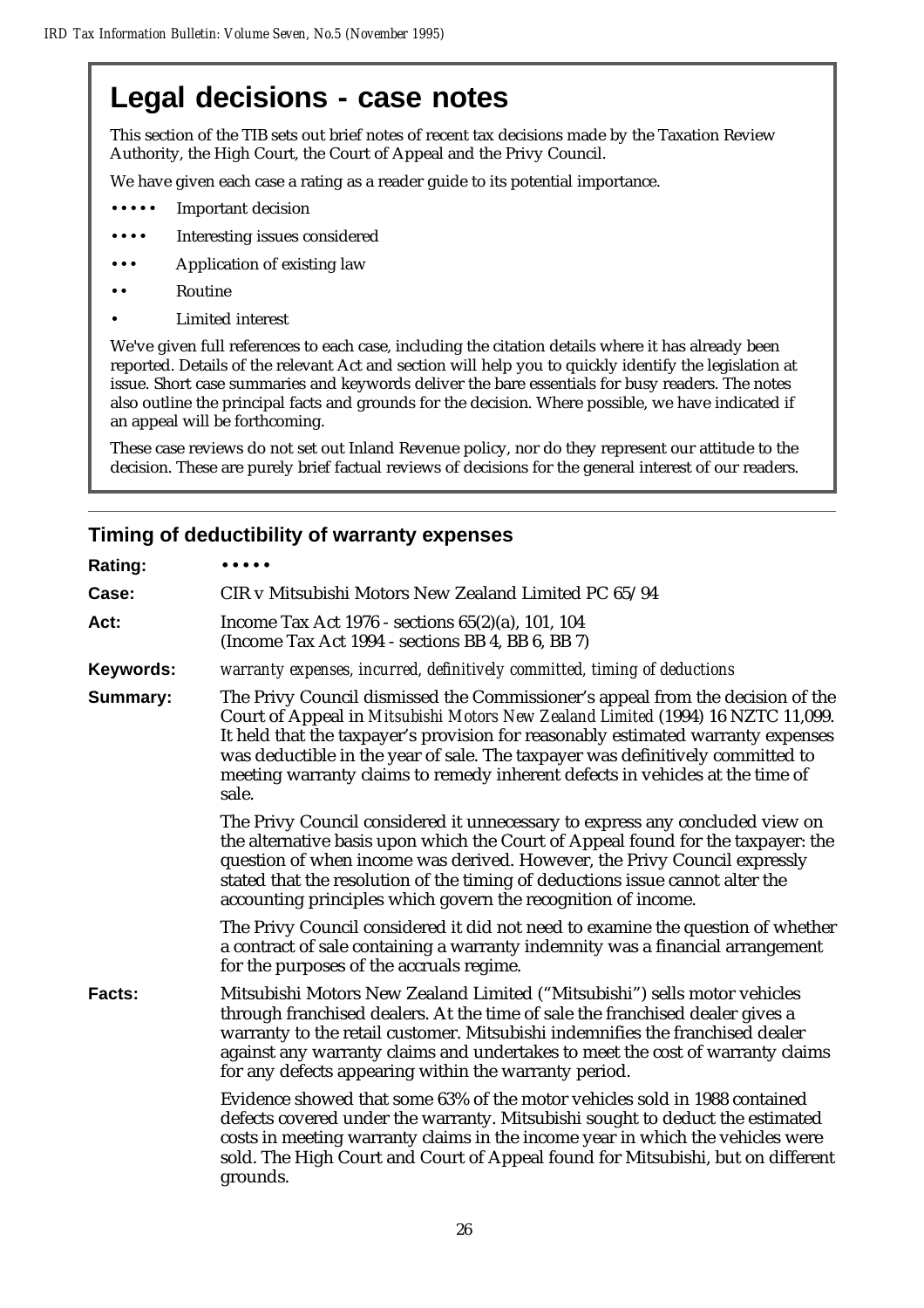# Legal decisions - case notes

This section of the TIB sets out brief notes of recent tax decisions made by the Taxation Review Authority, the High Court, the Court of Appeal and the Privy Council.

We have given each case a rating as a reader guide to its potential importance.

- ••••• Important decision
- •••• Interesting issues considered
- ••• Application of existing law
- •• Routine
- • Limited interest

We've given full references to each case, including the citation details where it has already been reported. Details of the relevant Act and section will help you to quickly identify the legislation at issue. Short case summaries and keywords deliver the bare essentials for busy readers. The notes also outline the principal facts and grounds for the decision. Where possible, we have indicated if an appeal will be forthcoming.

These case reviews do not set out Inland Revenue policy, nor do they represent our attitude to the decision. These are purely brief factual reviews of decisions for the general interest of our readers.

## Timing of deductibility of warranty expenses

**Rating:** •••••

**Case:** CIR v Mitsubishi Motors New Zealand Limited PC 65/94

**Act:** Income Tax Act 1976 - sections 65(2)(a), 101, 104 (Income Tax Act 1994 - sections BB 4, BB 6, BB 7)

**Keywords:** *warranty expenses, incurred, definitively committed, timing of deductions*

**Summary:** The Privy Council dismissed the Commissioner's appeal from the decision of the Court of Appeal in *Mitsubishi Motors New Zealand Limited* (1994) 16 NZTC 11,099. It held that the taxpayer's provision for reasonably estimated warranty expenses was deductible in the year of sale. The taxpayer was definitively committed to meeting warranty claims to remedy inherent defects in vehicles at the time of sale.

The Privy Council considered it unnecessary to express any concluded view on the alternative basis upon which the Court of Appeal found for the taxpayer: the question of when income was derived. However, the Privy Council expressly stated that the resolution of the timing of deductions issue cannot alter the accounting principles which govern the recognition of income.

The Privy Council considered it did not need to examine the question of whether a contract of sale containing a warranty indemnity was a financial arrangement for the purposes of the accruals regime.

**Facts:** Mitsubishi Motors New Zealand Limited ("Mitsubishi") sells motor vehicles through franchised dealers. At the time of sale the franchised dealer gives a warranty to the retail customer. Mitsubishi indemnifies the franchised dealer against any warranty claims and undertakes to meet the cost of warranty claims for any defects appearing within the warranty period.

Evidence showed that some 63% of the motor vehicles sold in 1988 contained defects covered under the warranty. Mitsubishi sought to deduct the estimated costs in meeting warranty claims in the income year in which the vehicles were sold. The High Court and Court of Appeal found for Mitsubishi, but on different grounds.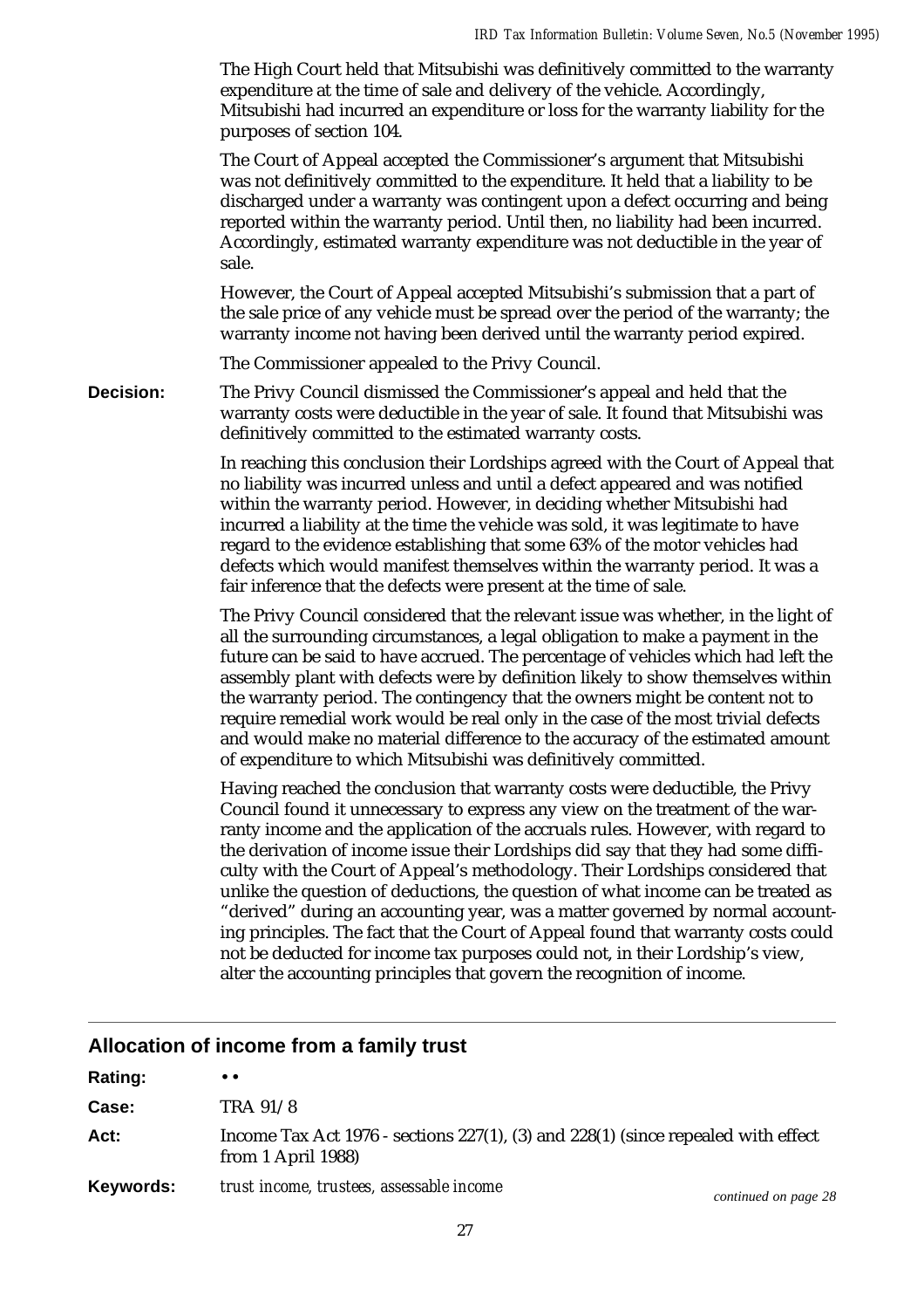The High Court held that Mitsubishi was definitively committed to the warranty expenditure at the time of sale and delivery of the vehicle. Accordingly, Mitsubishi had incurred an expenditure or loss for the warranty liability for the purposes of section 104.

The Court of Appeal accepted the Commissioner's argument that Mitsubishi was not definitively committed to the expenditure. It held that a liability to be discharged under a warranty was contingent upon a defect occurring and being reported within the warranty period. Until then, no liability had been incurred. Accordingly, estimated warranty expenditure was not deductible in the year of sale.

However, the Court of Appeal accepted Mitsubishi's submission that a part of the sale price of any vehicle must be spread over the period of the warranty; the warranty income not having been derived until the warranty period expired.

The Commissioner appealed to the Privy Council.

**Decision:** The Privy Council dismissed the Commissioner's appeal and held that the warranty costs were deductible in the year of sale. It found that Mitsubishi was definitively committed to the estimated warranty costs.

In reaching this conclusion their Lordships agreed with the Court of Appeal that no liability was incurred unless and until a defect appeared and was notified within the warranty period. However, in deciding whether Mitsubishi had incurred a liability at the time the vehicle was sold, it was legitimate to have regard to the evidence establishing that some 63% of the motor vehicles had defects which would manifest themselves within the warranty period. It was a fair inference that the defects were present at the time of sale.

The Privy Council considered that the relevant issue was whether, in the light of all the surrounding circumstances, a legal obligation to make a payment in the future can be said to have accrued. The percentage of vehicles which had left the assembly plant with defects were by definition likely to show themselves within the warranty period. The contingency that the owners might be content not to require remedial work would be real only in the case of the most trivial defects and would make no material difference to the accuracy of the estimated amount of expenditure to which Mitsubishi was definitively committed.

Having reached the conclusion that warranty costs were deductible, the Privy Council found it unnecessary to express any view on the treatment of the warranty income and the application of the accruals rules. However, with regard to the derivation of income issue their Lordships did say that they had some difficulty with the Court of Appeal's methodology. Their Lordships considered that unlike the question of deductions, the question of what income can be treated as "derived" during an accounting year, was a matter governed by normal accounting principles. The fact that the Court of Appeal found that warranty costs could not be deducted for income tax purposes could not, in their Lordship's view, alter the accounting principles that govern the recognition of income.

## Allocation of income from a family trust

**Rating:** • •

**Case:** TRA 91/8

**Act:** Income Tax Act 1976 - sections 227(1), (3) and 228(1) (since repealed with effect from 1 April 1988)

**Keywords:** *trust income, trustees, assessable income*

*continued on page 28*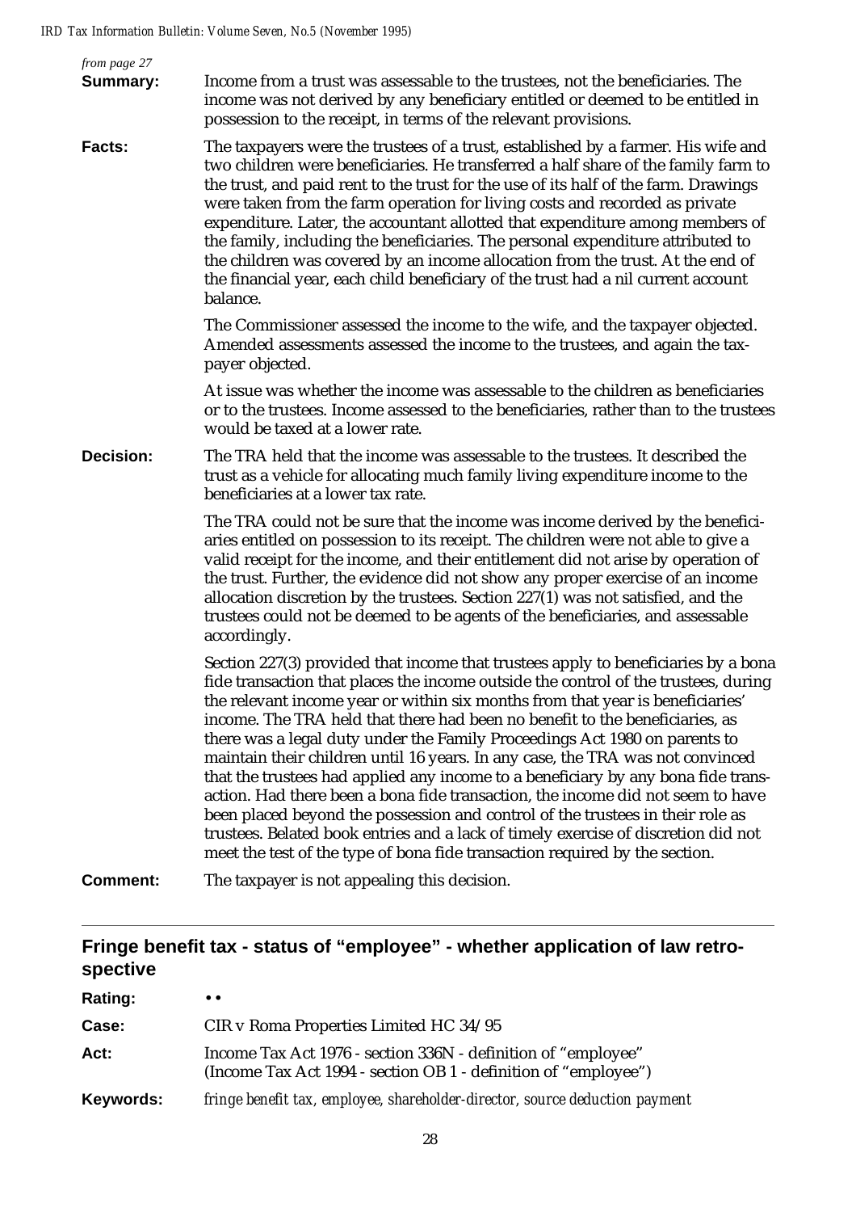*from page 27*

**Summary:** Income from a trust was assessable to the trustees, not the beneficiaries. The income was not derived by any beneficiary entitled or deemed to be entitled in possession to the receipt, in terms of the relevant provisions.

**Facts:** The taxpayers were the trustees of a trust, established by a farmer. His wife and two children were beneficiaries. He transferred a half share of the family farm to the trust, and paid rent to the trust for the use of its half of the farm. Drawings were taken from the farm operation for living costs and recorded as private expenditure. Later, the accountant allotted that expenditure among members of the family, including the beneficiaries. The personal expenditure attributed to the children was covered by an income allocation from the trust. At the end of the financial year, each child beneficiary of the trust had a nil current account balance.

The Commissioner assessed the income to the wife, and the taxpayer objected. Amended assessments assessed the income to the trustees, and again the taxpayer objected.

At issue was whether the income was assessable to the children as beneficiaries or to the trustees. Income assessed to the beneficiaries, rather than to the trustees would be taxed at a lower rate.

**Decision:** The TRA held that the income was assessable to the trustees. It described the trust as a vehicle for allocating much family living expenditure income to the beneficiaries at a lower tax rate.

The TRA could not be sure that the income was income derived by the beneficiaries entitled on possession to its receipt. The children were not able to give a valid receipt for the income, and their entitlement did not arise by operation of the trust. Further, the evidence did not show any proper exercise of an income allocation discretion by the trustees. Section 227(1) was not satisfied, and the trustees could not be deemed to be agents of the beneficiaries, and assessable accordingly.

Section 227(3) provided that income that trustees apply to beneficiaries by a bona fide transaction that places the income outside the control of the trustees, during the relevant income year or within six months from that year is beneficiaries' income. The TRA held that there had been no benefit to the beneficiaries, as there was a legal duty under the Family Proceedings Act 1980 on parents to maintain their children until 16 years. In any case, the TRA was not convinced that the trustees had applied any income to a beneficiary by any bona fide transaction. Had there been a bona fide transaction, the income did not seem to have been placed beyond the possession and control of the trustees in their role as trustees. Belated book entries and a lack of timely exercise of discretion did not meet the test of the type of bona fide transaction required by the section.

**Comment:** The taxpayer is not appealing this decision.

---

## Fringe benefit tax - status of "employee" - whether application of law retrospective

**Rating:** • •

**Case:** CIR v Roma Properties Limited HC 34/95

**Act:** Income Tax Act 1976 - section 336N - definition of "employee" (Income Tax Act 1994 - section OB 1 - definition of "employee")

**Keywords:** *fringe benefit tax, employee, shareholder-director, source deduction payment*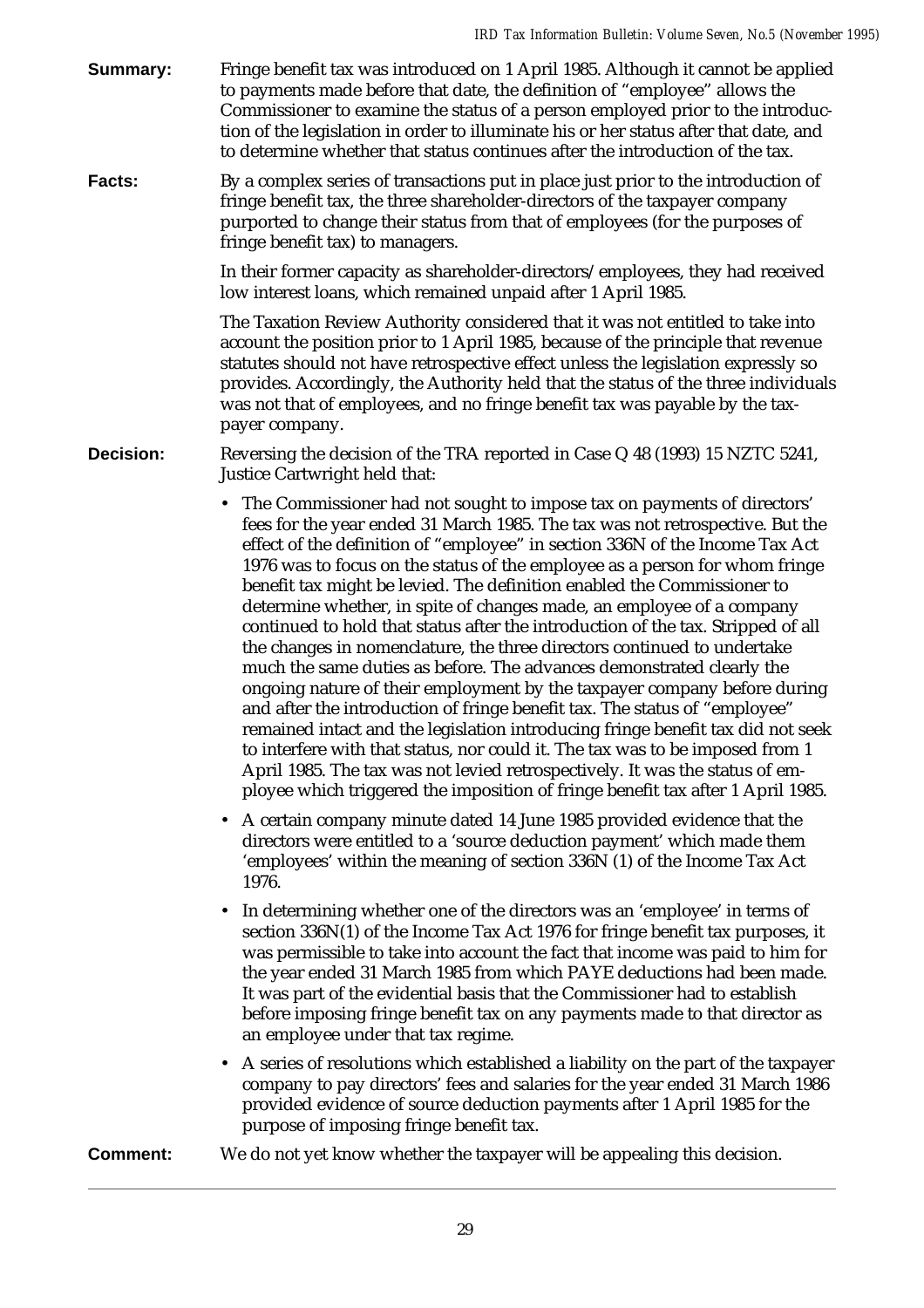**Summary:** Fringe benefit tax was introduced on 1 April 1985. Although it cannot be applied to payments made before that date, the definition of "employee" allows the Commissioner to examine the status of a person employed prior to the introduction of the legislation in order to illuminate his or her status after that date, and to determine whether that status continues after the introduction of the tax.

**Facts:** By a complex series of transactions put in place just prior to the introduction of fringe benefit tax, the three shareholder-directors of the taxpayer company purported to change their status from that of employees (for the purposes of fringe benefit tax) to managers.

In their former capacity as shareholder-directors/employees, they had received low interest loans, which remained unpaid after 1 April 1985.

The Taxation Review Authority considered that it was not entitled to take into account the position prior to 1 April 1985, because of the principle that revenue statutes should not have retrospective effect unless the legislation expressly so provides. Accordingly, the Authority held that the status of the three individuals was not that of employees, and no fringe benefit tax was payable by the taxpayer company.

**Decision:** Reversing the decision of the TRA reported in Case Q 48 (1993) 15 NZTC 5241, Justice Cartwright held that:

- The Commissioner had not sought to impose tax on payments of directors' fees for the year ended 31 March 1985. The tax was not retrospective. But the effect of the definition of "employee" in section 336N of the Income Tax Act 1976 was to focus on the status of the employee as a person for whom fringe benefit tax might be levied. The definition enabled the Commissioner to determine whether, in spite of changes made, an employee of a company continued to hold that status after the introduction of the tax. Stripped of all the changes in nomenclature, the three directors continued to undertake much the same duties as before. The advances demonstrated clearly the ongoing nature of their employment by the taxpayer company before during and after the introduction of fringe benefit tax. The status of "employee" remained intact and the legislation introducing fringe benefit tax did not seek to interfere with that status, nor could it. The tax was to be imposed from 1 April 1985. The tax was not levied retrospectively. It was the status of employee which triggered the imposition of fringe benefit tax after 1 April 1985.
- A certain company minute dated 14 June 1985 provided evidence that the directors were entitled to a 'source deduction payment' which made them 'employees' within the meaning of section 336N (1) of the Income Tax Act 1976.
- In determining whether one of the directors was an 'employee' in terms of section 336N(1) of the Income Tax Act 1976 for fringe benefit tax purposes, it was permissible to take into account the fact that income was paid to him for the year ended 31 March 1985 from which PAYE deductions had been made. It was part of the evidential basis that the Commissioner had to establish before imposing fringe benefit tax on any payments made to that director as an employee under that tax regime.
- A series of resolutions which established a liability on the part of the taxpayer company to pay directors' fees and salaries for the year ended 31 March 1986 provided evidence of source deduction payments after 1 April 1985 for the purpose of imposing fringe benefit tax.

**Comment:** We do not yet know whether the taxpayer will be appealing this decision.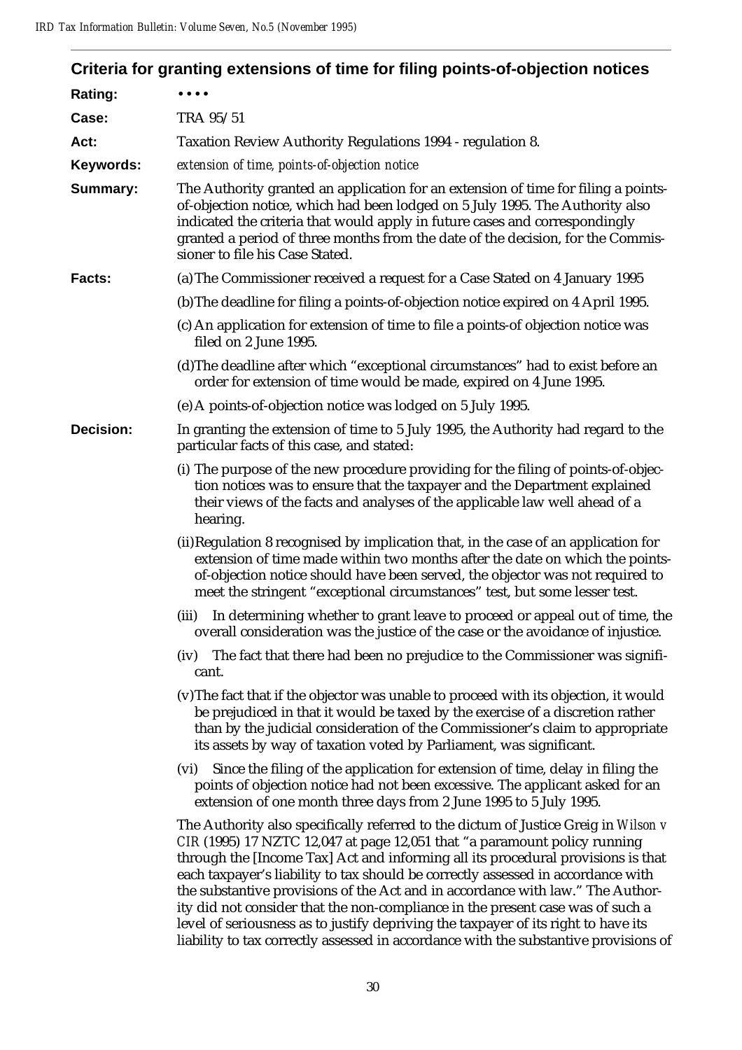## Criteria for granting extensions of time for filing points-of-objection notices

**Rating:** • • • •

**Case:** TRA 95/51

**Act:** Taxation Review Authority Regulations 1994 - regulation 8.

**Keywords:** *extension of time, points-of-objection notice*

**Summary:** The Authority granted an application for an extension of time for filing a points-of-objection notice, which had been lodged on 5 July 1995. The Authority also indicated the criteria that would apply in future cases and correspondingly granted a period of three months from the date of the decision, for the Commissioner to file his Case Stated.

**Facts:**

(a) The Commissioner received a request for a Case Stated on 4 January 1995

(b) The deadline for filing a points-of-objection notice expired on 4 April 1995.

(c) An application for extension of time to file a points-of objection notice was filed on 2 June 1995.

(d) The deadline after which "exceptional circumstances" had to exist before an order for extension of time would be made, expired on 4 June 1995.

(e) A points-of-objection notice was lodged on 5 July 1995.

**Decision:** In granting the extension of time to 5 July 1995, the Authority had regard to the particular facts of this case, and stated:

(i) The purpose of the new procedure providing for the filing of points-of-objection notices was to ensure that the taxpayer and the Department explained their views of the facts and analyses of the applicable law well ahead of a hearing.

(ii) Regulation 8 recognised by implication that, in the case of an application for extension of time made within two months after the date on which the points-of-objection notice should have been served, the objector was not required to meet the stringent "exceptional circumstances" test, but some lesser test.

(iii) In determining whether to grant leave to proceed or appeal out of time, the overall consideration was the justice of the case or the avoidance of injustice.

(iv) The fact that there had been no prejudice to the Commissioner was significant.

(v) The fact that if the objector was unable to proceed with its objection, it would be prejudiced in that it would be taxed by the exercise of a discretion rather than by the judicial consideration of the Commissioner's claim to appropriate its assets by way of taxation voted by Parliament, was significant.

(vi) Since the filing of the application for extension of time, delay in filing the points of objection notice had not been excessive. The applicant asked for an extension of one month three days from 2 June 1995 to 5 July 1995.

The Authority also specifically referred to the dictum of Justice Greig in *Wilson v CIR* (1995) 17 NZTC 12,047 at page 12,051 that "a paramount policy running through the [Income Tax] Act and informing all its procedural provisions is that each taxpayer's liability to tax should be correctly assessed in accordance with the substantive provisions of the Act and in accordance with law." The Authority did not consider that the non-compliance in the present case was of such a level of seriousness as to justify depriving the taxpayer of its right to have its liability to tax correctly assessed in accordance with the substantive provisions of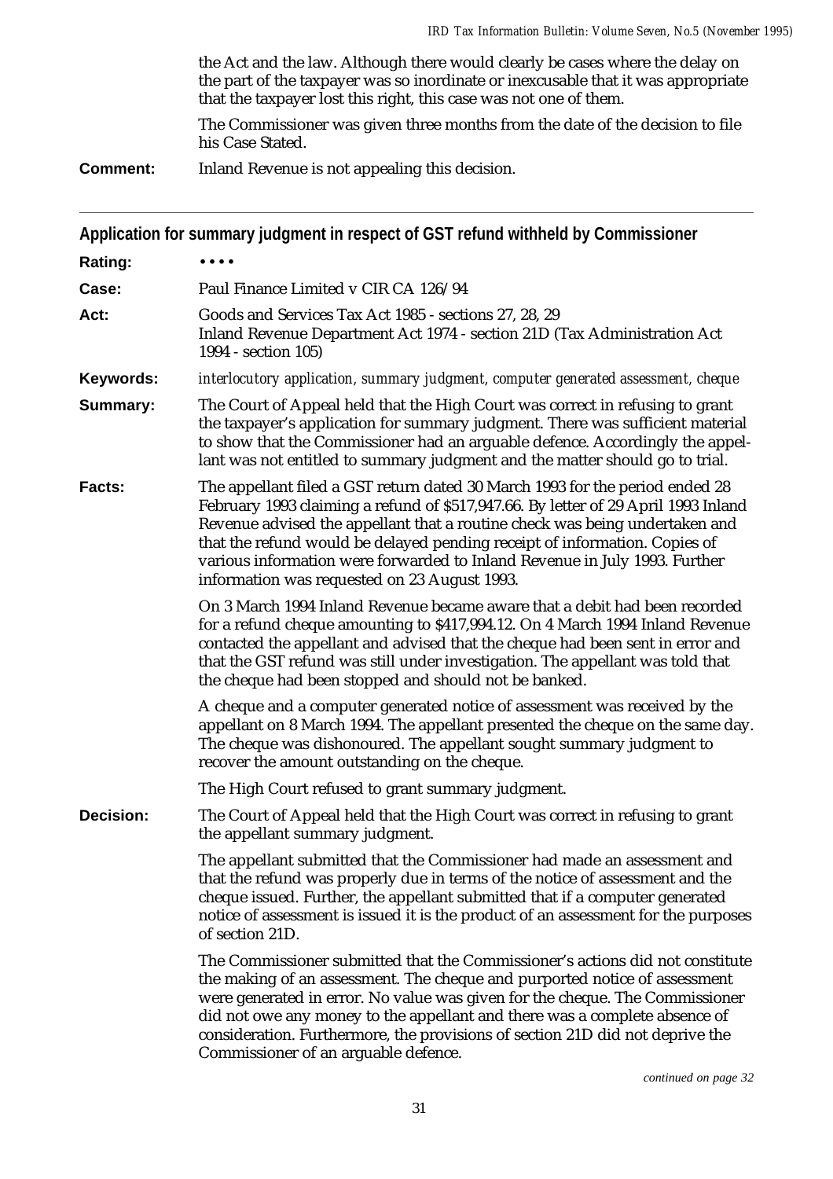the Act and the law. Although there would clearly be cases where the delay on the part of the taxpayer was so inordinate or inexcusable that it was appropriate that the taxpayer lost this right, this case was not one of them.

The Commissioner was given three months from the date of the decision to file his Case Stated.

**Comment:** Inland Revenue is not appealing this decision.

---

## Application for summary judgment in respect of GST refund withheld by Commissioner

**Rating:** • • • •

**Case:** Paul Finance Limited v CIR CA 126/94

**Act:** Goods and Services Tax Act 1985 - sections 27, 28, 29
Inland Revenue Department Act 1974 - section 21D (Tax Administration Act 1994 - section 105)

**Keywords:** *interlocutory application, summary judgment, computer generated assessment, cheque*

**Summary:** The Court of Appeal held that the High Court was correct in refusing to grant the taxpayer's application for summary judgment. There was sufficient material to show that the Commissioner had an arguable defence. Accordingly the appellant was not entitled to summary judgment and the matter should go to trial.

**Facts:** The appellant filed a GST return dated 30 March 1993 for the period ended 28 February 1993 claiming a refund of $517,947.66. By letter of 29 April 1993 Inland Revenue advised the appellant that a routine check was being undertaken and that the refund would be delayed pending receipt of information. Copies of various information were forwarded to Inland Revenue in July 1993. Further information was requested on 23 August 1993.

On 3 March 1994 Inland Revenue became aware that a debit had been recorded for a refund cheque amounting to $417,994.12. On 4 March 1994 Inland Revenue contacted the appellant and advised that the cheque had been sent in error and that the GST refund was still under investigation. The appellant was told that the cheque had been stopped and should not be banked.

A cheque and a computer generated notice of assessment was received by the appellant on 8 March 1994. The appellant presented the cheque on the same day. The cheque was dishonoured. The appellant sought summary judgment to recover the amount outstanding on the cheque.

The High Court refused to grant summary judgment.

**Decision:** The Court of Appeal held that the High Court was correct in refusing to grant the appellant summary judgment.

The appellant submitted that the Commissioner had made an assessment and that the refund was properly due in terms of the notice of assessment and the cheque issued. Further, the appellant submitted that if a computer generated notice of assessment is issued it is the product of an assessment for the purposes of section 21D.

The Commissioner submitted that the Commissioner's actions did not constitute the making of an assessment. The cheque and purported notice of assessment were generated in error. No value was given for the cheque. The Commissioner did not owe any money to the appellant and there was a complete absence of consideration. Furthermore, the provisions of section 21D did not deprive the Commissioner of an arguable defence.

*continued on page 32*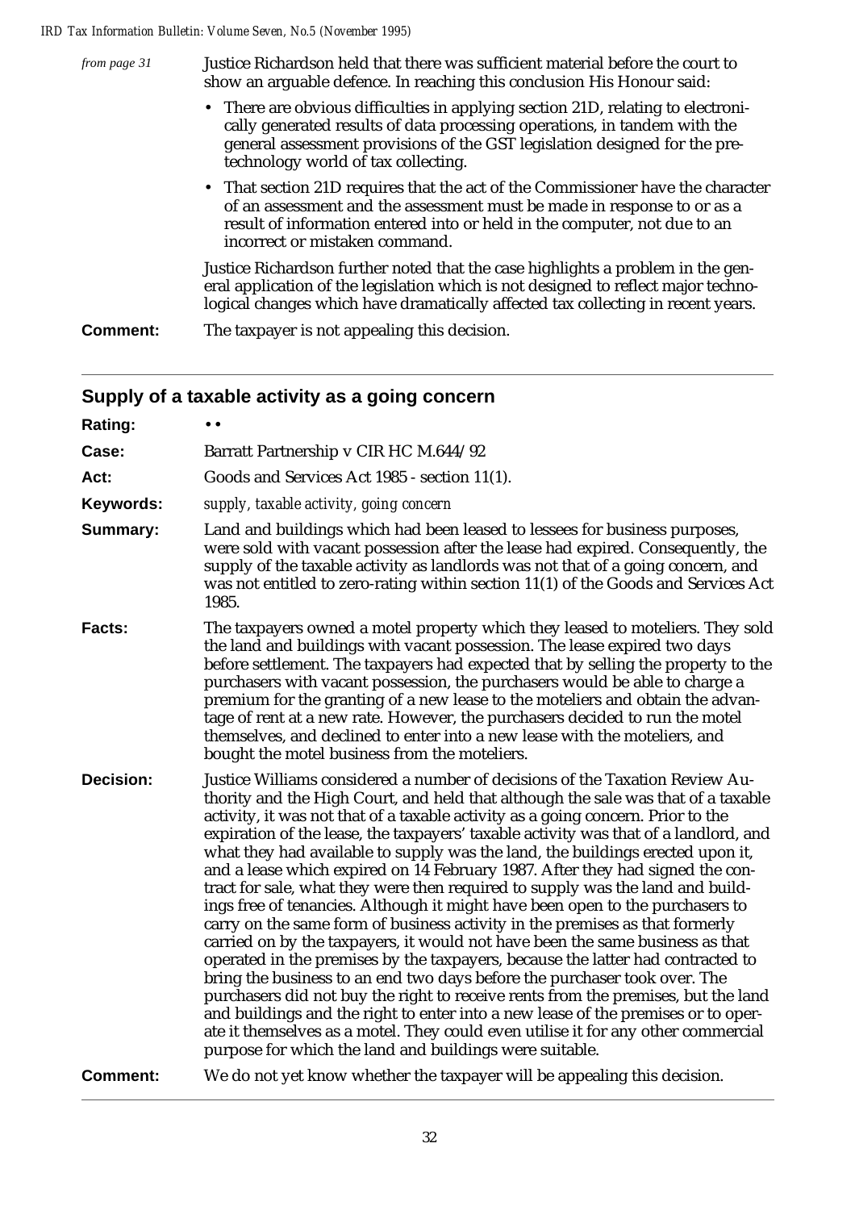*from page 31*

Justice Richardson held that there was sufficient material before the court to show an arguable defence. In reaching this conclusion His Honour said:

- There are obvious difficulties in applying section 21D, relating to electronically generated results of data processing operations, in tandem with the general assessment provisions of the GST legislation designed for the pre-technology world of tax collecting.
- That section 21D requires that the act of the Commissioner have the character of an assessment and the assessment must be made in response to or as a result of information entered into or held in the computer, not due to an incorrect or mistaken command.

Justice Richardson further noted that the case highlights a problem in the general application of the legislation which is not designed to reflect major technological changes which have dramatically affected tax collecting in recent years.

**Comment:** The taxpayer is not appealing this decision.

---

## Supply of a taxable activity as a going concern

**Rating:** • •

**Case:** Barratt Partnership v CIR HC M.644/92

**Act:** Goods and Services Act 1985 - section 11(1).

**Keywords:** *supply, taxable activity, going concern*

**Summary:** Land and buildings which had been leased to lessees for business purposes, were sold with vacant possession after the lease had expired. Consequently, the supply of the taxable activity as landlords was not that of a going concern, and was not entitled to zero-rating within section 11(1) of the Goods and Services Act 1985.

**Facts:** The taxpayers owned a motel property which they leased to moteliers. They sold the land and buildings with vacant possession. The lease expired two days before settlement. The taxpayers had expected that by selling the property to the purchasers with vacant possession, the purchasers would be able to charge a premium for the granting of a new lease to the moteliers and obtain the advantage of rent at a new rate. However, the purchasers decided to run the motel themselves, and declined to enter into a new lease with the moteliers, and bought the motel business from the moteliers.

**Decision:** Justice Williams considered a number of decisions of the Taxation Review Authority and the High Court, and held that although the sale was that of a taxable activity, it was not that of a taxable activity as a going concern. Prior to the expiration of the lease, the taxpayers' taxable activity was that of a landlord, and what they had available to supply was the land, the buildings erected upon it, and a lease which expired on 14 February 1987. After they had signed the contract for sale, what they were then required to supply was the land and buildings free of tenancies. Although it might have been open to the purchasers to carry on the same form of business activity in the premises as that formerly carried on by the taxpayers, it would not have been the same business as that operated in the premises by the taxpayers, because the latter had contracted to bring the business to an end two days before the purchaser took over. The purchasers did not buy the right to receive rents from the premises, but the land and buildings and the right to enter into a new lease of the premises or to operate it themselves as a motel. They could even utilise it for any other commercial purpose for which the land and buildings were suitable.

**Comment:** We do not yet know whether the taxpayer will be appealing this decision.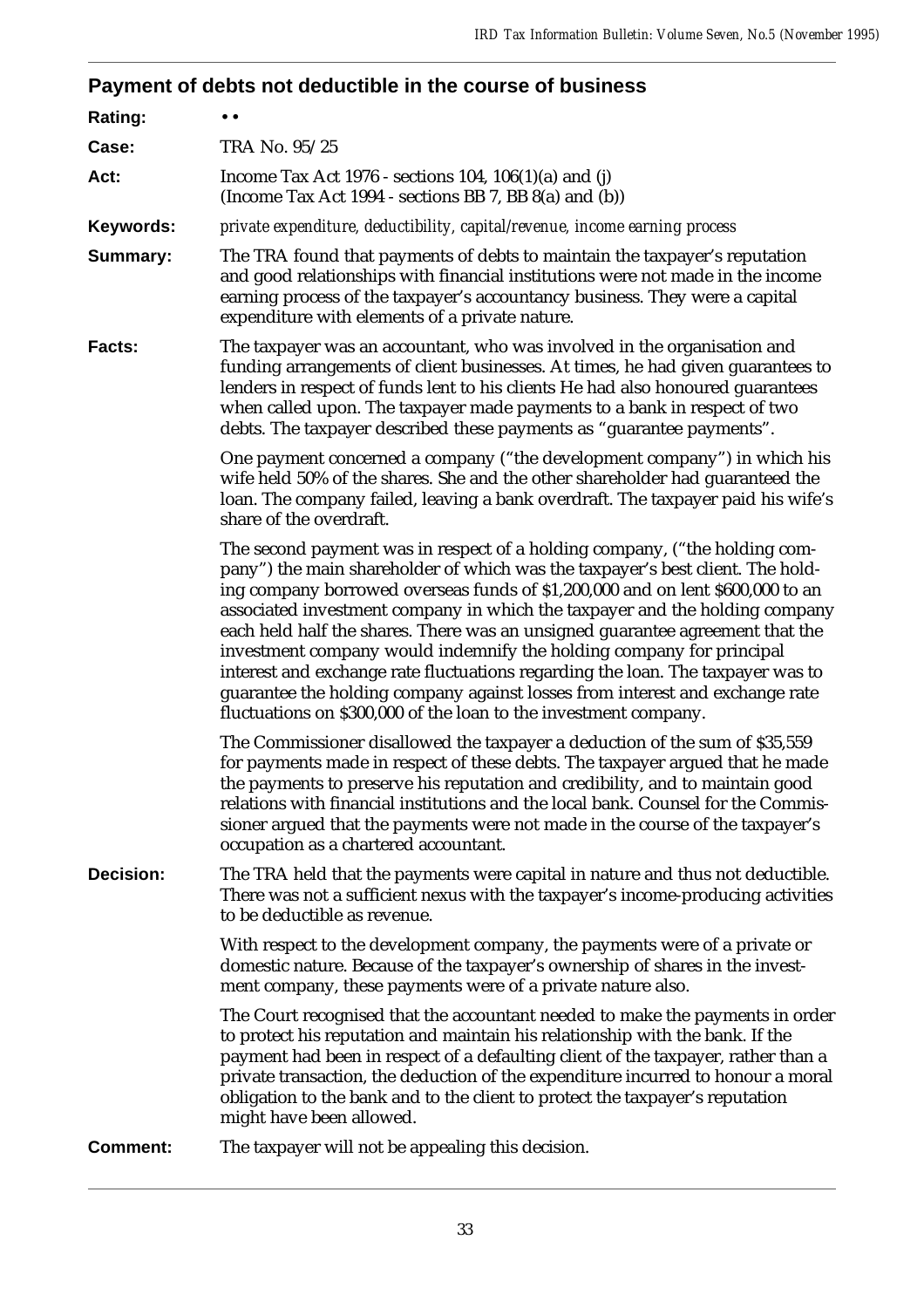## Payment of debts not deductible in the course of business

**Rating:** • •

**Case:** TRA No. 95/25

**Act:** Income Tax Act 1976 - sections 104, 106(1)(a) and (j) (Income Tax Act 1994 - sections BB 7, BB 8(a) and (b))

**Keywords:** *private expenditure, deductibility, capital/revenue, income earning process*

**Summary:** The TRA found that payments of debts to maintain the taxpayer's reputation and good relationships with financial institutions were not made in the income earning process of the taxpayer's accountancy business. They were a capital expenditure with elements of a private nature.

**Facts:** The taxpayer was an accountant, who was involved in the organisation and funding arrangements of client businesses. At times, he had given guarantees to lenders in respect of funds lent to his clients He had also honoured guarantees when called upon. The taxpayer made payments to a bank in respect of two debts. The taxpayer described these payments as "guarantee payments".

One payment concerned a company ("the development company") in which his wife held 50% of the shares. She and the other shareholder had guaranteed the loan. The company failed, leaving a bank overdraft. The taxpayer paid his wife's share of the overdraft.

The second payment was in respect of a holding company, ("the holding company") the main shareholder of which was the taxpayer's best client. The holding company borrowed overseas funds of $1,200,000 and on lent $600,000 to an associated investment company in which the taxpayer and the holding company each held half the shares. There was an unsigned guarantee agreement that the investment company would indemnify the holding company for principal interest and exchange rate fluctuations regarding the loan. The taxpayer was to guarantee the holding company against losses from interest and exchange rate fluctuations on $300,000 of the loan to the investment company.

The Commissioner disallowed the taxpayer a deduction of the sum of $35,559 for payments made in respect of these debts. The taxpayer argued that he made the payments to preserve his reputation and credibility, and to maintain good relations with financial institutions and the local bank. Counsel for the Commissioner argued that the payments were not made in the course of the taxpayer's occupation as a chartered accountant.

**Decision:** The TRA held that the payments were capital in nature and thus not deductible. There was not a sufficient nexus with the taxpayer's income-producing activities to be deductible as revenue.

With respect to the development company, the payments were of a private or domestic nature. Because of the taxpayer's ownership of shares in the investment company, these payments were of a private nature also.

The Court recognised that the accountant needed to make the payments in order to protect his reputation and maintain his relationship with the bank. If the payment had been in respect of a defaulting client of the taxpayer, rather than a private transaction, the deduction of the expenditure incurred to honour a moral obligation to the bank and to the client to protect the taxpayer's reputation might have been allowed.

**Comment:** The taxpayer will not be appealing this decision.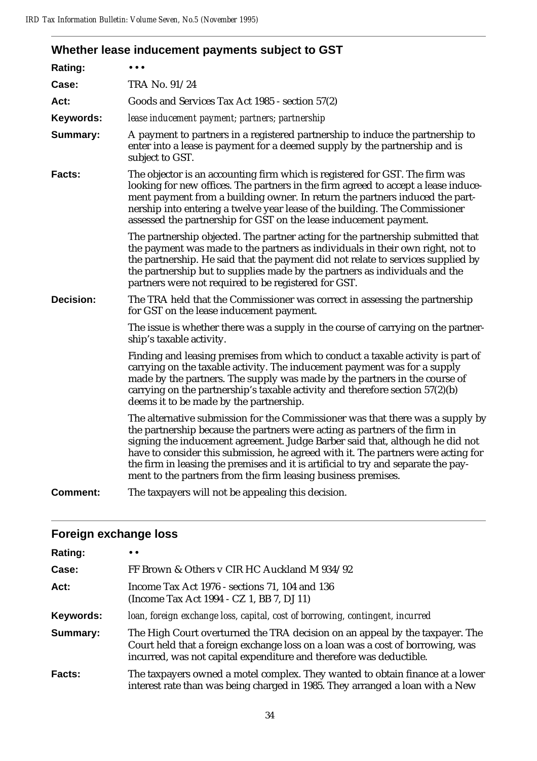## Whether lease inducement payments subject to GST

**Rating:** • • •

**Case:** TRA No. 91/24

**Act:** Goods and Services Tax Act 1985 - section 57(2)

**Keywords:** *lease inducement payment; partners; partnership*

**Summary:** A payment to partners in a registered partnership to induce the partnership to enter into a lease is payment for a deemed supply by the partnership and is subject to GST.

**Facts:** The objector is an accounting firm which is registered for GST. The firm was looking for new offices. The partners in the firm agreed to accept a lease inducement payment from a building owner. In return the partners induced the partnership into entering a twelve year lease of the building. The Commissioner assessed the partnership for GST on the lease inducement payment.

The partnership objected. The partner acting for the partnership submitted that the payment was made to the partners as individuals in their own right, not to the partnership. He said that the payment did not relate to services supplied by the partnership but to supplies made by the partners as individuals and the partners were not required to be registered for GST.

**Decision:** The TRA held that the Commissioner was correct in assessing the partnership for GST on the lease inducement payment.

The issue is whether there was a supply in the course of carrying on the partnership's taxable activity.

Finding and leasing premises from which to conduct a taxable activity is part of carrying on the taxable activity. The inducement payment was for a supply made by the partners. The supply was made by the partners in the course of carrying on the partnership's taxable activity and therefore section 57(2)(b) deems it to be made by the partnership.

The alternative submission for the Commissioner was that there was a supply by the partnership because the partners were acting as partners of the firm in signing the inducement agreement. Judge Barber said that, although he did not have to consider this submission, he agreed with it. The partners were acting for the firm in leasing the premises and it is artificial to try and separate the payment to the partners from the firm leasing business premises.

**Comment:** The taxpayers will not be appealing this decision.

## Foreign exchange loss

**Rating:** • •

**Case:** FF Brown & Others v CIR HC Auckland M 934/92

**Act:** Income Tax Act 1976 - sections 71, 104 and 136 (Income Tax Act 1994 - CZ 1, BB 7, DJ 11)

**Keywords:** *loan, foreign exchange loss, capital, cost of borrowing, contingent, incurred*

**Summary:** The High Court overturned the TRA decision on an appeal by the taxpayer. The Court held that a foreign exchange loss on a loan was a cost of borrowing, was incurred, was not capital expenditure and therefore was deductible.

**Facts:** The taxpayers owned a motel complex. They wanted to obtain finance at a lower interest rate than was being charged in 1985. They arranged a loan with a New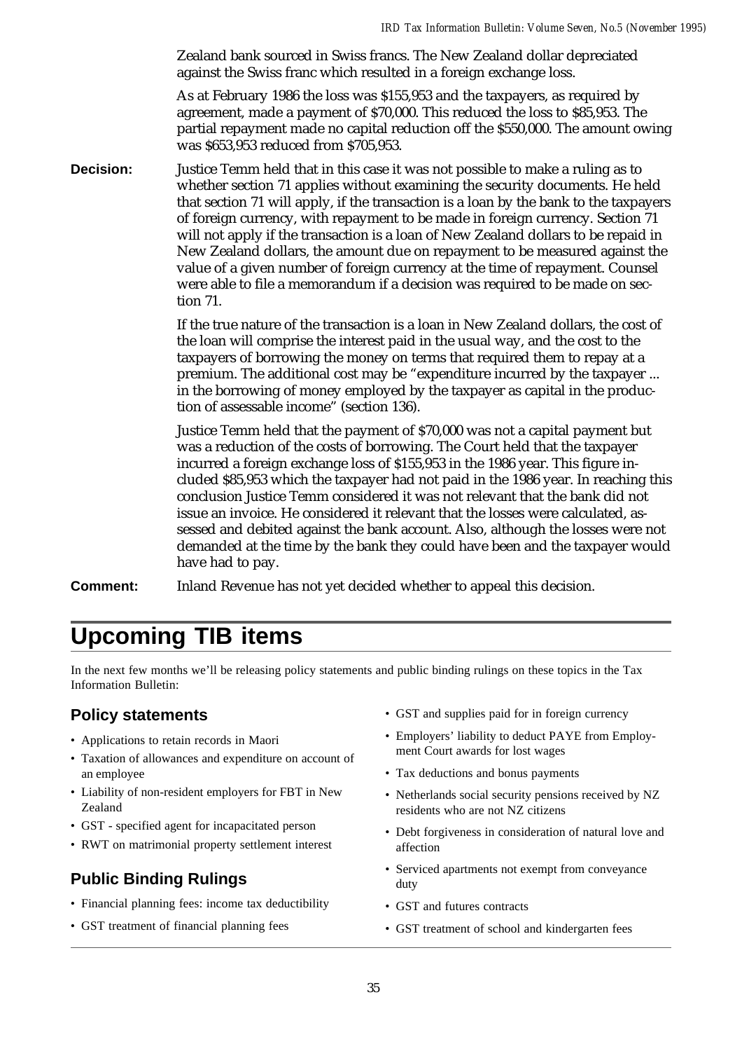Zealand bank sourced in Swiss francs. The New Zealand dollar depreciated against the Swiss franc which resulted in a foreign exchange loss.

As at February 1986 the loss was $155,953 and the taxpayers, as required by agreement, made a payment of $70,000. This reduced the loss to $85,953. The partial repayment made no capital reduction off the $550,000. The amount owing was $653,953 reduced from $705,953.

**Decision:** Justice Temm held that in this case it was not possible to make a ruling as to whether section 71 applies without examining the security documents. He held that section 71 will apply, if the transaction is a loan by the bank to the taxpayers of foreign currency, with repayment to be made in foreign currency. Section 71 will not apply if the transaction is a loan of New Zealand dollars to be repaid in New Zealand dollars, the amount due on repayment to be measured against the value of a given number of foreign currency at the time of repayment. Counsel were able to file a memorandum if a decision was required to be made on section 71.

If the true nature of the transaction is a loan in New Zealand dollars, the cost of the loan will comprise the interest paid in the usual way, and the cost to the taxpayers of borrowing the money on terms that required them to repay at a premium. The additional cost may be "expenditure incurred by the taxpayer ... in the borrowing of money employed by the taxpayer as capital in the production of assessable income" (section 136).

Justice Temm held that the payment of $70,000 was not a capital payment but was a reduction of the costs of borrowing. The Court held that the taxpayer incurred a foreign exchange loss of $155,953 in the 1986 year. This figure included $85,953 which the taxpayer had not paid in the 1986 year. In reaching this conclusion Justice Temm considered it was not relevant that the bank did not issue an invoice. He considered it relevant that the losses were calculated, assessed and debited against the bank account. Also, although the losses were not demanded at the time by the bank they could have been and the taxpayer would have had to pay.

**Comment:** Inland Revenue has not yet decided whether to appeal this decision.

# Upcoming TIB items

In the next few months we'll be releasing policy statements and public binding rulings on these topics in the Tax Information Bulletin:

## Policy statements

- Applications to retain records in Maori
- Taxation of allowances and expenditure on account of an employee
- Liability of non-resident employers for FBT in New Zealand
- GST - specified agent for incapacitated person
- RWT on matrimonial property settlement interest

## Public Binding Rulings

- Financial planning fees: income tax deductibility
- GST treatment of financial planning fees
- GST and supplies paid for in foreign currency
- Employers' liability to deduct PAYE from Employment Court awards for lost wages
- Tax deductions and bonus payments
- Netherlands social security pensions received by NZ residents who are not NZ citizens
- Debt forgiveness in consideration of natural love and affection
- Serviced apartments not exempt from conveyance duty
- GST and futures contracts
- GST treatment of school and kindergarten fees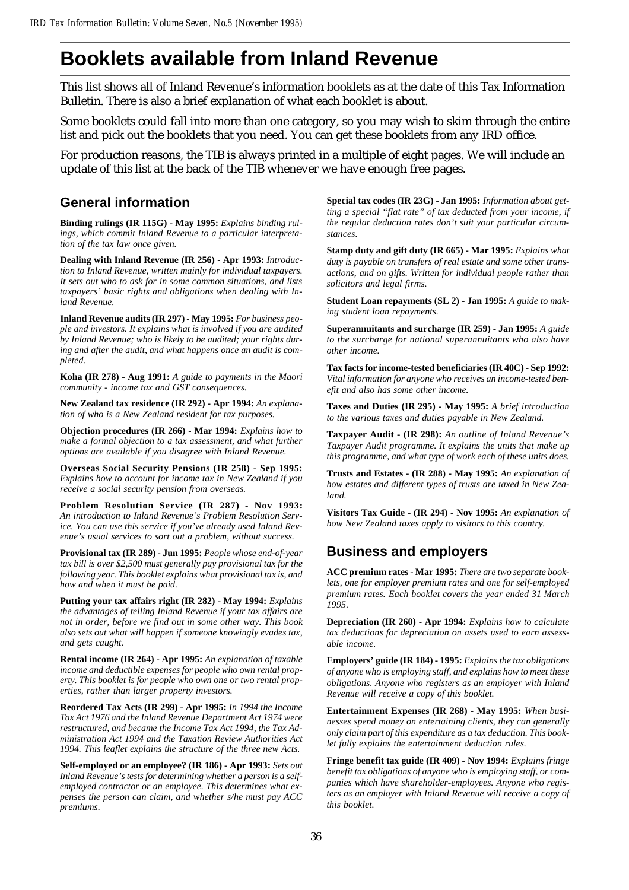# Booklets available from Inland Revenue

This list shows all of Inland Revenue's information booklets as at the date of this Tax Information Bulletin. There is also a brief explanation of what each booklet is about.

Some booklets could fall into more than one category, so you may wish to skim through the entire list and pick out the booklets that you need. You can get these booklets from any IRD office.

For production reasons, the TIB is always printed in a multiple of eight pages. We will include an update of this list at the back of the TIB whenever we have enough free pages.

## General information

**Binding rulings (IR 115G) - May 1995:** *Explains binding rulings, which commit Inland Revenue to a particular interpretation of the tax law once given.*

**Dealing with Inland Revenue (IR 256) - Apr 1993:** *Introduction to Inland Revenue, written mainly for individual taxpayers. It sets out who to ask for in some common situations, and lists taxpayers' basic rights and obligations when dealing with Inland Revenue.*

**Inland Revenue audits (IR 297) - May 1995:** *For business people and investors. It explains what is involved if you are audited by Inland Revenue; who is likely to be audited; your rights during and after the audit, and what happens once an audit is completed.*

**Koha (IR 278) - Aug 1991:** *A guide to payments in the Maori community - income tax and GST consequences.*

**New Zealand tax residence (IR 292) - Apr 1994:** *An explanation of who is a New Zealand resident for tax purposes.*

**Objection procedures (IR 266) - Mar 1994:** *Explains how to make a formal objection to a tax assessment, and what further options are available if you disagree with Inland Revenue.*

**Overseas Social Security Pensions (IR 258) - Sep 1995:** *Explains how to account for income tax in New Zealand if you receive a social security pension from overseas.*

**Problem Resolution Service (IR 287) - Nov 1993:** *An introduction to Inland Revenue's Problem Resolution Service. You can use this service if you've already used Inland Revenue's usual services to sort out a problem, without success.*

**Provisional tax (IR 289) - Jun 1995:** *People whose end-of-year tax bill is over $2,500 must generally pay provisional tax for the following year. This booklet explains what provisional tax is, and how and when it must be paid.*

**Putting your tax affairs right (IR 282) - May 1994:** *Explains the advantages of telling Inland Revenue if your tax affairs are not in order, before we find out in some other way. This book also sets out what will happen if someone knowingly evades tax, and gets caught.*

**Rental income (IR 264) - Apr 1995:** *An explanation of taxable income and deductible expenses for people who own rental property. This booklet is for people who own one or two rental properties, rather than larger property investors.*

**Reordered Tax Acts (IR 299) - Apr 1995:** *In 1994 the Income Tax Act 1976 and the Inland Revenue Department Act 1974 were restructured, and became the Income Tax Act 1994, the Tax Administration Act 1994 and the Taxation Review Authorities Act 1994. This leaflet explains the structure of the three new Acts.*

**Self-employed or an employee? (IR 186) - Apr 1993:** *Sets out Inland Revenue's tests for determining whether a person is a self-employed contractor or an employee. This determines what expenses the person can claim, and whether s/he must pay ACC premiums.*

**Special tax codes (IR 23G) - Jan 1995:** *Information about getting a special "flat rate" of tax deducted from your income, if the regular deduction rates don't suit your particular circumstances.*

**Stamp duty and gift duty (IR 665) - Mar 1995:** *Explains what duty is payable on transfers of real estate and some other transactions, and on gifts. Written for individual people rather than solicitors and legal firms.*

**Student Loan repayments (SL 2) - Jan 1995:** *A guide to making student loan repayments.*

**Superannuitants and surcharge (IR 259) - Jan 1995:** *A guide to the surcharge for national superannuitants who also have other income.*

**Tax facts for income-tested beneficiaries (IR 40C) - Sep 1992:** *Vital information for anyone who receives an income-tested benefit and also has some other income.*

**Taxes and Duties (IR 295) - May 1995:** *A brief introduction to the various taxes and duties payable in New Zealand.*

**Taxpayer Audit - (IR 298):** *An outline of Inland Revenue's Taxpayer Audit programme. It explains the units that make up this programme, and what type of work each of these units does.*

**Trusts and Estates - (IR 288) - May 1995:** *An explanation of how estates and different types of trusts are taxed in New Zealand.*

**Visitors Tax Guide - (IR 294) - Nov 1995:** *An explanation of how New Zealand taxes apply to visitors to this country.*

## Business and employers

**ACC premium rates - Mar 1995:** *There are two separate booklets, one for employer premium rates and one for self-employed premium rates. Each booklet covers the year ended 31 March 1995.*

**Depreciation (IR 260) - Apr 1994:** *Explains how to calculate tax deductions for depreciation on assets used to earn assessable income.*

**Employers' guide (IR 184) - 1995:** *Explains the tax obligations of anyone who is employing staff, and explains how to meet these obligations. Anyone who registers as an employer with Inland Revenue will receive a copy of this booklet.*

**Entertainment Expenses (IR 268) - May 1995:** *When businesses spend money on entertaining clients, they can generally only claim part of this expenditure as a tax deduction. This booklet fully explains the entertainment deduction rules.*

**Fringe benefit tax guide (IR 409) - Nov 1994:** *Explains fringe benefit tax obligations of anyone who is employing staff, or companies which have shareholder-employees. Anyone who registers as an employer with Inland Revenue will receive a copy of this booklet.*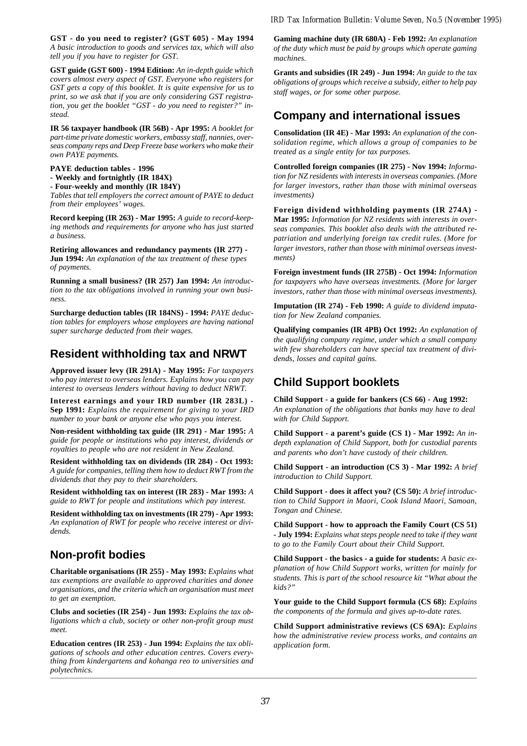**GST - do you need to register? (GST 605) - May 1994** *A basic introduction to goods and services tax, which will also tell you if you have to register for GST.*

**GST guide (GST 600) - 1994 Edition:** *An in-depth guide which covers almost every aspect of GST. Everyone who registers for GST gets a copy of this booklet. It is quite expensive for us to print, so we ask that if you are only considering GST registration, you get the booklet "GST - do you need to register?" instead.*

**IR 56 taxpayer handbook (IR 56B) - Apr 1995:** *A booklet for part-time private domestic workers, embassy staff, nannies, overseas company reps and Deep Freeze base workers who make their own PAYE payments.*

**PAYE deduction tables - 1996**
**- Weekly and fortnightly (IR 184X)**
**- Four-weekly and monthly (IR 184Y)**
*Tables that tell employers the correct amount of PAYE to deduct from their employees' wages.*

**Record keeping (IR 263) - Mar 1995:** *A guide to record-keeping methods and requirements for anyone who has just started a business.*

**Retiring allowances and redundancy payments (IR 277) - Jun 1994:** *An explanation of the tax treatment of these types of payments.*

**Running a small business? (IR 257) Jan 1994:** *An introduction to the tax obligations involved in running your own business.*

**Surcharge deduction tables (IR 184NS) - 1994:** *PAYE deduction tables for employers whose employees are having national super surcharge deducted from their wages.*

## Resident withholding tax and NRWT

**Approved issuer levy (IR 291A) - May 1995:** *For taxpayers who pay interest to overseas lenders. Explains how you can pay interest to overseas lenders without having to deduct NRWT.*

**Interest earnings and your IRD number (IR 283L) - Sep 1991:** *Explains the requirement for giving to your IRD number to your bank or anyone else who pays you interest.*

**Non-resident withholding tax guide (IR 291) - Mar 1995:** *A guide for people or institutions who pay interest, dividends or royalties to people who are not resident in New Zealand.*

**Resident withholding tax on dividends (IR 284) - Oct 1993:** *A guide for companies, telling them how to deduct RWT from the dividends that they pay to their shareholders.*

**Resident withholding tax on interest (IR 283) - Mar 1993:** *A guide to RWT for people and institutions which pay interest.*

**Resident withholding tax on investments (IR 279) - Apr 1993:** *An explanation of RWT for people who receive interest or dividends.*

## Non-profit bodies

**Charitable organisations (IR 255) - May 1993:** *Explains what tax exemptions are available to approved charities and donee organisations, and the criteria which an organisation must meet to get an exemption.*

**Clubs and societies (IR 254) - Jun 1993:** *Explains the tax obligations which a club, society or other non-profit group must meet.*

**Education centres (IR 253) - Jun 1994:** *Explains the tax obligations of schools and other education centres. Covers everything from kindergartens and kohanga reo to universities and polytechnics.*

**Gaming machine duty (IR 680A) - Feb 1992:** *An explanation of the duty which must be paid by groups which operate gaming machines.*

**Grants and subsidies (IR 249) - Jun 1994:** *An guide to the tax obligations of groups which receive a subsidy, either to help pay staff wages, or for some other purpose.*

## Company and international issues

**Consolidation (IR 4E) - Mar 1993:** *An explanation of the consolidation regime, which allows a group of companies to be treated as a single entity for tax purposes.*

**Controlled foreign companies (IR 275) - Nov 1994:** *Information for NZ residents with interests in overseas companies. (More for larger investors, rather than those with minimal overseas investments)*

**Foreign dividend withholding payments (IR 274A) - Mar 1995:** *Information for NZ residents with interests in overseas companies. This booklet also deals with the attributed repatriation and underlying foreign tax credit rules. (More for larger investors, rather than those with minimal overseas investments)*

**Foreign investment funds (IR 275B) - Oct 1994:** *Information for taxpayers who have overseas investments. (More for larger investors, rather than those with minimal overseas investments).*

**Imputation (IR 274) - Feb 1990:** *A guide to dividend imputation for New Zealand companies.*

**Qualifying companies (IR 4PB) Oct 1992:** *An explanation of the qualifying company regime, under which a small company with few shareholders can have special tax treatment of dividends, losses and capital gains.*

## Child Support booklets

**Child Support - a guide for bankers (CS 66) - Aug 1992:** *An explanation of the obligations that banks may have to deal with for Child Support.*

**Child Support - a parent's guide (CS 1) - Mar 1992:** *An in-depth explanation of Child Support, both for custodial parents and parents who don't have custody of their children.*

**Child Support - an introduction (CS 3) - Mar 1992:** *A brief introduction to Child Support.*

**Child Support - does it affect you? (CS 50):** *A brief introduction to Child Support in Maori, Cook Island Maori, Samoan, Tongan and Chinese.*

**Child Support - how to approach the Family Court (CS 51) - July 1994:** *Explains what steps people need to take if they want to go to the Family Court about their Child Support.*

**Child Support - the basics - a guide for students:** *A basic explanation of how Child Support works, written for mainly for students. This is part of the school resource kit "What about the kids?"*

**Your guide to the Child Support formula (CS 68):** *Explains the components of the formula and gives up-to-date rates.*

**Child Support administrative reviews (CS 69A):** *Explains how the administrative review process works, and contains an application form.*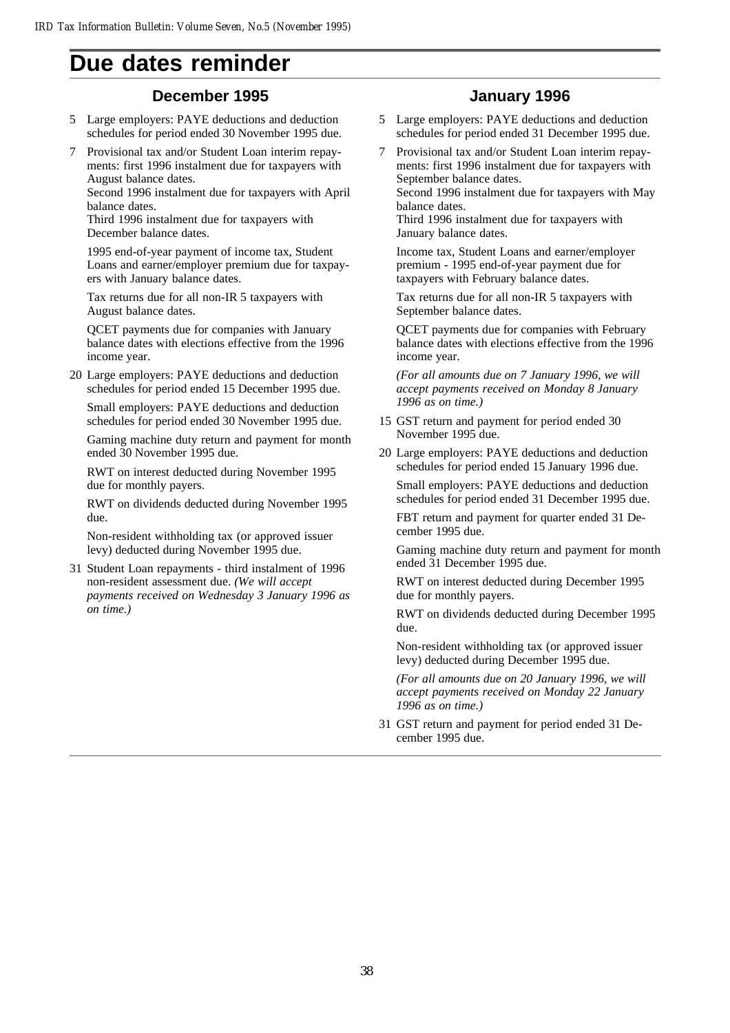# Due dates reminder

## December 1995

5 Large employers: PAYE deductions and deduction schedules for period ended 30 November 1995 due.

7 Provisional tax and/or Student Loan interim repayments: first 1996 instalment due for taxpayers with August balance dates.
Second 1996 instalment due for taxpayers with April balance dates.
Third 1996 instalment due for taxpayers with December balance dates.

1995 end-of-year payment of income tax, Student Loans and earner/employer premium due for taxpayers with January balance dates.

Tax returns due for all non-IR 5 taxpayers with August balance dates.

QCET payments due for companies with January balance dates with elections effective from the 1996 income year.

20 Large employers: PAYE deductions and deduction schedules for period ended 15 December 1995 due.

Small employers: PAYE deductions and deduction schedules for period ended 30 November 1995 due.

Gaming machine duty return and payment for month ended 30 November 1995 due.

RWT on interest deducted during November 1995 due for monthly payers.

RWT on dividends deducted during November 1995 due.

Non-resident withholding tax (or approved issuer levy) deducted during November 1995 due.

31 Student Loan repayments - third instalment of 1996 non-resident assessment due. *(We will accept payments received on Wednesday 3 January 1996 as on time.)*

## January 1996

5 Large employers: PAYE deductions and deduction schedules for period ended 31 December 1995 due.

7 Provisional tax and/or Student Loan interim repayments: first 1996 instalment due for taxpayers with September balance dates.
Second 1996 instalment due for taxpayers with May balance dates.
Third 1996 instalment due for taxpayers with January balance dates.

Income tax, Student Loans and earner/employer premium - 1995 end-of-year payment due for taxpayers with February balance dates.

Tax returns due for all non-IR 5 taxpayers with September balance dates.

QCET payments due for companies with February balance dates with elections effective from the 1996 income year.

*(For all amounts due on 7 January 1996, we will accept payments received on Monday 8 January 1996 as on time.)*

15 GST return and payment for period ended 30 November 1995 due.

20 Large employers: PAYE deductions and deduction schedules for period ended 15 January 1996 due.

Small employers: PAYE deductions and deduction schedules for period ended 31 December 1995 due.

FBT return and payment for quarter ended 31 December 1995 due.

Gaming machine duty return and payment for month ended 31 December 1995 due.

RWT on interest deducted during December 1995 due for monthly payers.

RWT on dividends deducted during December 1995 due.

Non-resident withholding tax (or approved issuer levy) deducted during December 1995 due.

*(For all amounts due on 20 January 1996, we will accept payments received on Monday 22 January 1996 as on time.)*

31 GST return and payment for period ended 31 December 1995 due.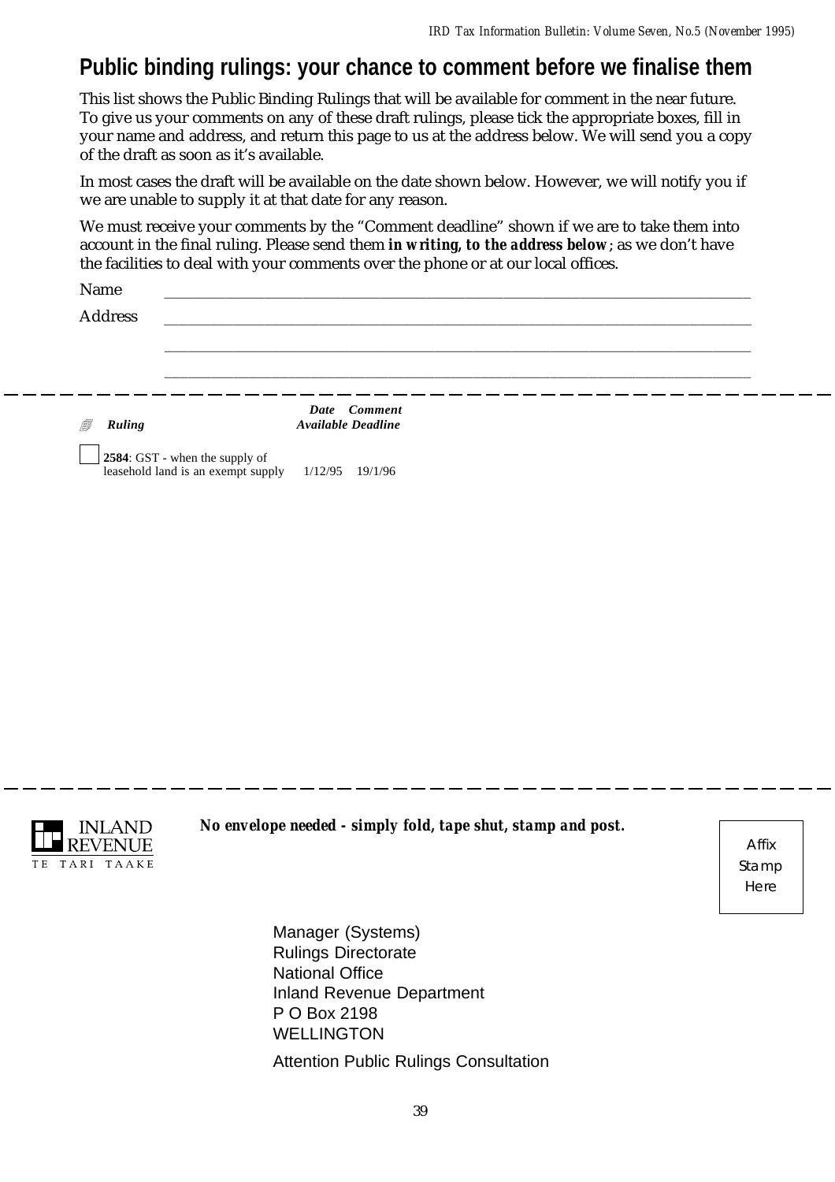# Public binding rulings: your chance to comment before we finalise them

This list shows the Public Binding Rulings that will be available for comment in the near future. To give us your comments on any of these draft rulings, please tick the appropriate boxes, fill in your name and address, and return this page to us at the address below. We will send you a copy of the draft as soon as it's available.

In most cases the draft will be available on the date shown below. However, we will notify you if we are unable to supply it at that date for any reason.

We must receive your comments by the "Comment deadline" shown if we are to take them into account in the final ruling. Please send them ***in writing, to the address below***; as we don't have the facilities to deal with your comments over the phone or at our local offices.

Name \_\_\_\_\_\_\_\_\_\_\_\_\_\_\_\_\_\_\_\_\_\_\_\_\_\_\_\_\_\_\_\_\_\_\_\_\_\_\_\_\_\_\_\_\_\_\_\_\_\_\_\_\_\_

Address \_\_\_\_\_\_\_\_\_\_\_\_\_\_\_\_\_\_\_\_\_\_\_\_\_\_\_\_\_\_\_\_\_\_\_\_\_\_\_\_\_\_\_\_\_\_\_\_\_\_\_\_

\_\_\_\_\_\_\_\_\_\_\_\_\_\_\_\_\_\_\_\_\_\_\_\_\_\_\_\_\_\_\_\_\_\_\_\_\_\_\_\_\_\_\_\_\_\_\_\_\_\_\_\_\_\_\_\_\_\_\_\_

\_\_\_\_\_\_\_\_\_\_\_\_\_\_\_\_\_\_\_\_\_\_\_\_\_\_\_\_\_\_\_\_\_\_\_\_\_\_\_\_\_\_\_\_\_\_\_\_\_\_\_\_\_\_\_\_\_\_\_\_

| | *Ruling* | *Date Available* | *Comment Deadline* |
|---|---|---|---|
| ☐ | **2584**: GST - when the supply of leasehold land is an exempt supply | 1/12/95 | 19/1/96 |

INLAND REVENUE
TE TARI TAAKE

***No envelope needed - simply fold, tape shut, stamp and post.***

Affix Stamp Here

Manager (Systems)
Rulings Directorate
National Office
Inland Revenue Department
P O Box 2198
WELLINGTON

Attention Public Rulings Consultation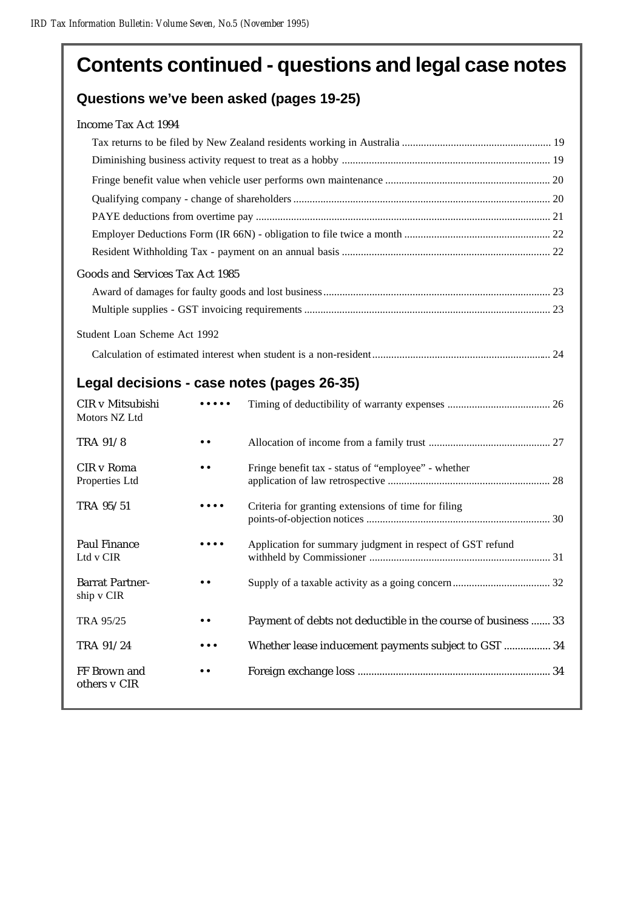# Contents continued - questions and legal case notes

## Questions we've been asked (pages 19-25)

Income Tax Act 1994

- Tax returns to be filed by New Zealand residents working in Australia ...... 19
- Diminishing business activity request to treat as a hobby ...... 19
- Fringe benefit value when vehicle user performs own maintenance ...... 20
- Qualifying company - change of shareholders ...... 20
- PAYE deductions from overtime pay ...... 21
- Employer Deductions Form (IR 66N) - obligation to file twice a month ...... 22
- Resident Withholding Tax - payment on an annual basis ...... 22

Goods and Services Tax Act 1985

- Award of damages for faulty goods and lost business ...... 23
- Multiple supplies - GST invoicing requirements ...... 23

Student Loan Scheme Act 1992

- Calculation of estimated interest when student is a non-resident ...... 24

## Legal decisions - case notes (pages 26-35)

| Case | Rating | Subject | Page |
|---|---|---|---|
| CIR v Mitsubishi Motors NZ Ltd | ••••• | Timing of deductibility of warranty expenses | 26 |
| TRA 91/8 | •• | Allocation of income from a family trust | 27 |
| CIR v Roma Properties Ltd | •• | Fringe benefit tax - status of "employee" - whether application of law retrospective | 28 |
| TRA 95/51 | •••• | Criteria for granting extensions of time for filing points-of-objection notices | 30 |
| Paul Finance Ltd v CIR | •••• | Application for summary judgment in respect of GST refund withheld by Commissioner | 31 |
| Barrat Partnership v CIR | •• | Supply of a taxable activity as a going concern | 32 |
| TRA 95/25 | •• | Payment of debts not deductible in the course of business | 33 |
| TRA 91/24 | ••• | Whether lease inducement payments subject to GST | 34 |
| FF Brown and others v CIR | •• | Foreign exchange loss | 34 |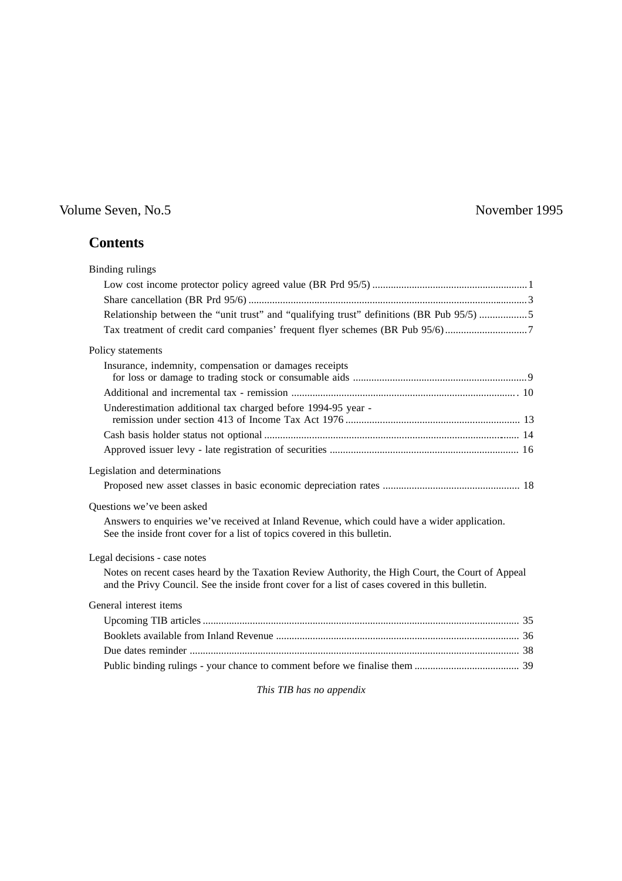Volume Seven, No.5 November 1995

## Contents

Binding rulings

- Low cost income protector policy agreed value (BR Prd 95/5) ........................................................ 1
- Share cancellation (BR Prd 95/6) ........................................................................................................ 3
- Relationship between the "unit trust" and "qualifying trust" definitions (BR Pub 95/5) .................. 5
- Tax treatment of credit card companies' frequent flyer schemes (BR Pub 95/6) ................................ 7

Policy statements

- Insurance, indemnity, compensation or damages receipts for loss or damage to trading stock or consumable aids ........................................................... 9
- Additional and incremental tax - remission ..................................................................................... 10
- Underestimation additional tax charged before 1994-95 year - remission under section 413 of Income Tax Act 1976 ................................................................ 13
- Cash basis holder status not optional ................................................................................................ 14
- Approved issuer levy - late registration of securities ....................................................................... 16

Legislation and determinations

- Proposed new asset classes in basic economic depreciation rates ................................................... 18

Questions we've been asked

Answers to enquiries we've received at Inland Revenue, which could have a wider application. See the inside front cover for a list of topics covered in this bulletin.

Legal decisions - case notes

Notes on recent cases heard by the Taxation Review Authority, the High Court, the Court of Appeal and the Privy Council. See the inside front cover for a list of cases covered in this bulletin.

General interest items

- Upcoming TIB articles ........................................................................................................................ 35
- Booklets available from Inland Revenue ............................................................................................ 36
- Due dates reminder ............................................................................................................................. 38
- Public binding rulings - your chance to comment before we finalise them ...................................... 39

*This TIB has no appendix*